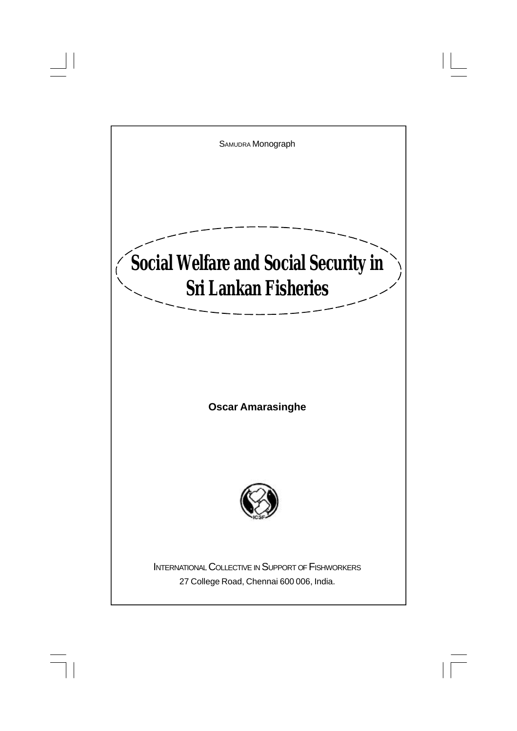SAMUDRA Monograph

# Social Welfare and Social Security in Sri Lankan Fisheries

**Oscar Amarasinghe**

INTERNATIONAL COLLECTIVE IN SUPPORT OF FISHWORKERS

27 College Road, Chennai 600 006, India.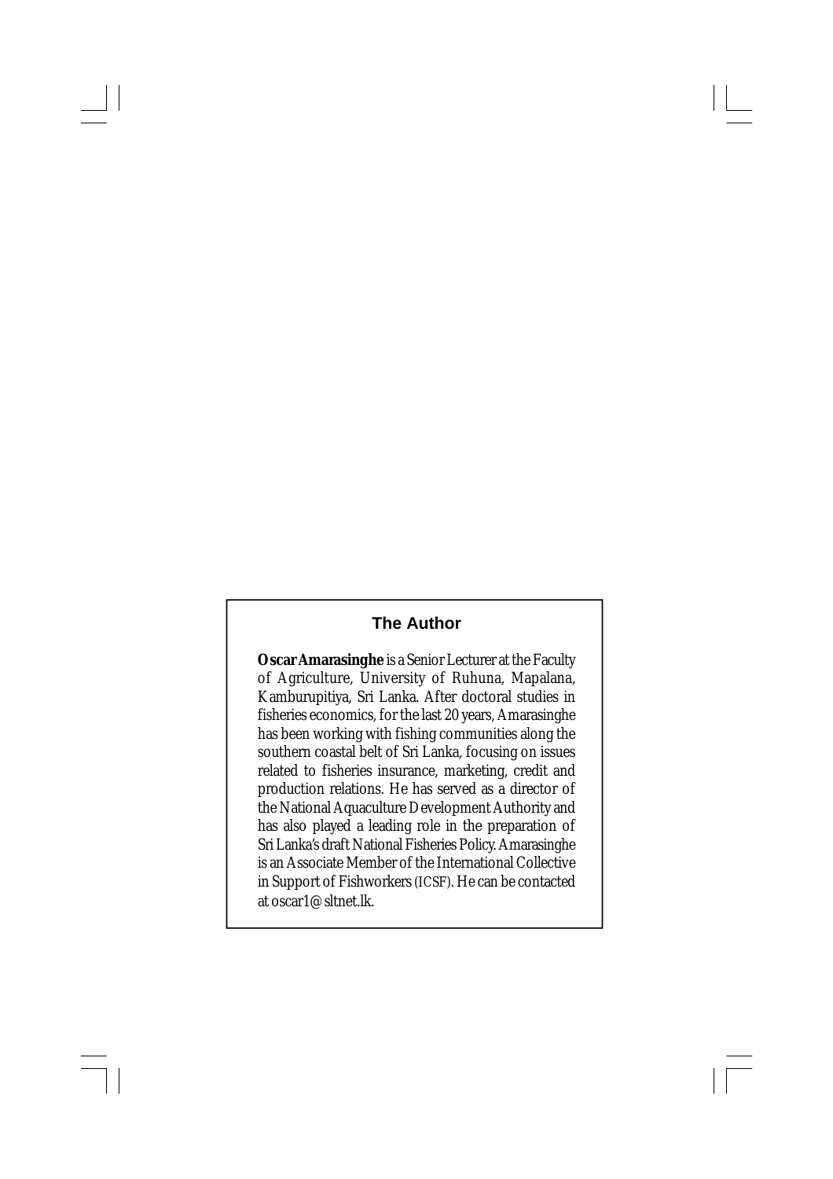## The Author

**Oscar Amarasinghe** is a Senior Lecturer at the Faculty of Agriculture, University of Ruhuna, Mapalana, Kamburupitiya, Sri Lanka. After doctoral studies in fisheries economics, for the last 20 years, Amarasinghe has been working with fishing communities along the southern coastal belt of Sri Lanka, focusing on issues related to fisheries insurance, marketing, credit and production relations. He has served as a director of the National Aquaculture Development Authority and has also played a leading role in the preparation of Sri Lanka's draft National Fisheries Policy. Amarasinghe is an Associate Member of the International Collective in Support of Fishworkers (ICSF). He can be contacted at oscar1@sltnet.lk.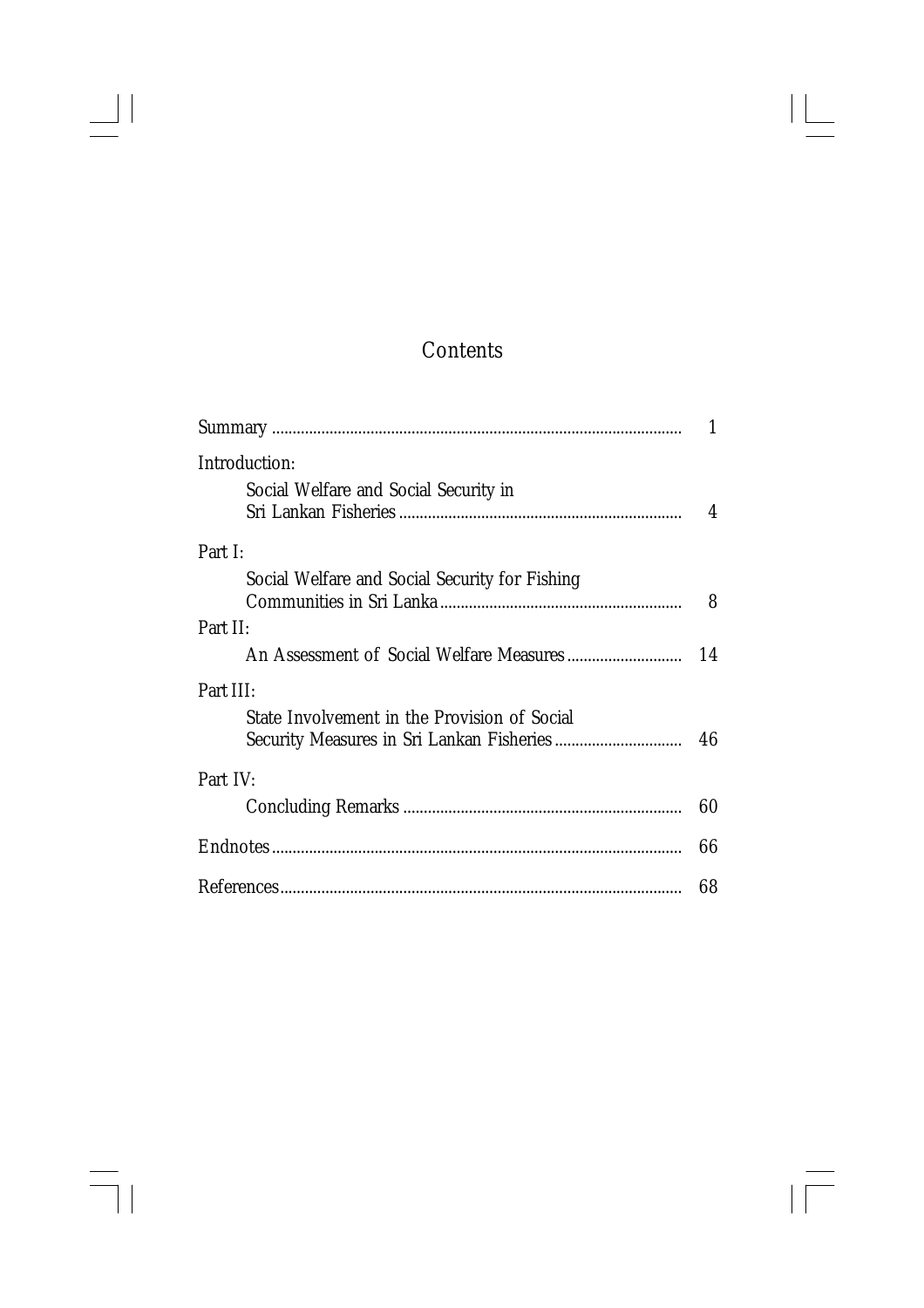# Contents

| | |
|---|---|
| Summary | 1 |
| Introduction: | |
| Social Welfare and Social Security in Sri Lankan Fisheries | 4 |
| Part I: | |
| Social Welfare and Social Security for Fishing Communities in Sri Lanka | 8 |
| Part II: | |
| An Assessment of Social Welfare Measures | 14 |
| Part III: | |
| State Involvement in the Provision of Social Security Measures in Sri Lankan Fisheries | 46 |
| Part IV: | |
| Concluding Remarks | 60 |
| Endnotes | 66 |
| References | 68 |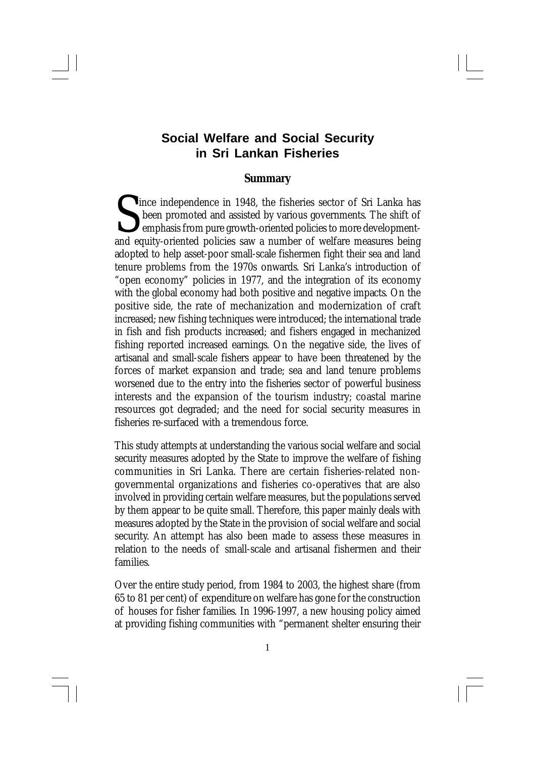# Social Welfare and Social Security in Sri Lankan Fisheries

## Summary

Since independence in 1948, the fisheries sector of Sri Lanka has been promoted and assisted by various governments. The shift of emphasis from pure growth-oriented policies to more development- and equity-oriented policies saw a number of welfare measures being adopted to help asset-poor small-scale fishermen fight their sea and land tenure problems from the 1970s onwards. Sri Lanka's introduction of "open economy" policies in 1977, and the integration of its economy with the global economy had both positive and negative impacts. On the positive side, the rate of mechanization and modernization of craft increased; new fishing techniques were introduced; the international trade in fish and fish products increased; and fishers engaged in mechanized fishing reported increased earnings. On the negative side, the lives of artisanal and small-scale fishers appear to have been threatened by the forces of market expansion and trade; sea and land tenure problems worsened due to the entry into the fisheries sector of powerful business interests and the expansion of the tourism industry; coastal marine resources got degraded; and the need for social security measures in fisheries re-surfaced with a tremendous force.

This study attempts at understanding the various social welfare and social security measures adopted by the State to improve the welfare of fishing communities in Sri Lanka. There are certain fisheries-related non-governmental organizations and fisheries co-operatives that are also involved in providing certain welfare measures, but the populations served by them appear to be quite small. Therefore, this paper mainly deals with measures adopted by the State in the provision of social welfare and social security. An attempt has also been made to assess these measures in relation to the needs of small-scale and artisanal fishermen and their families.

Over the entire study period, from 1984 to 2003, the highest share (from 65 to 81 per cent) of expenditure on welfare has gone for the construction of houses for fisher families. In 1996-1997, a new housing policy aimed at providing fishing communities with "permanent shelter ensuring their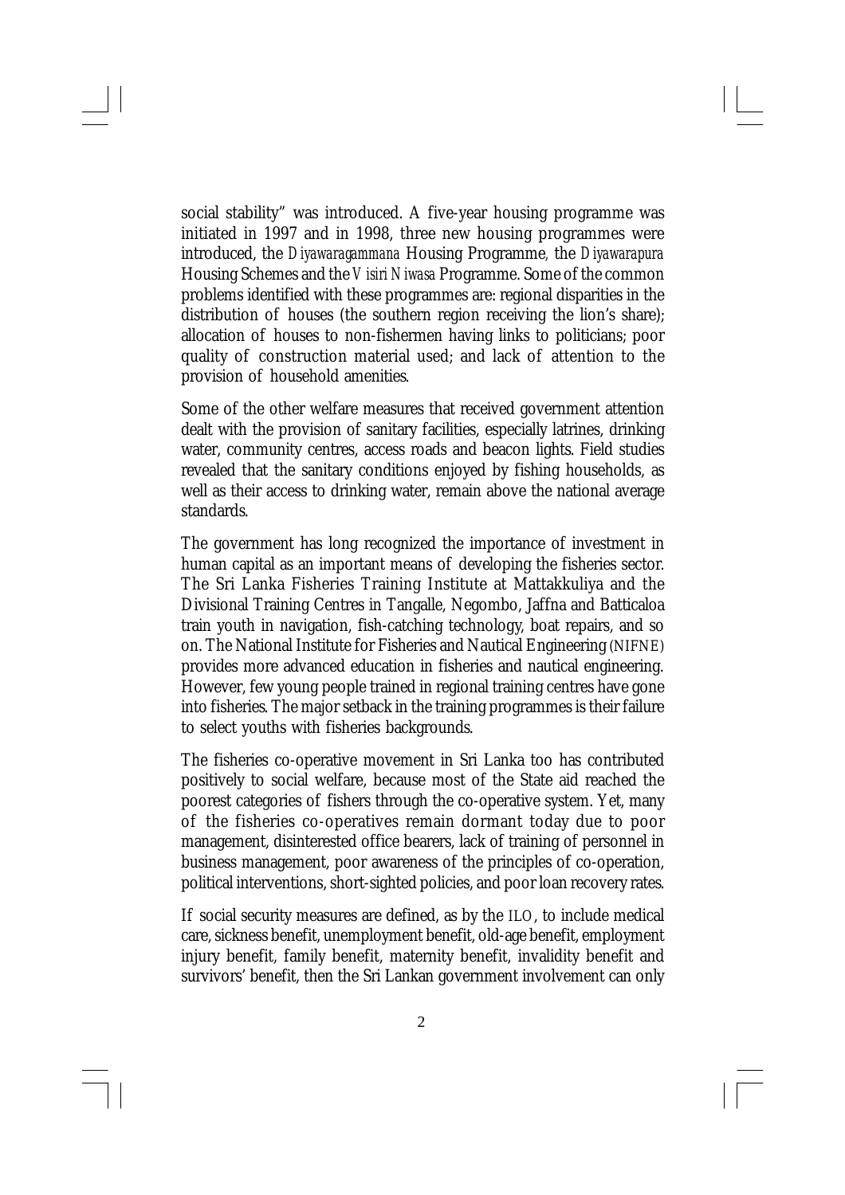social stability" was introduced. A five-year housing programme was initiated in 1997 and in 1998, three new housing programmes were introduced, the *Diyawaragammana* Housing Programme, the *Diyawarapura* Housing Schemes and the *Visiri Niwasa* Programme. Some of the common problems identified with these programmes are: regional disparities in the distribution of houses (the southern region receiving the lion's share); allocation of houses to non-fishermen having links to politicians; poor quality of construction material used; and lack of attention to the provision of household amenities.

Some of the other welfare measures that received government attention dealt with the provision of sanitary facilities, especially latrines, drinking water, community centres, access roads and beacon lights. Field studies revealed that the sanitary conditions enjoyed by fishing households, as well as their access to drinking water, remain above the national average standards.

The government has long recognized the importance of investment in human capital as an important means of developing the fisheries sector. The Sri Lanka Fisheries Training Institute at Mattakkuliya and the Divisional Training Centres in Tangalle, Negombo, Jaffna and Batticaloa train youth in navigation, fish-catching technology, boat repairs, and so on. The National Institute for Fisheries and Nautical Engineering (NIFNE) provides more advanced education in fisheries and nautical engineering. However, few young people trained in regional training centres have gone into fisheries. The major setback in the training programmes is their failure to select youths with fisheries backgrounds.

The fisheries co-operative movement in Sri Lanka too has contributed positively to social welfare, because most of the State aid reached the poorest categories of fishers through the co-operative system. Yet, many of the fisheries co-operatives remain dormant today due to poor management, disinterested office bearers, lack of training of personnel in business management, poor awareness of the principles of co-operation, political interventions, short-sighted policies, and poor loan recovery rates.

If social security measures are defined, as by the ILO, to include medical care, sickness benefit, unemployment benefit, old-age benefit, employment injury benefit, family benefit, maternity benefit, invalidity benefit and survivors' benefit, then the Sri Lankan government involvement can only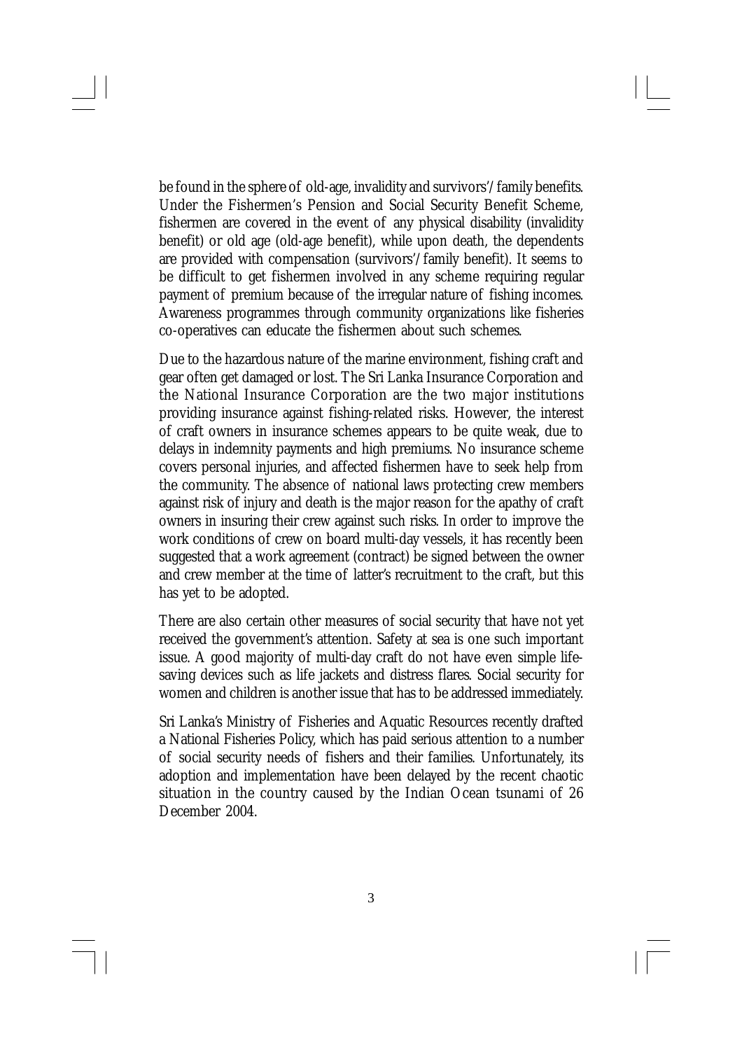be found in the sphere of old-age, invalidity and survivors'/family benefits. Under the Fishermen's Pension and Social Security Benefit Scheme, fishermen are covered in the event of any physical disability (invalidity benefit) or old age (old-age benefit), while upon death, the dependents are provided with compensation (survivors'/family benefit). It seems to be difficult to get fishermen involved in any scheme requiring regular payment of premium because of the irregular nature of fishing incomes. Awareness programmes through community organizations like fisheries co-operatives can educate the fishermen about such schemes.

Due to the hazardous nature of the marine environment, fishing craft and gear often get damaged or lost. The Sri Lanka Insurance Corporation and the National Insurance Corporation are the two major institutions providing insurance against fishing-related risks. However, the interest of craft owners in insurance schemes appears to be quite weak, due to delays in indemnity payments and high premiums. No insurance scheme covers personal injuries, and affected fishermen have to seek help from the community. The absence of national laws protecting crew members against risk of injury and death is the major reason for the apathy of craft owners in insuring their crew against such risks. In order to improve the work conditions of crew on board multi-day vessels, it has recently been suggested that a work agreement (contract) be signed between the owner and crew member at the time of latter's recruitment to the craft, but this has yet to be adopted.

There are also certain other measures of social security that have not yet received the government's attention. Safety at sea is one such important issue. A good majority of multi-day craft do not have even simple life-saving devices such as life jackets and distress flares. Social security for women and children is another issue that has to be addressed immediately.

Sri Lanka's Ministry of Fisheries and Aquatic Resources recently drafted a National Fisheries Policy, which has paid serious attention to a number of social security needs of fishers and their families. Unfortunately, its adoption and implementation have been delayed by the recent chaotic situation in the country caused by the Indian Ocean tsunami of 26 December 2004.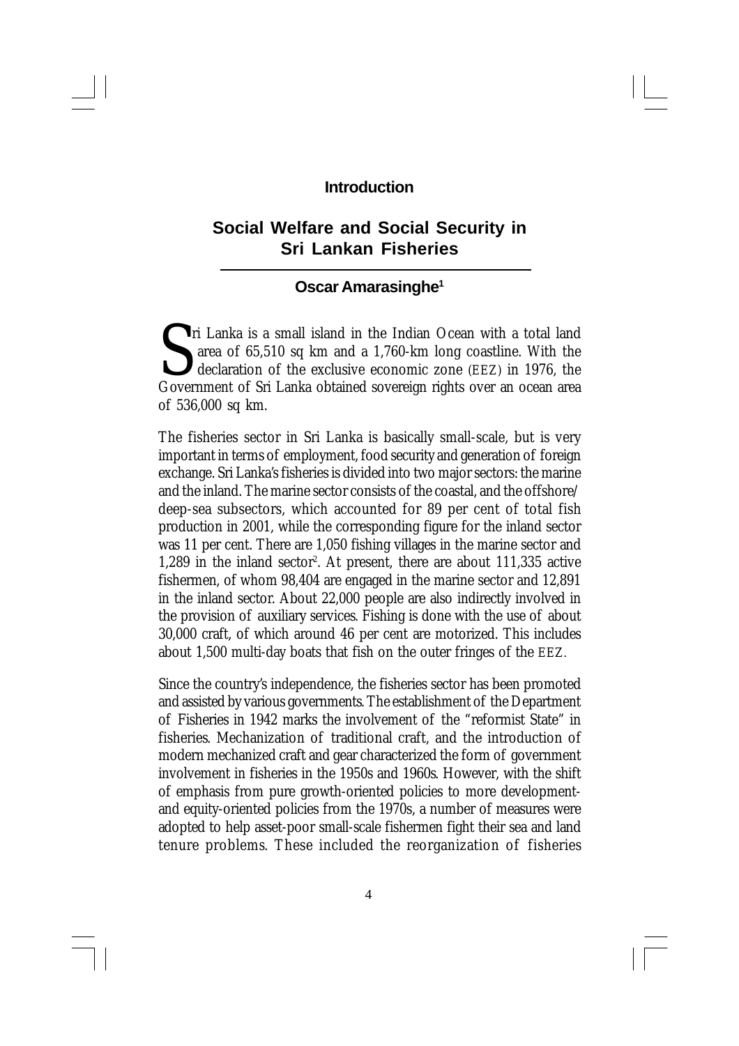## Introduction

# Social Welfare and Social Security in Sri Lankan Fisheries

**Oscar Amarasinghe[1]**

Sri Lanka is a small island in the Indian Ocean with a total land area of 65,510 sq km and a 1,760-km long coastline. With the declaration of the exclusive economic zone (EEZ) in 1976, the Government of Sri Lanka obtained sovereign rights over an ocean area of 536,000 sq km.

The fisheries sector in Sri Lanka is basically small-scale, but is very important in terms of employment, food security and generation of foreign exchange. Sri Lanka's fisheries is divided into two major sectors: the marine and the inland. The marine sector consists of the coastal, and the offshore/deep-sea subsectors, which accounted for 89 per cent of total fish production in 2001, while the corresponding figure for the inland sector was 11 per cent. There are 1,050 fishing villages in the marine sector and 1,289 in the inland sector[2]. At present, there are about 111,335 active fishermen, of whom 98,404 are engaged in the marine sector and 12,891 in the inland sector. About 22,000 people are also indirectly involved in the provision of auxiliary services. Fishing is done with the use of about 30,000 craft, of which around 46 per cent are motorized. This includes about 1,500 multi-day boats that fish on the outer fringes of the EEZ.

Since the country's independence, the fisheries sector has been promoted and assisted by various governments. The establishment of the Department of Fisheries in 1942 marks the involvement of the "reformist State" in fisheries. Mechanization of traditional craft, and the introduction of modern mechanized craft and gear characterized the form of government involvement in fisheries in the 1950s and 1960s. However, with the shift of emphasis from pure growth-oriented policies to more development- and equity-oriented policies from the 1970s, a number of measures were adopted to help asset-poor small-scale fishermen fight their sea and land tenure problems. These included the reorganization of fisheries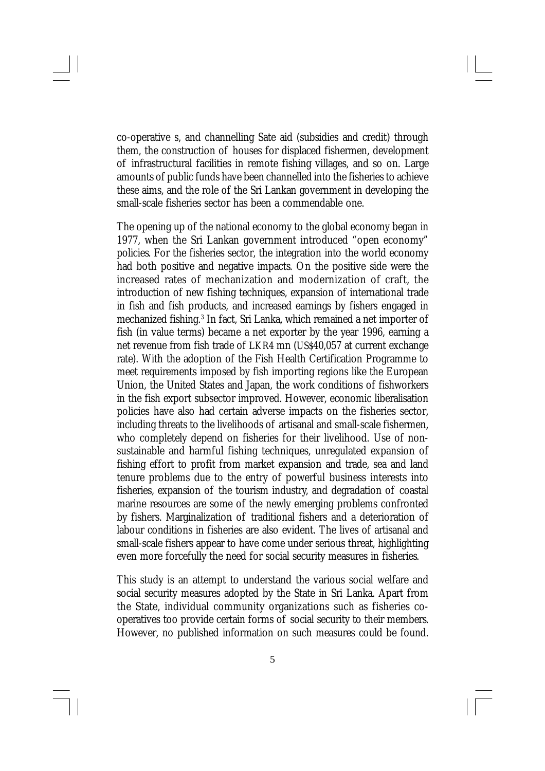co-operative s, and channelling Sate aid (subsidies and credit) through them, the construction of houses for displaced fishermen, development of infrastructural facilities in remote fishing villages, and so on. Large amounts of public funds have been channelled into the fisheries to achieve these aims, and the role of the Sri Lankan government in developing the small-scale fisheries sector has been a commendable one.

The opening up of the national economy to the global economy began in 1977, when the Sri Lankan government introduced "open economy" policies. For the fisheries sector, the integration into the world economy had both positive and negative impacts. On the positive side were the increased rates of mechanization and modernization of craft, the introduction of new fishing techniques, expansion of international trade in fish and fish products, and increased earnings by fishers engaged in mechanized fishing.[3] In fact, Sri Lanka, which remained a net importer of fish (in value terms) became a net exporter by the year 1996, earning a net revenue from fish trade of LKR4 mn (US$40,057 at current exchange rate). With the adoption of the Fish Health Certification Programme to meet requirements imposed by fish importing regions like the European Union, the United States and Japan, the work conditions of fishworkers in the fish export subsector improved. However, economic liberalisation policies have also had certain adverse impacts on the fisheries sector, including threats to the livelihoods of artisanal and small-scale fishermen, who completely depend on fisheries for their livelihood. Use of non-sustainable and harmful fishing techniques, unregulated expansion of fishing effort to profit from market expansion and trade, sea and land tenure problems due to the entry of powerful business interests into fisheries, expansion of the tourism industry, and degradation of coastal marine resources are some of the newly emerging problems confronted by fishers. Marginalization of traditional fishers and a deterioration of labour conditions in fisheries are also evident. The lives of artisanal and small-scale fishers appear to have come under serious threat, highlighting even more forcefully the need for social security measures in fisheries.

This study is an attempt to understand the various social welfare and social security measures adopted by the State in Sri Lanka. Apart from the State, individual community organizations such as fisheries co-operatives too provide certain forms of social security to their members. However, no published information on such measures could be found.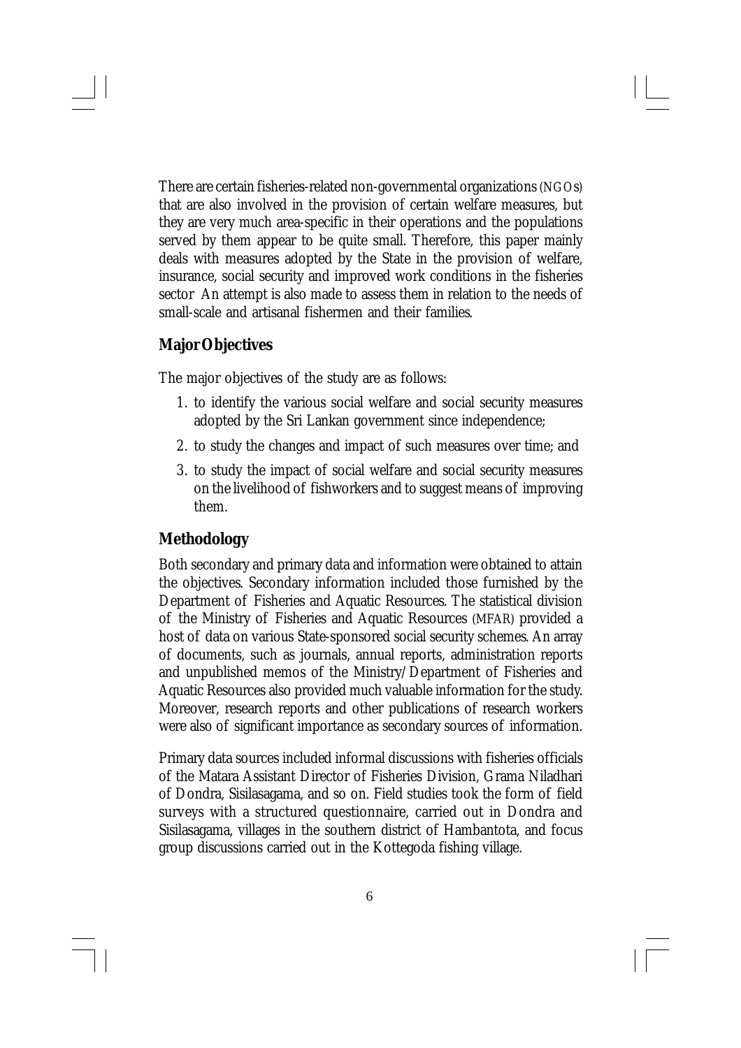There are certain fisheries-related non-governmental organizations (NGOs) that are also involved in the provision of certain welfare measures, but they are very much area-specific in their operations and the populations served by them appear to be quite small. Therefore, this paper mainly deals with measures adopted by the State in the provision of welfare, insurance, social security and improved work conditions in the fisheries sector An attempt is also made to assess them in relation to the needs of small-scale and artisanal fishermen and their families.

## Major Objectives

The major objectives of the study are as follows:

1. to identify the various social welfare and social security measures adopted by the Sri Lankan government since independence;
2. to study the changes and impact of such measures over time; and
3. to study the impact of social welfare and social security measures on the livelihood of fishworkers and to suggest means of improving them.

## Methodology

Both secondary and primary data and information were obtained to attain the objectives. Secondary information included those furnished by the Department of Fisheries and Aquatic Resources. The statistical division of the Ministry of Fisheries and Aquatic Resources (MFAR) provided a host of data on various State-sponsored social security schemes. An array of documents, such as journals, annual reports, administration reports and unpublished memos of the Ministry/Department of Fisheries and Aquatic Resources also provided much valuable information for the study. Moreover, research reports and other publications of research workers were also of significant importance as secondary sources of information.

Primary data sources included informal discussions with fisheries officials of the Matara Assistant Director of Fisheries Division, Grama Niladhari of Dondra, Sisilasagama, and so on. Field studies took the form of field surveys with a structured questionnaire, carried out in Dondra and Sisilasagama, villages in the southern district of Hambantota, and focus group discussions carried out in the Kottegoda fishing village.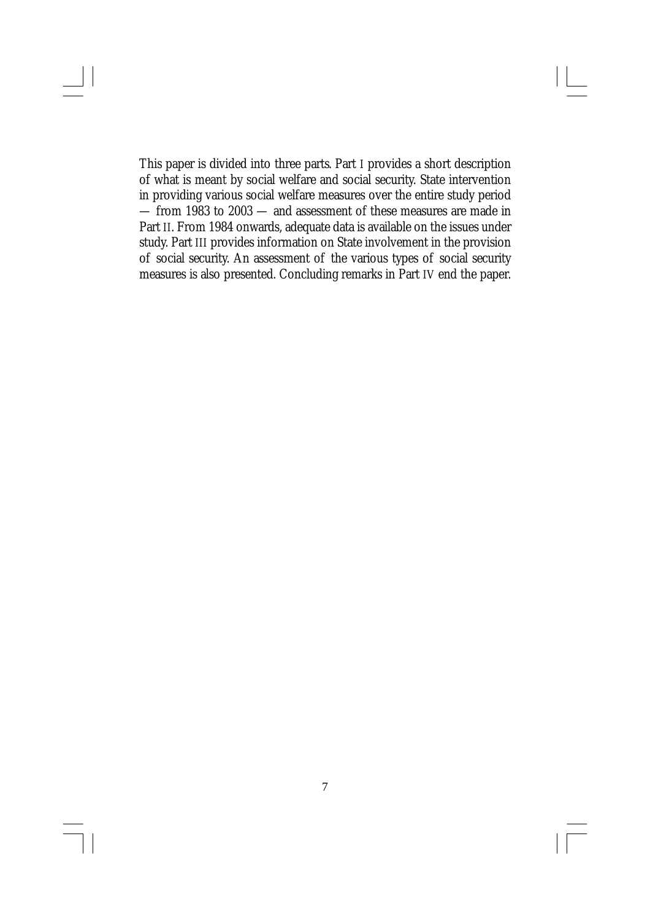This paper is divided into three parts. Part I provides a short description of what is meant by social welfare and social security. State intervention in providing various social welfare measures over the entire study period — from 1983 to 2003 — and assessment of these measures are made in Part II. From 1984 onwards, adequate data is available on the issues under study. Part III provides information on State involvement in the provision of social security. An assessment of the various types of social security measures is also presented. Concluding remarks in Part IV end the paper.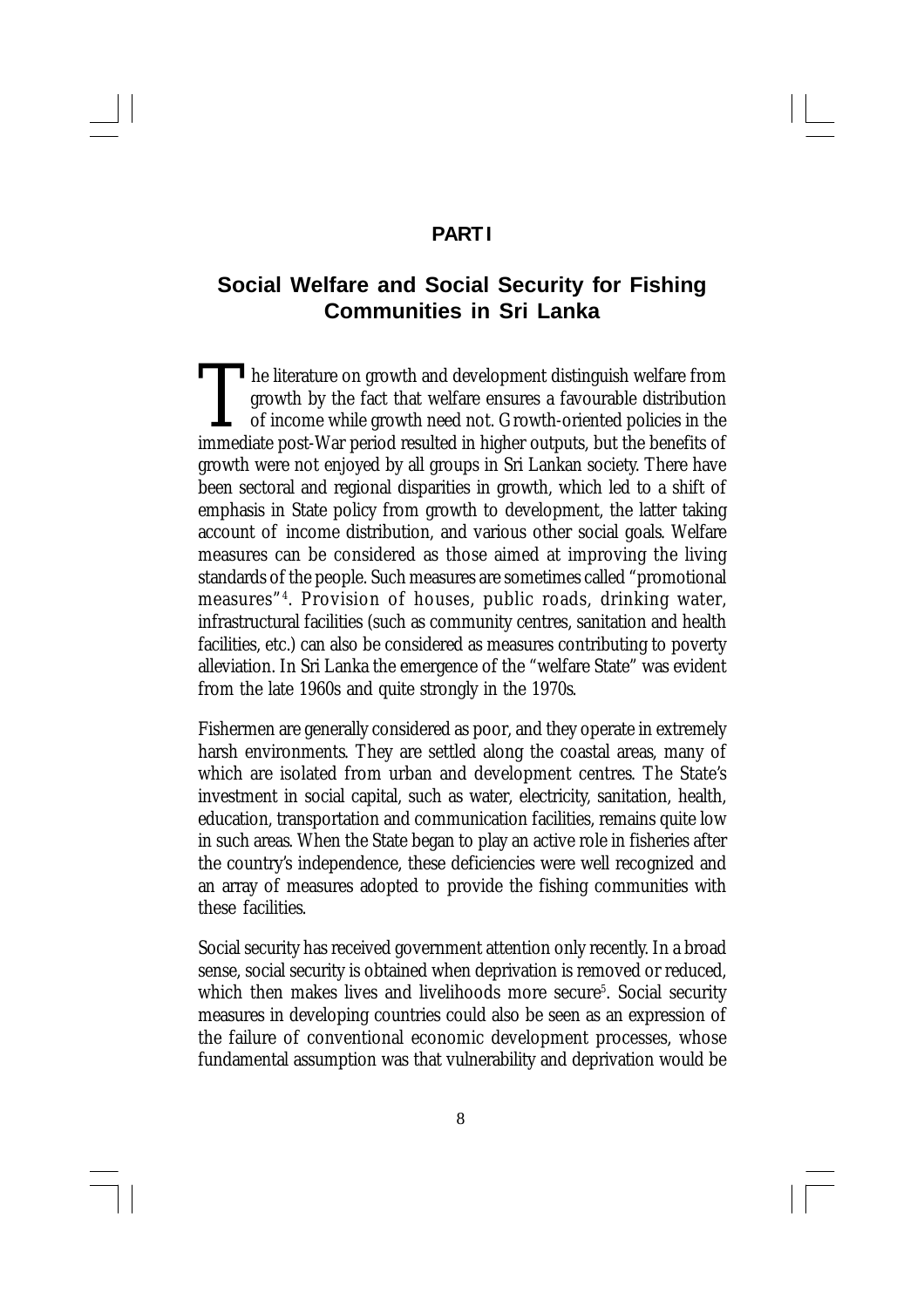**PART I**

## Social Welfare and Social Security for Fishing Communities in Sri Lanka

The literature on growth and development distinguish welfare from growth by the fact that welfare ensures a favourable distribution of income while growth need not. Growth-oriented policies in the immediate post-War period resulted in higher outputs, but the benefits of growth were not enjoyed by all groups in Sri Lankan society. There have been sectoral and regional disparities in growth, which led to a shift of emphasis in State policy from growth to development, the latter taking account of income distribution, and various other social goals. Welfare measures can be considered as those aimed at improving the living standards of the people. Such measures are sometimes called "promotional measures"[4]. Provision of houses, public roads, drinking water, infrastructural facilities (such as community centres, sanitation and health facilities, etc.) can also be considered as measures contributing to poverty alleviation. In Sri Lanka the emergence of the "welfare State" was evident from the late 1960s and quite strongly in the 1970s.

Fishermen are generally considered as poor, and they operate in extremely harsh environments. They are settled along the coastal areas, many of which are isolated from urban and development centres. The State's investment in social capital, such as water, electricity, sanitation, health, education, transportation and communication facilities, remains quite low in such areas. When the State began to play an active role in fisheries after the country's independence, these deficiencies were well recognized and an array of measures adopted to provide the fishing communities with these facilities.

Social security has received government attention only recently. In a broad sense, social security is obtained when deprivation is removed or reduced, which then makes lives and livelihoods more secure[5]. Social security measures in developing countries could also be seen as an expression of the failure of conventional economic development processes, whose fundamental assumption was that vulnerability and deprivation would be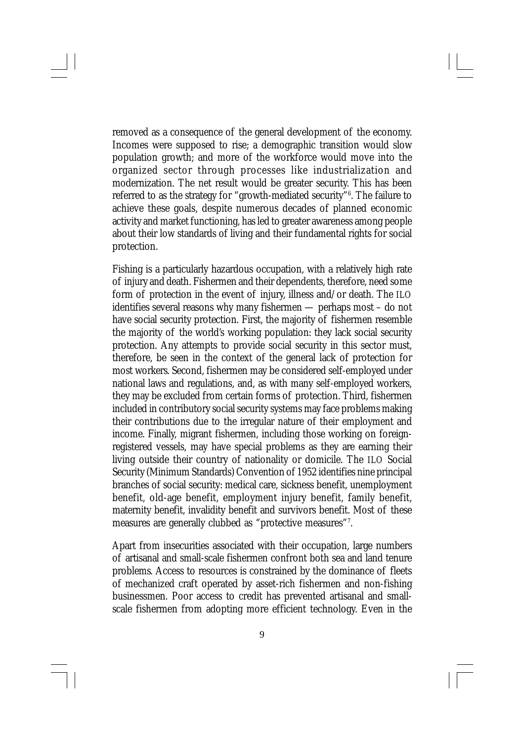removed as a consequence of the general development of the economy. Incomes were supposed to rise; a demographic transition would slow population growth; and more of the workforce would move into the organized sector through processes like industrialization and modernization. The net result would be greater security. This has been referred to as the strategy for "growth-mediated security"[6]. The failure to achieve these goals, despite numerous decades of planned economic activity and market functioning, has led to greater awareness among people about their low standards of living and their fundamental rights for social protection.

Fishing is a particularly hazardous occupation, with a relatively high rate of injury and death. Fishermen and their dependents, therefore, need some form of protection in the event of injury, illness and/or death. The ILO identifies several reasons why many fishermen — perhaps most – do not have social security protection. First, the majority of fishermen resemble the majority of the world's working population: they lack social security protection. Any attempts to provide social security in this sector must, therefore, be seen in the context of the general lack of protection for most workers. Second, fishermen may be considered self-employed under national laws and regulations, and, as with many self-employed workers, they may be excluded from certain forms of protection. Third, fishermen included in contributory social security systems may face problems making their contributions due to the irregular nature of their employment and income. Finally, migrant fishermen, including those working on foreign-registered vessels, may have special problems as they are earning their living outside their country of nationality or domicile. The ILO Social Security (Minimum Standards) Convention of 1952 identifies nine principal branches of social security: medical care, sickness benefit, unemployment benefit, old-age benefit, employment injury benefit, family benefit, maternity benefit, invalidity benefit and survivors benefit. Most of these measures are generally clubbed as "protective measures"[7].

Apart from insecurities associated with their occupation, large numbers of artisanal and small-scale fishermen confront both sea and land tenure problems. Access to resources is constrained by the dominance of fleets of mechanized craft operated by asset-rich fishermen and non-fishing businessmen. Poor access to credit has prevented artisanal and small-scale fishermen from adopting more efficient technology. Even in the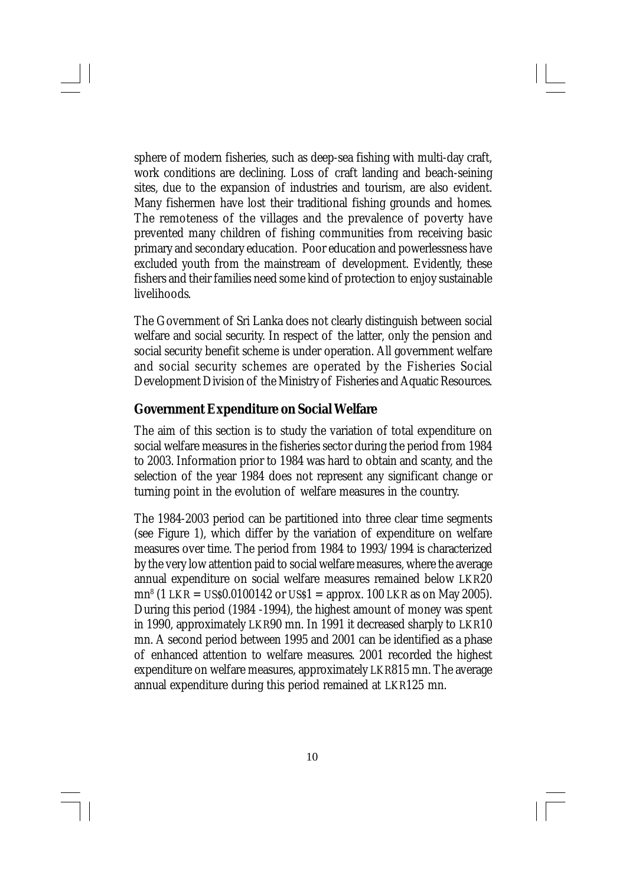sphere of modern fisheries, such as deep-sea fishing with multi-day craft, work conditions are declining. Loss of craft landing and beach-seining sites, due to the expansion of industries and tourism, are also evident. Many fishermen have lost their traditional fishing grounds and homes. The remoteness of the villages and the prevalence of poverty have prevented many children of fishing communities from receiving basic primary and secondary education. Poor education and powerlessness have excluded youth from the mainstream of development. Evidently, these fishers and their families need some kind of protection to enjoy sustainable livelihoods.

The Government of Sri Lanka does not clearly distinguish between social welfare and social security. In respect of the latter, only the pension and social security benefit scheme is under operation. All government welfare and social security schemes are operated by the Fisheries Social Development Division of the Ministry of Fisheries and Aquatic Resources.

### Government Expenditure on Social Welfare

The aim of this section is to study the variation of total expenditure on social welfare measures in the fisheries sector during the period from 1984 to 2003. Information prior to 1984 was hard to obtain and scanty, and the selection of the year 1984 does not represent any significant change or turning point in the evolution of welfare measures in the country.

The 1984-2003 period can be partitioned into three clear time segments (see Figure 1), which differ by the variation of expenditure on welfare measures over time. The period from 1984 to 1993/1994 is characterized by the very low attention paid to social welfare measures, where the average annual expenditure on social welfare measures remained below LKR20 mn[8] (1 LKR = US$0.0100142 or US$1 = approx. 100 LKR as on May 2005). During this period (1984 -1994), the highest amount of money was spent in 1990, approximately LKR90 mn. In 1991 it decreased sharply to LKR10 mn. A second period between 1995 and 2001 can be identified as a phase of enhanced attention to welfare measures. 2001 recorded the highest expenditure on welfare measures, approximately LKR815 mn. The average annual expenditure during this period remained at LKR125 mn.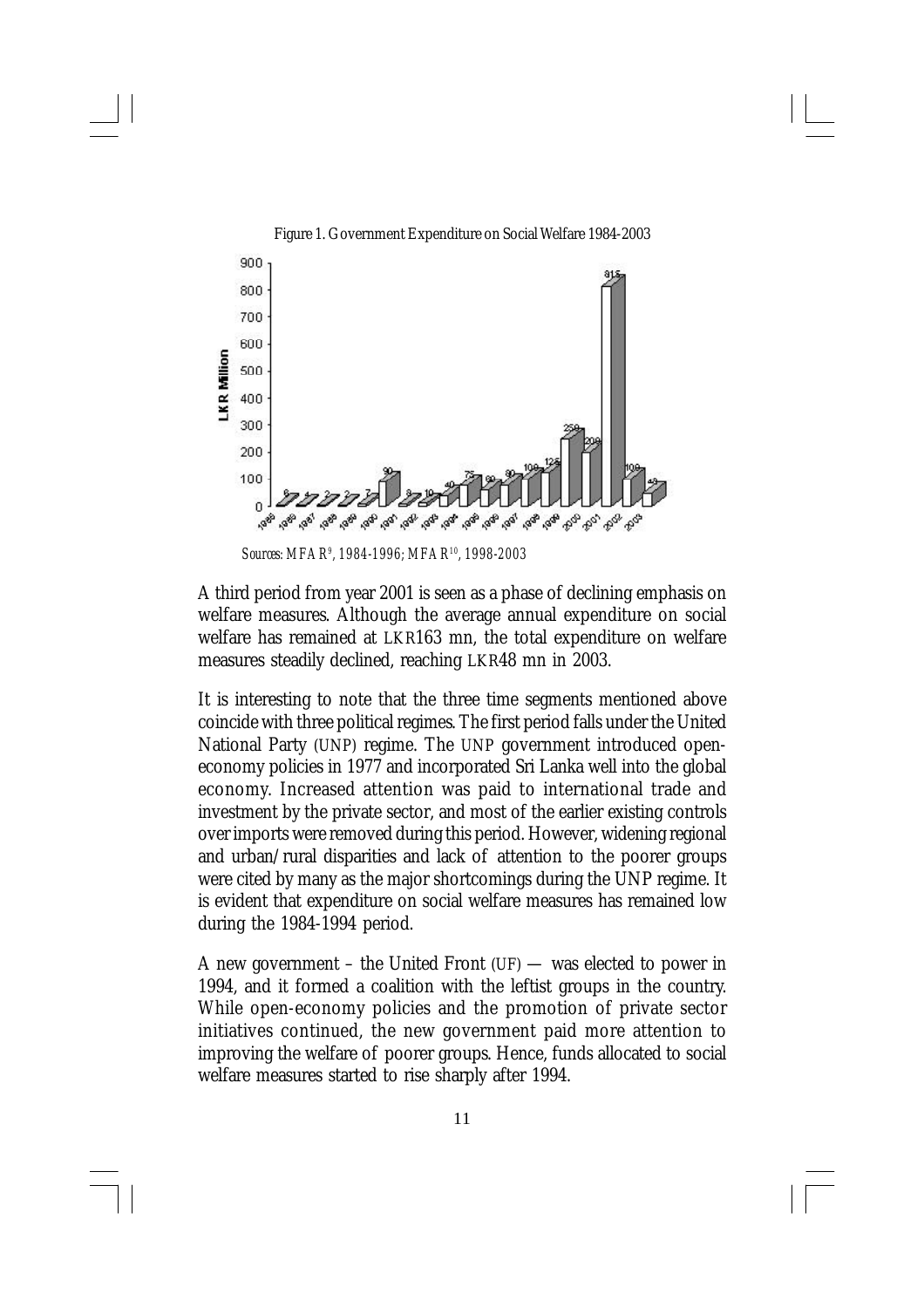Figure 1. Government Expenditure on Social Welfare 1984-2003

*Sources: MFAR[9], 1984-1996; MFAR[10], 1998-2003*

A third period from year 2001 is seen as a phase of declining emphasis on welfare measures. Although the average annual expenditure on social welfare has remained at LKR163 mn, the total expenditure on welfare measures steadily declined, reaching LKR48 mn in 2003.

It is interesting to note that the three time segments mentioned above coincide with three political regimes. The first period falls under the United National Party (UNP) regime. The UNP government introduced open-economy policies in 1977 and incorporated Sri Lanka well into the global economy. Increased attention was paid to international trade and investment by the private sector, and most of the earlier existing controls over imports were removed during this period. However, widening regional and urban/rural disparities and lack of attention to the poorer groups were cited by many as the major shortcomings during the UNP regime. It is evident that expenditure on social welfare measures has remained low during the 1984-1994 period.

A new government – the United Front (UF) — was elected to power in 1994, and it formed a coalition with the leftist groups in the country. While open-economy policies and the promotion of private sector initiatives continued, the new government paid more attention to improving the welfare of poorer groups. Hence, funds allocated to social welfare measures started to rise sharply after 1994.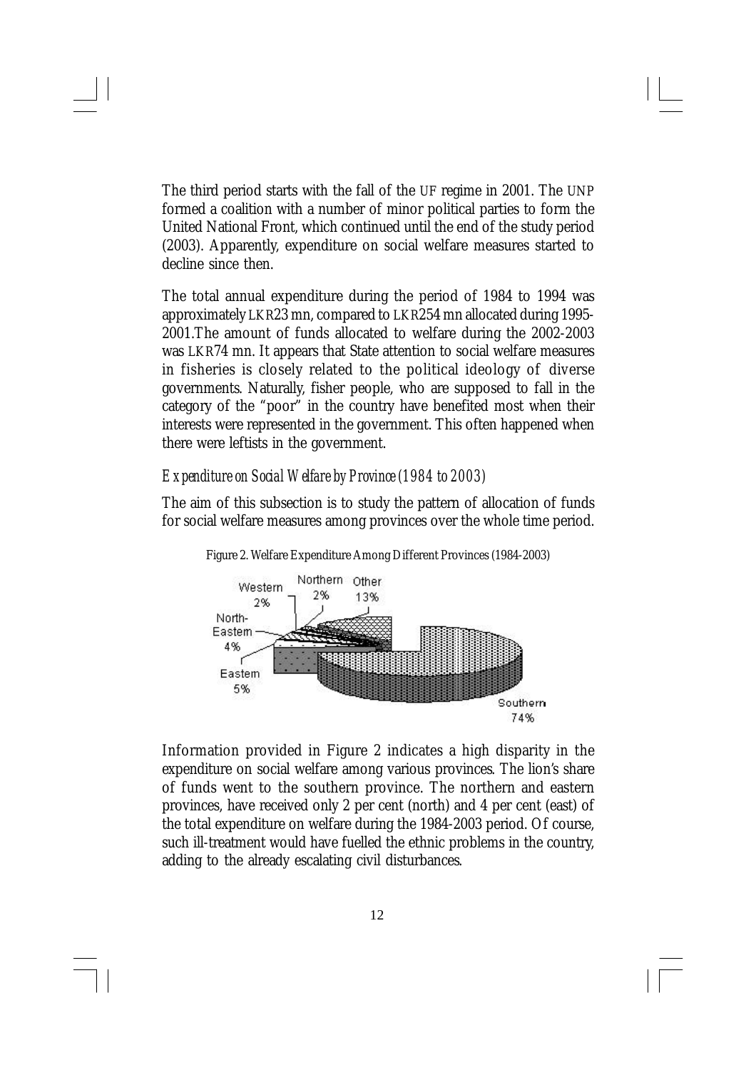The third period starts with the fall of the UF regime in 2001. The UNP formed a coalition with a number of minor political parties to form the United National Front, which continued until the end of the study period (2003). Apparently, expenditure on social welfare measures started to decline since then.

The total annual expenditure during the period of 1984 to 1994 was approximately LKR23 mn, compared to LKR254 mn allocated during 1995-2001.The amount of funds allocated to welfare during the 2002-2003 was LKR74 mn. It appears that State attention to social welfare measures in fisheries is closely related to the political ideology of diverse governments. Naturally, fisher people, who are supposed to fall in the category of the "poor" in the country have benefited most when their interests were represented in the government. This often happened when there were leftists in the government.

### *Expenditure on Social Welfare by Province (1984 to 2003)*

The aim of this subsection is to study the pattern of allocation of funds for social welfare measures among provinces over the whole time period.

Figure 2. Welfare Expenditure Among Different Provinces (1984-2003)

Information provided in Figure 2 indicates a high disparity in the expenditure on social welfare among various provinces. The lion's share of funds went to the southern province. The northern and eastern provinces, have received only 2 per cent (north) and 4 per cent (east) of the total expenditure on welfare during the 1984-2003 period. Of course, such ill-treatment would have fuelled the ethnic problems in the country, adding to the already escalating civil disturbances.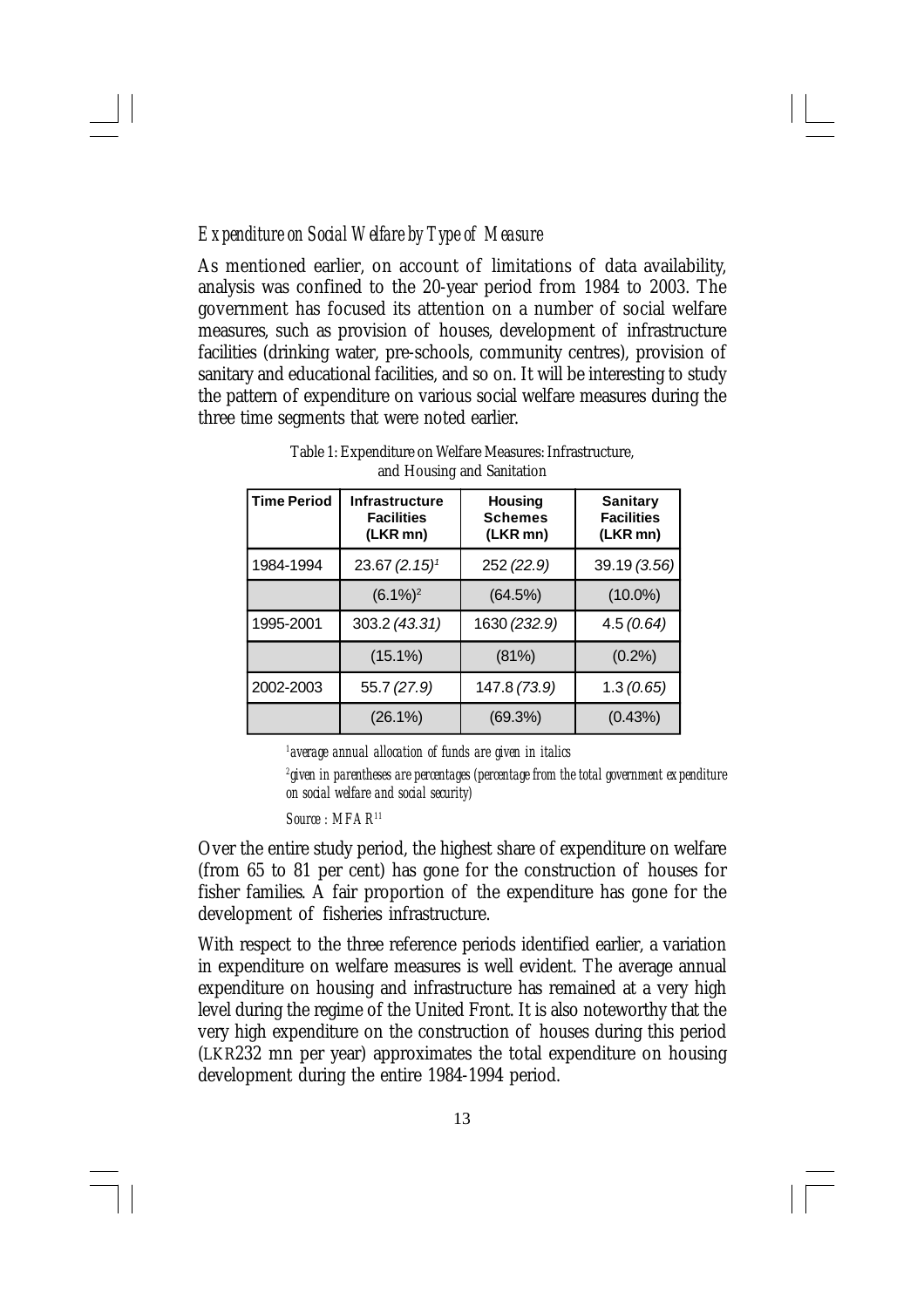### *Expenditure on Social Welfare by Type of Measure*

As mentioned earlier, on account of limitations of data availability, analysis was confined to the 20-year period from 1984 to 2003. The government has focused its attention on a number of social welfare measures, such as provision of houses, development of infrastructure facilities (drinking water, pre-schools, community centres), provision of sanitary and educational facilities, and so on. It will be interesting to study the pattern of expenditure on various social welfare measures during the three time segments that were noted earlier.

Table 1: Expenditure on Welfare Measures: Infrastructure, and Housing and Sanitation

| Time Period | Infrastructure Facilities (LKR mn) | Housing Schemes (LKR mn) | Sanitary Facilities (LKR mn) |
|---|---|---|---|
| 1984-1994 | 23.67 *(2.15)*[1] | 252 *(22.9)* | 39.19 *(3.56)* |
| | (6.1%)[2] | (64.5%) | (10.0%) |
| 1995-2001 | 303.2 *(43.31)* | 1630 *(232.9)* | 4.5 *(0.64)* |
| | (15.1%) | (81%) | (0.2%) |
| 2002-2003 | 55.7 *(27.9)* | 147.8 *(73.9)* | 1.3 *(0.65)* |
| | (26.1%) | (69.3%) | (0.43%) |

[1] *average annual allocation of funds are given in italics*

[2] *given in parentheses are percentages (percentage from the total government expenditure on social welfare and social security)*

*Source : MFAR*[11]

Over the entire study period, the highest share of expenditure on welfare (from 65 to 81 per cent) has gone for the construction of houses for fisher families. A fair proportion of the expenditure has gone for the development of fisheries infrastructure.

With respect to the three reference periods identified earlier, a variation in expenditure on welfare measures is well evident. The average annual expenditure on housing and infrastructure has remained at a very high level during the regime of the United Front. It is also noteworthy that the very high expenditure on the construction of houses during this period (LKR232 mn per year) approximates the total expenditure on housing development during the entire 1984-1994 period.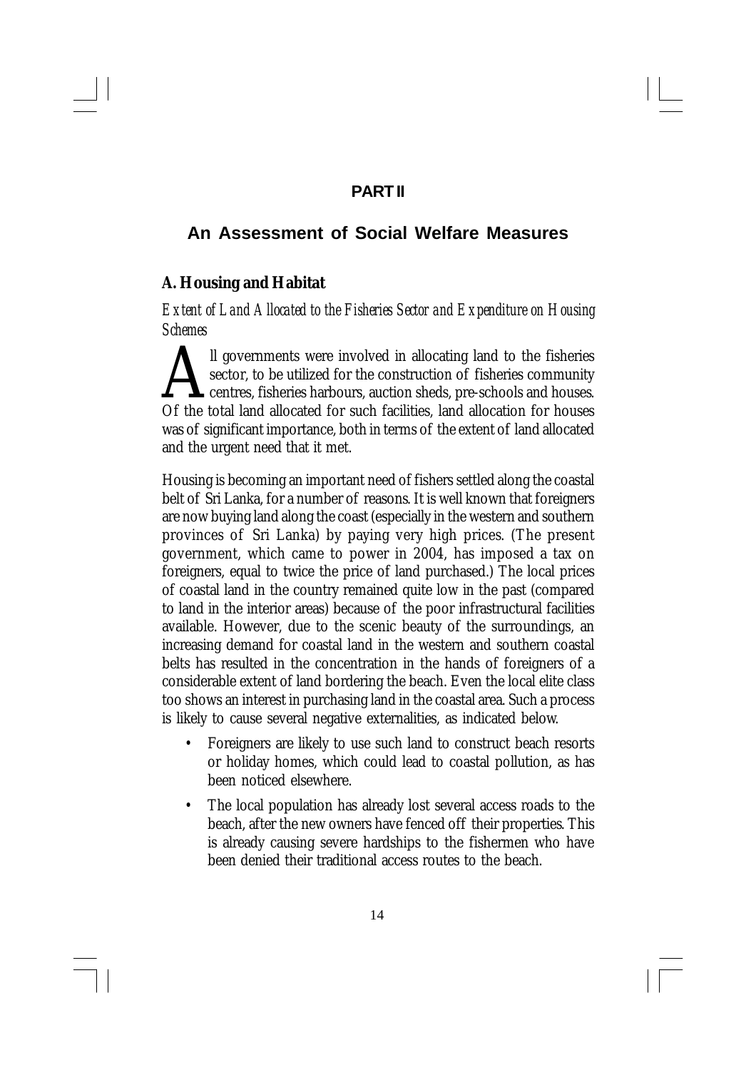# PART II

## An Assessment of Social Welfare Measures

### A. Housing and Habitat

*Extent of Land Allocated to the Fisheries Sector and Expenditure on Housing Schemes*

All governments were involved in allocating land to the fisheries sector, to be utilized for the construction of fisheries community centres, fisheries harbours, auction sheds, pre-schools and houses. Of the total land allocated for such facilities, land allocation for houses was of significant importance, both in terms of the extent of land allocated and the urgent need that it met.

Housing is becoming an important need of fishers settled along the coastal belt of Sri Lanka, for a number of reasons. It is well known that foreigners are now buying land along the coast (especially in the western and southern provinces of Sri Lanka) by paying very high prices. (The present government, which came to power in 2004, has imposed a tax on foreigners, equal to twice the price of land purchased.) The local prices of coastal land in the country remained quite low in the past (compared to land in the interior areas) because of the poor infrastructural facilities available. However, due to the scenic beauty of the surroundings, an increasing demand for coastal land in the western and southern coastal belts has resulted in the concentration in the hands of foreigners of a considerable extent of land bordering the beach. Even the local elite class too shows an interest in purchasing land in the coastal area. Such a process is likely to cause several negative externalities, as indicated below.

- Foreigners are likely to use such land to construct beach resorts or holiday homes, which could lead to coastal pollution, as has been noticed elsewhere.
- The local population has already lost several access roads to the beach, after the new owners have fenced off their properties. This is already causing severe hardships to the fishermen who have been denied their traditional access routes to the beach.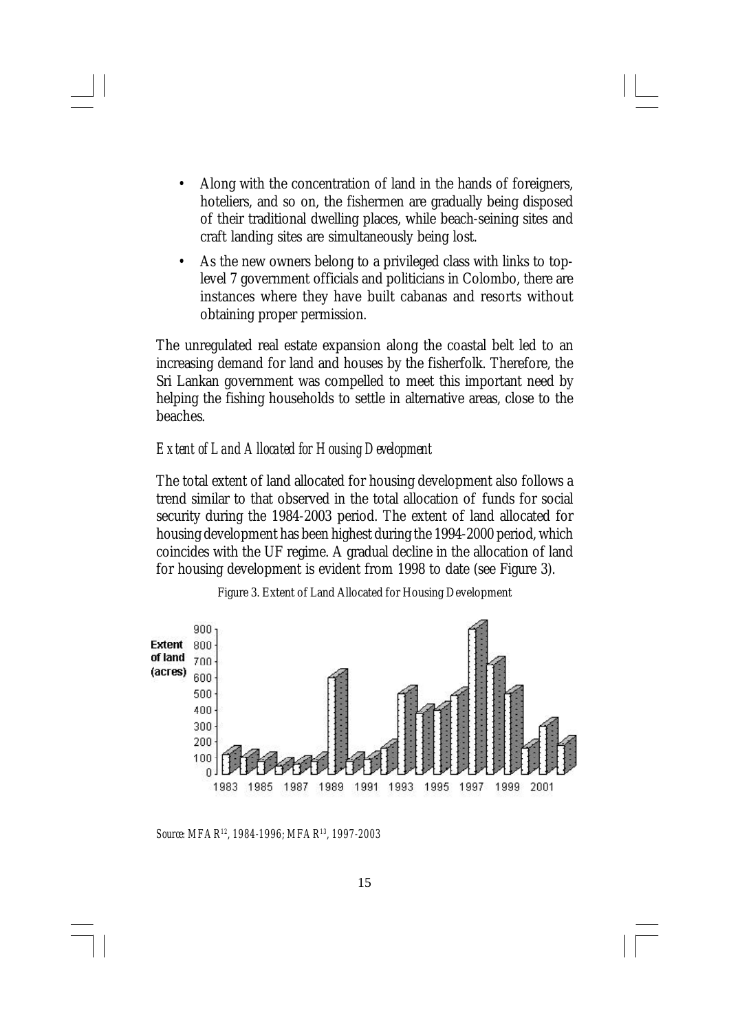- Along with the concentration of land in the hands of foreigners, hoteliers, and so on, the fishermen are gradually being disposed of their traditional dwelling places, while beach-seining sites and craft landing sites are simultaneously being lost.
- As the new owners belong to a privileged class with links to top-level 7 government officials and politicians in Colombo, there are instances where they have built cabanas and resorts without obtaining proper permission.

The unregulated real estate expansion along the coastal belt led to an increasing demand for land and houses by the fisherfolk. Therefore, the Sri Lankan government was compelled to meet this important need by helping the fishing households to settle in alternative areas, close to the beaches.

*Extent of Land Allocated for Housing Development*

The total extent of land allocated for housing development also follows a trend similar to that observed in the total allocation of funds for social security during the 1984-2003 period. The extent of land allocated for housing development has been highest during the 1994-2000 period, which coincides with the UF regime. A gradual decline in the allocation of land for housing development is evident from 1998 to date (see Figure 3).

Figure 3. Extent of Land Allocated for Housing Development

*Source: MFAR[12], 1984-1996; MFAR[13], 1997-2003*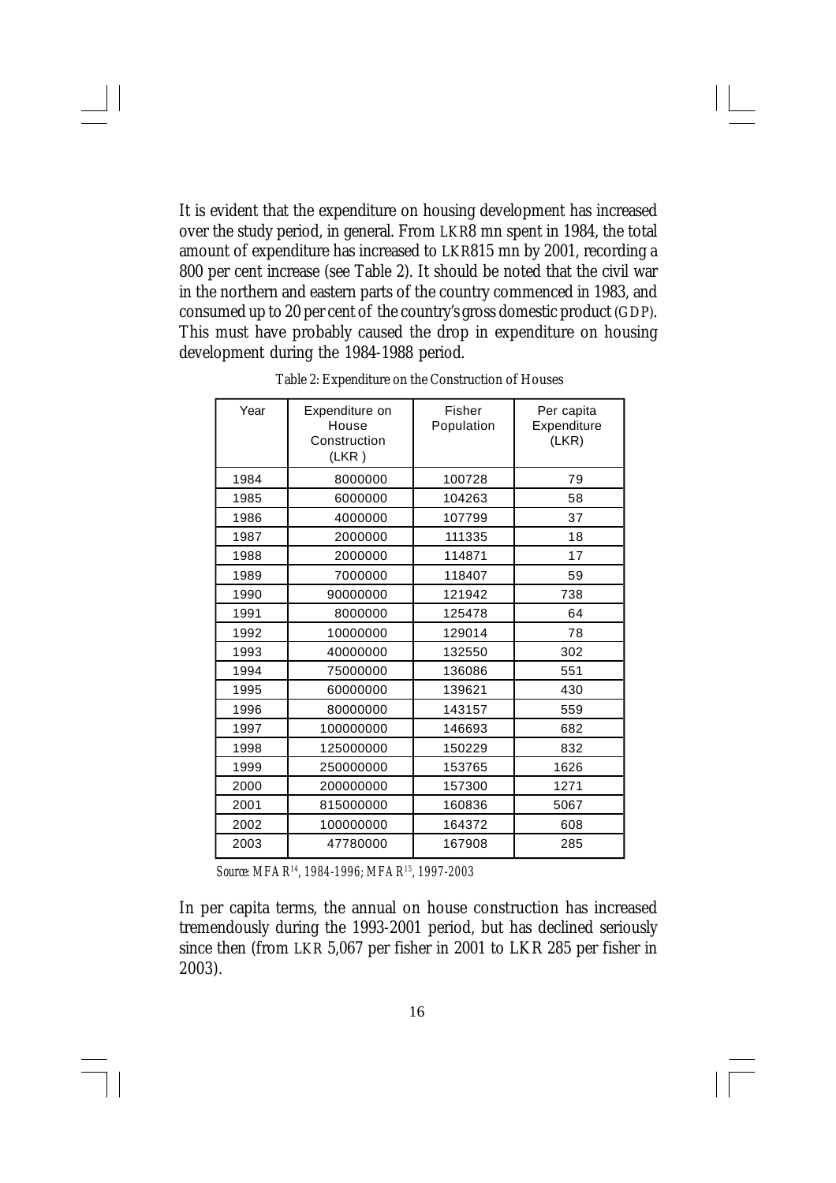It is evident that the expenditure on housing development has increased over the study period, in general. From LKR8 mn spent in 1984, the total amount of expenditure has increased to LKR815 mn by 2001, recording a 800 per cent increase (see Table 2). It should be noted that the civil war in the northern and eastern parts of the country commenced in 1983, and consumed up to 20 per cent of the country's gross domestic product (GDP). This must have probably caused the drop in expenditure on housing development during the 1984-1988 period.

Table 2: Expenditure on the Construction of Houses

| Year | Expenditure on House Construction (LKR) | Fisher Population | Per capita Expenditure (LKR) |
|---|---|---|---|
| 1984 | 8000000 | 100728 | 79 |
| 1985 | 6000000 | 104263 | 58 |
| 1986 | 4000000 | 107799 | 37 |
| 1987 | 2000000 | 111335 | 18 |
| 1988 | 2000000 | 114871 | 17 |
| 1989 | 7000000 | 118407 | 59 |
| 1990 | 90000000 | 121942 | 738 |
| 1991 | 8000000 | 125478 | 64 |
| 1992 | 10000000 | 129014 | 78 |
| 1993 | 40000000 | 132550 | 302 |
| 1994 | 75000000 | 136086 | 551 |
| 1995 | 60000000 | 139621 | 430 |
| 1996 | 80000000 | 143157 | 559 |
| 1997 | 100000000 | 146693 | 682 |
| 1998 | 125000000 | 150229 | 832 |
| 1999 | 250000000 | 153765 | 1626 |
| 2000 | 200000000 | 157300 | 1271 |
| 2001 | 815000000 | 160836 | 5067 |
| 2002 | 100000000 | 164372 | 608 |
| 2003 | 47780000 | 167908 | 285 |

*Source: MFAR[14], 1984-1996; MFAR[15], 1997-2003*

In per capita terms, the annual on house construction has increased tremendously during the 1993-2001 period, but has declined seriously since then (from LKR 5,067 per fisher in 2001 to LKR 285 per fisher in 2003).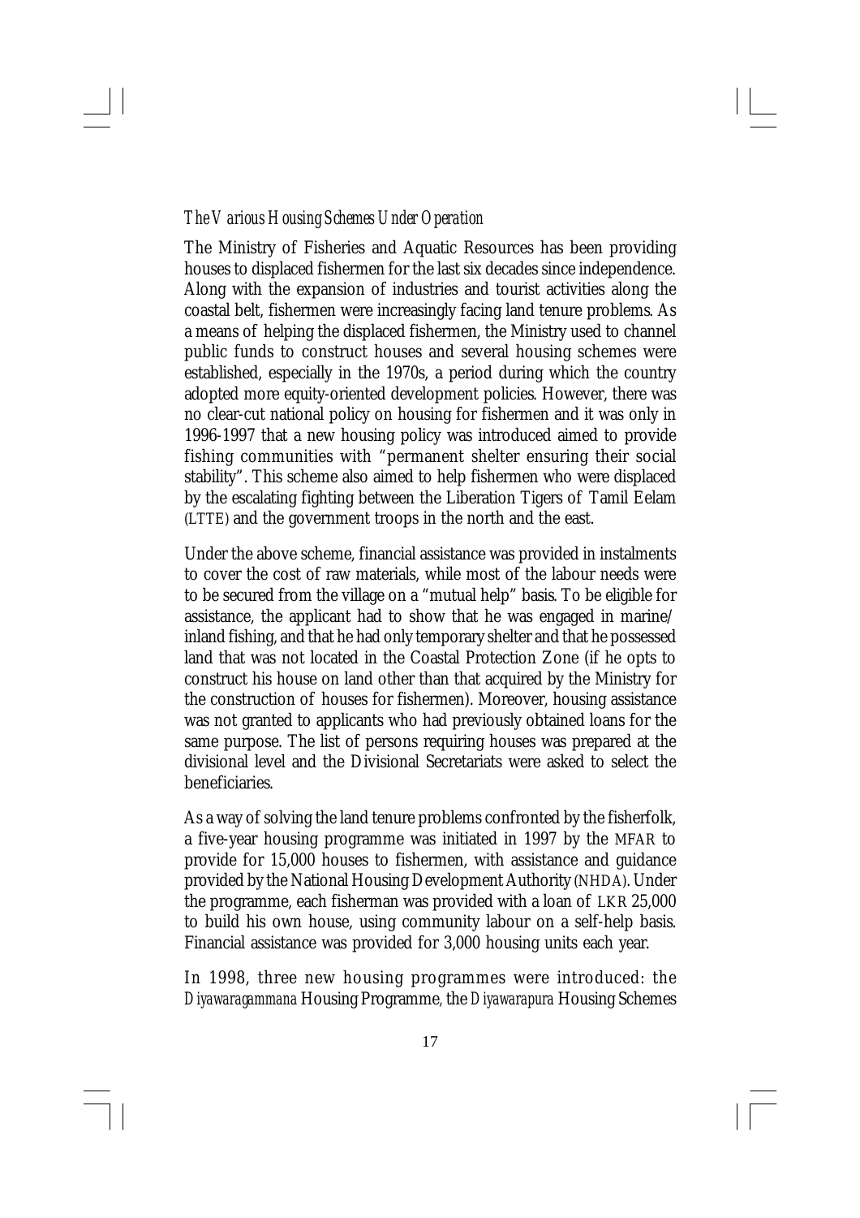*The Various Housing Schemes Under Operation*

The Ministry of Fisheries and Aquatic Resources has been providing houses to displaced fishermen for the last six decades since independence. Along with the expansion of industries and tourist activities along the coastal belt, fishermen were increasingly facing land tenure problems. As a means of helping the displaced fishermen, the Ministry used to channel public funds to construct houses and several housing schemes were established, especially in the 1970s, a period during which the country adopted more equity-oriented development policies. However, there was no clear-cut national policy on housing for fishermen and it was only in 1996-1997 that a new housing policy was introduced aimed to provide fishing communities with "permanent shelter ensuring their social stability". This scheme also aimed to help fishermen who were displaced by the escalating fighting between the Liberation Tigers of Tamil Eelam (LTTE) and the government troops in the north and the east.

Under the above scheme, financial assistance was provided in instalments to cover the cost of raw materials, while most of the labour needs were to be secured from the village on a "mutual help" basis. To be eligible for assistance, the applicant had to show that he was engaged in marine/ inland fishing, and that he had only temporary shelter and that he possessed land that was not located in the Coastal Protection Zone (if he opts to construct his house on land other than that acquired by the Ministry for the construction of houses for fishermen). Moreover, housing assistance was not granted to applicants who had previously obtained loans for the same purpose. The list of persons requiring houses was prepared at the divisional level and the Divisional Secretariats were asked to select the beneficiaries.

As a way of solving the land tenure problems confronted by the fisherfolk, a five-year housing programme was initiated in 1997 by the MFAR to provide for 15,000 houses to fishermen, with assistance and guidance provided by the National Housing Development Authority (NHDA). Under the programme, each fisherman was provided with a loan of LKR 25,000 to build his own house, using community labour on a self-help basis. Financial assistance was provided for 3,000 housing units each year.

In 1998, three new housing programmes were introduced: the *Diyawaragammana* Housing Programme, the *Diyawarapura* Housing Schemes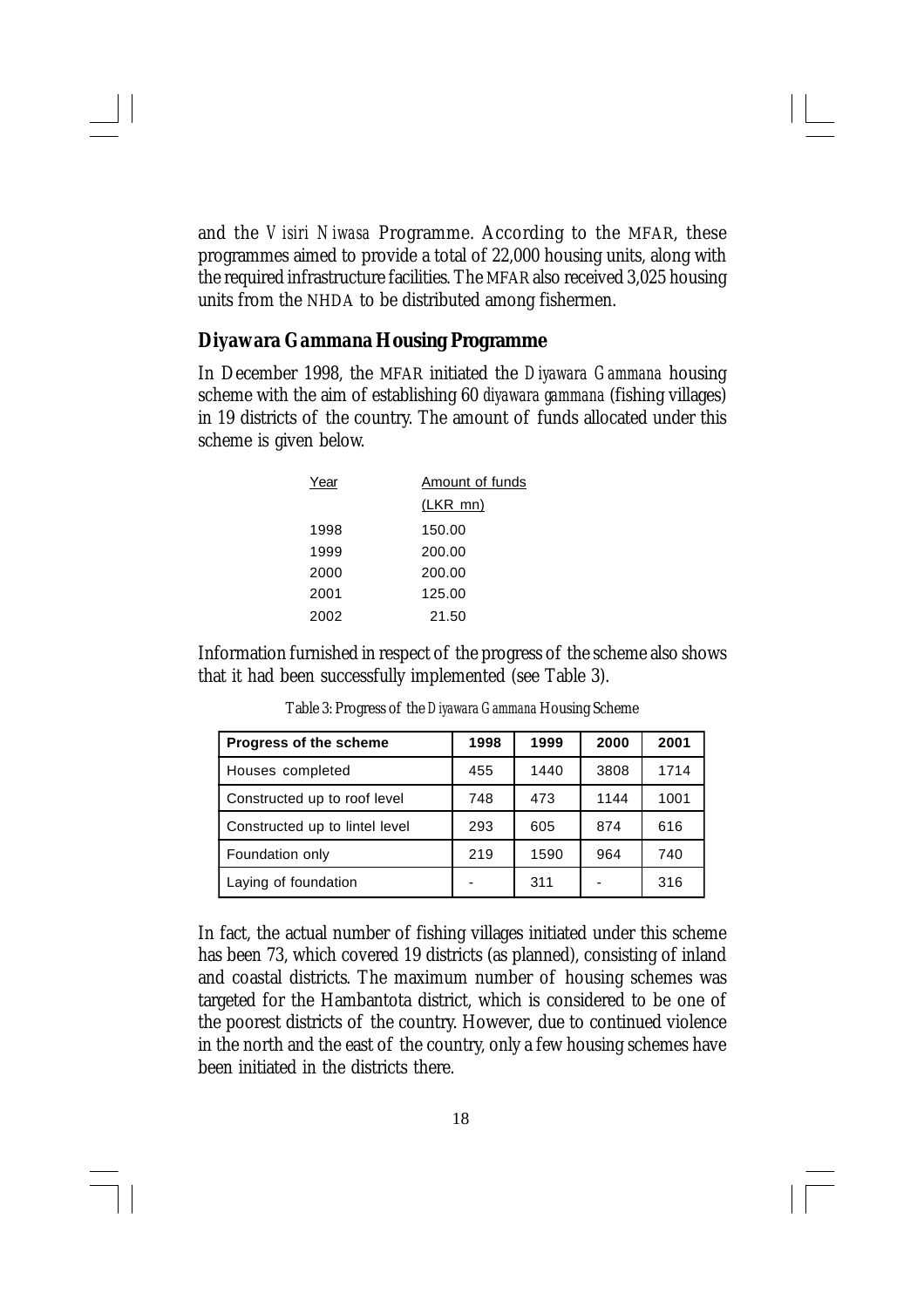and the *Visiri Niwasa* Programme. According to the MFAR, these programmes aimed to provide a total of 22,000 housing units, along with the required infrastructure facilities. The MFAR also received 3,025 housing units from the NHDA to be distributed among fishermen.

## Diyawara Gammana Housing Programme

In December 1998, the MFAR initiated the *Diyawara Gammana* housing scheme with the aim of establishing 60 *diyawara gammana* (fishing villages) in 19 districts of the country. The amount of funds allocated under this scheme is given below.

| Year | Amount of funds (LKR mn) |
|---|---|
| 1998 | 150.00 |
| 1999 | 200.00 |
| 2000 | 200.00 |
| 2001 | 125.00 |
| 2002 | 21.50 |

Information furnished in respect of the progress of the scheme also shows that it had been successfully implemented (see Table 3).

Table 3: Progress of the *Diyawara Gammana* Housing Scheme

| Progress of the scheme | 1998 | 1999 | 2000 | 2001 |
|---|---|---|---|---|
| Houses completed | 455 | 1440 | 3808 | 1714 |
| Constructed up to roof level | 748 | 473 | 1144 | 1001 |
| Constructed up to lintel level | 293 | 605 | 874 | 616 |
| Foundation only | 219 | 1590 | 964 | 740 |
| Laying of foundation | - | 311 | - | 316 |

In fact, the actual number of fishing villages initiated under this scheme has been 73, which covered 19 districts (as planned), consisting of inland and coastal districts. The maximum number of housing schemes was targeted for the Hambantota district, which is considered to be one of the poorest districts of the country. However, due to continued violence in the north and the east of the country, only a few housing schemes have been initiated in the districts there.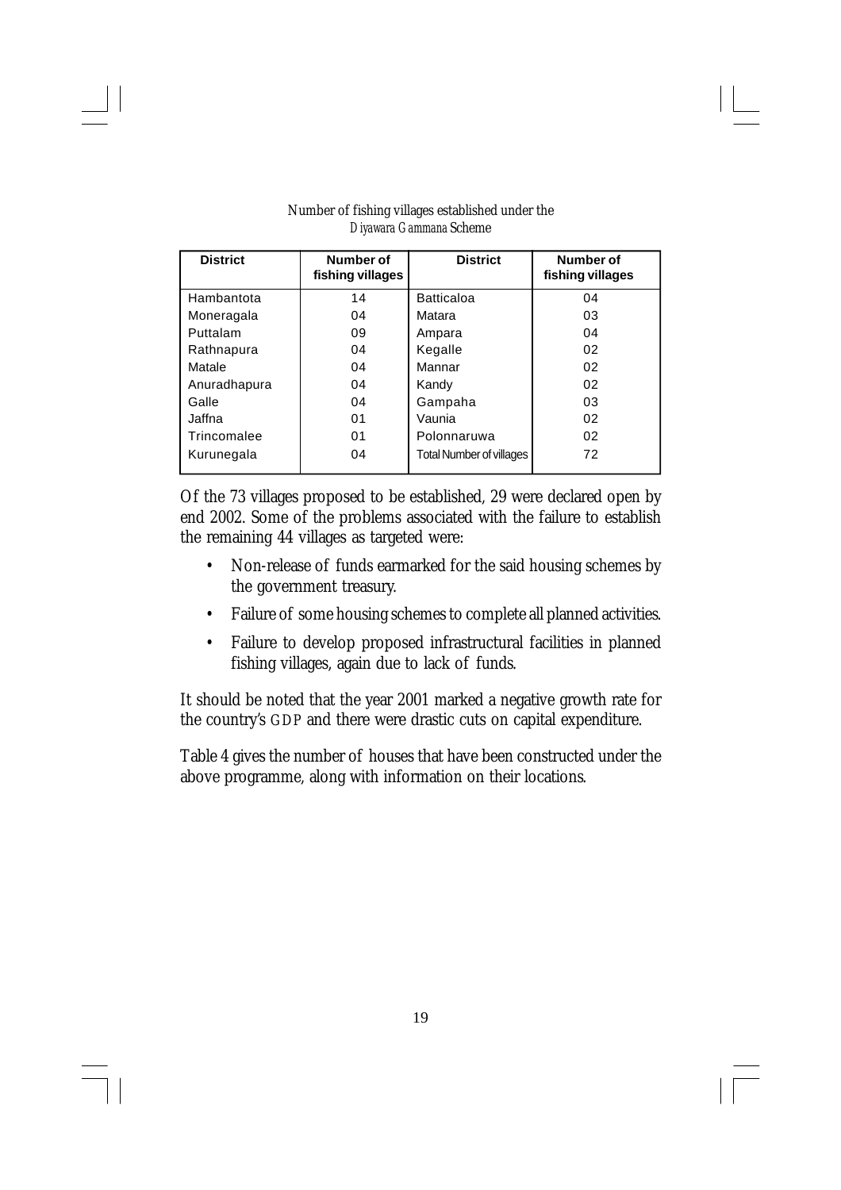Number of fishing villages established under the *Diyawara Gammana* Scheme

| District | Number of fishing villages | District | Number of fishing villages |
|---|---|---|---|
| Hambantota | 14 | Batticaloa | 04 |
| Moneragala | 04 | Matara | 03 |
| Puttalam | 09 | Ampara | 04 |
| Rathnapura | 04 | Kegalle | 02 |
| Matale | 04 | Mannar | 02 |
| Anuradhapura | 04 | Kandy | 02 |
| Galle | 04 | Gampaha | 03 |
| Jaffna | 01 | Vaunia | 02 |
| Trincomalee | 01 | Polonnaruwa | 02 |
| Kurunegala | 04 | Total Number of villages | 72 |

Of the 73 villages proposed to be established, 29 were declared open by end 2002. Some of the problems associated with the failure to establish the remaining 44 villages as targeted were:

- Non-release of funds earmarked for the said housing schemes by the government treasury.
- Failure of some housing schemes to complete all planned activities.
- Failure to develop proposed infrastructural facilities in planned fishing villages, again due to lack of funds.

It should be noted that the year 2001 marked a negative growth rate for the country's GDP and there were drastic cuts on capital expenditure.

Table 4 gives the number of houses that have been constructed under the above programme, along with information on their locations.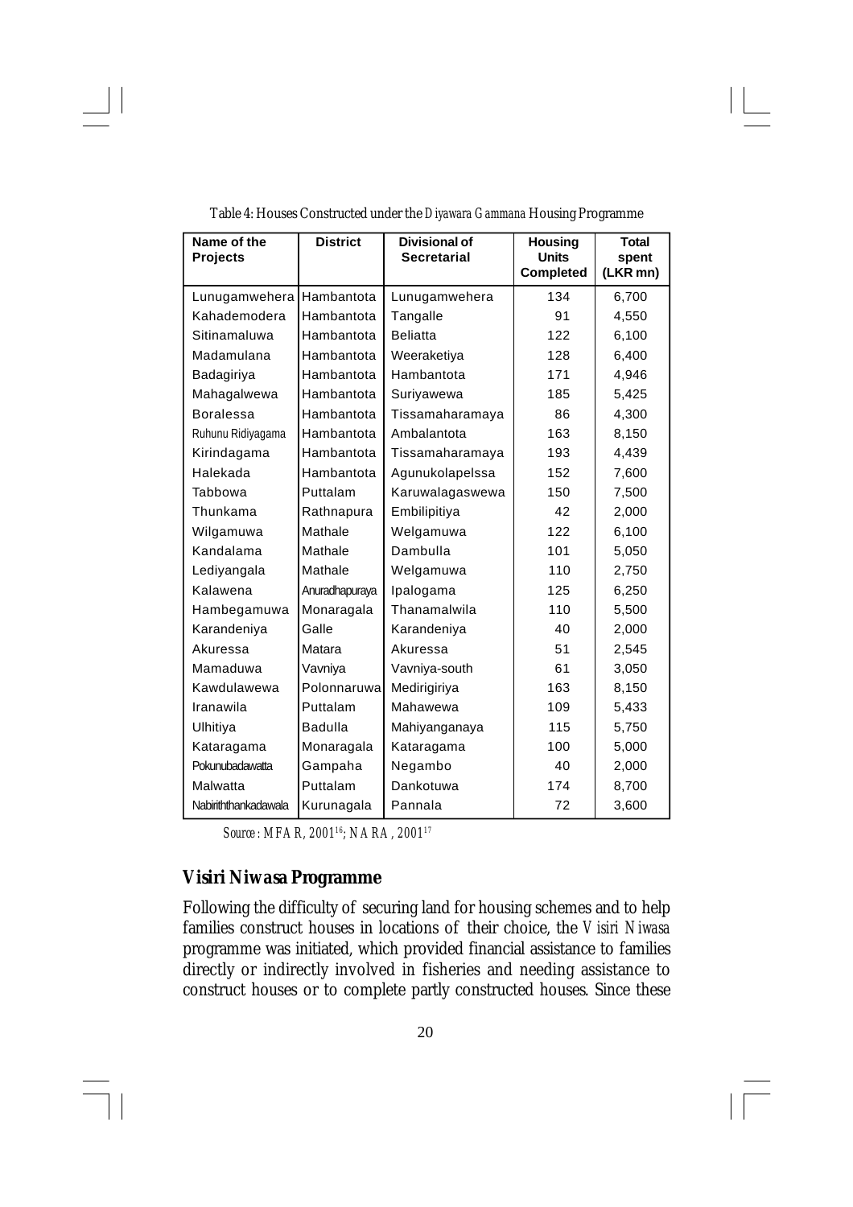Table 4: Houses Constructed under the *Diyawara Gammana* Housing Programme

| Name of the Projects | District | Divisional of Secretarial | Housing Units Completed | Total spent (LKR mn) |
|---|---|---|---|---|
| Lunugamwehera | Hambantota | Lunugamwehera | 134 | 6,700 |
| Kahademodera | Hambantota | Tangalle | 91 | 4,550 |
| Sitinamaluwa | Hambantota | Beliatta | 122 | 6,100 |
| Madamulana | Hambantota | Weeraketiya | 128 | 6,400 |
| Badagiriya | Hambantota | Hambantota | 171 | 4,946 |
| Mahagalwewa | Hambantota | Suriyawewa | 185 | 5,425 |
| Boralessa | Hambantota | Tissamaharamaya | 86 | 4,300 |
| Ruhunu Ridiyagama | Hambantota | Ambalantota | 163 | 8,150 |
| Kirindagama | Hambantota | Tissamaharamaya | 193 | 4,439 |
| Halekada | Hambantota | Agunukolapelssa | 152 | 7,600 |
| Tabbowa | Puttalam | Karuwalagaswewa | 150 | 7,500 |
| Thunkama | Rathnapura | Embilipitiya | 42 | 2,000 |
| Wilgamuwa | Mathale | Welgamuwa | 122 | 6,100 |
| Kandalama | Mathale | Dambulla | 101 | 5,050 |
| Lediyangala | Mathale | Welgamuwa | 110 | 2,750 |
| Kalawena | Anuradhapuraya | Ipalogama | 125 | 6,250 |
| Hambegamuwa | Monaragala | Thanamalwila | 110 | 5,500 |
| Karandeniya | Galle | Karandeniya | 40 | 2,000 |
| Akuressa | Matara | Akuressa | 51 | 2,545 |
| Mamaduwa | Vavniya | Vavniya-south | 61 | 3,050 |
| Kawdulawewa | Polonnaruwa | Medirigiriya | 163 | 8,150 |
| Iranawila | Puttalam | Mahawewa | 109 | 5,433 |
| Ulhitiya | Badulla | Mahiyanganaya | 115 | 5,750 |
| Kataragama | Monaragala | Kataragama | 100 | 5,000 |
| Pokunubadawatta | Gampaha | Negambo | 40 | 2,000 |
| Malwatta | Puttalam | Dankotuwa | 174 | 8,700 |
| Nabiriththankadawala | Kurunagala | Pannala | 72 | 3,600 |

*Source: MFAR, 2001[16]; NARA, 2001[17]*

## Visiri Niwasa Programme

Following the difficulty of securing land for housing schemes and to help families construct houses in locations of their choice, the *Visiri Niwasa* programme was initiated, which provided financial assistance to families directly or indirectly involved in fisheries and needing assistance to construct houses or to complete partly constructed houses. Since these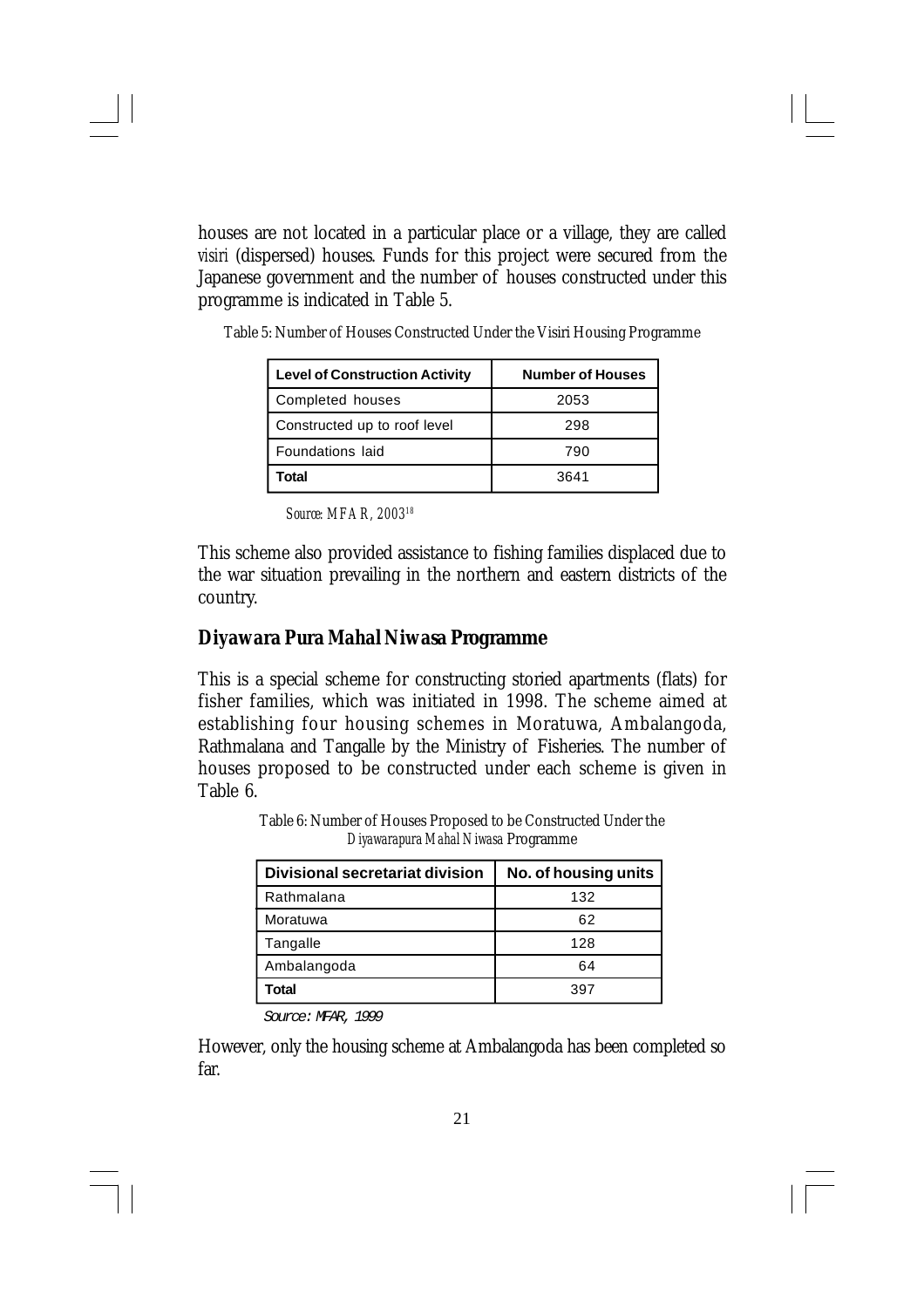houses are not located in a particular place or a village, they are called *visiri* (dispersed) houses. Funds for this project were secured from the Japanese government and the number of houses constructed under this programme is indicated in Table 5.

Table 5: Number of Houses Constructed Under the Visiri Housing Programme

| Level of Construction Activity | Number of Houses |
|---|---|
| Completed houses | 2053 |
| Constructed up to roof level | 298 |
| Foundations laid | 790 |
| **Total** | 3641 |

*Source: MFAR, 2003*[18]

This scheme also provided assistance to fishing families displaced due to the war situation prevailing in the northern and eastern districts of the country.

## Diyawara Pura Mahal Niwasa Programme

This is a special scheme for constructing storied apartments (flats) for fisher families, which was initiated in 1998. The scheme aimed at establishing four housing schemes in Moratuwa, Ambalangoda, Rathmalana and Tangalle by the Ministry of Fisheries. The number of houses proposed to be constructed under each scheme is given in Table 6.

Table 6: Number of Houses Proposed to be Constructed Under the *Diyawarapura Mahal Niwasa* Programme

| Divisional secretariat division | No. of housing units |
|---|---|
| Rathmalana | 132 |
| Moratuwa | 62 |
| Tangalle | 128 |
| Ambalangoda | 64 |
| **Total** | 397 |

*Source: MFAR, 1999*

However, only the housing scheme at Ambalangoda has been completed so far.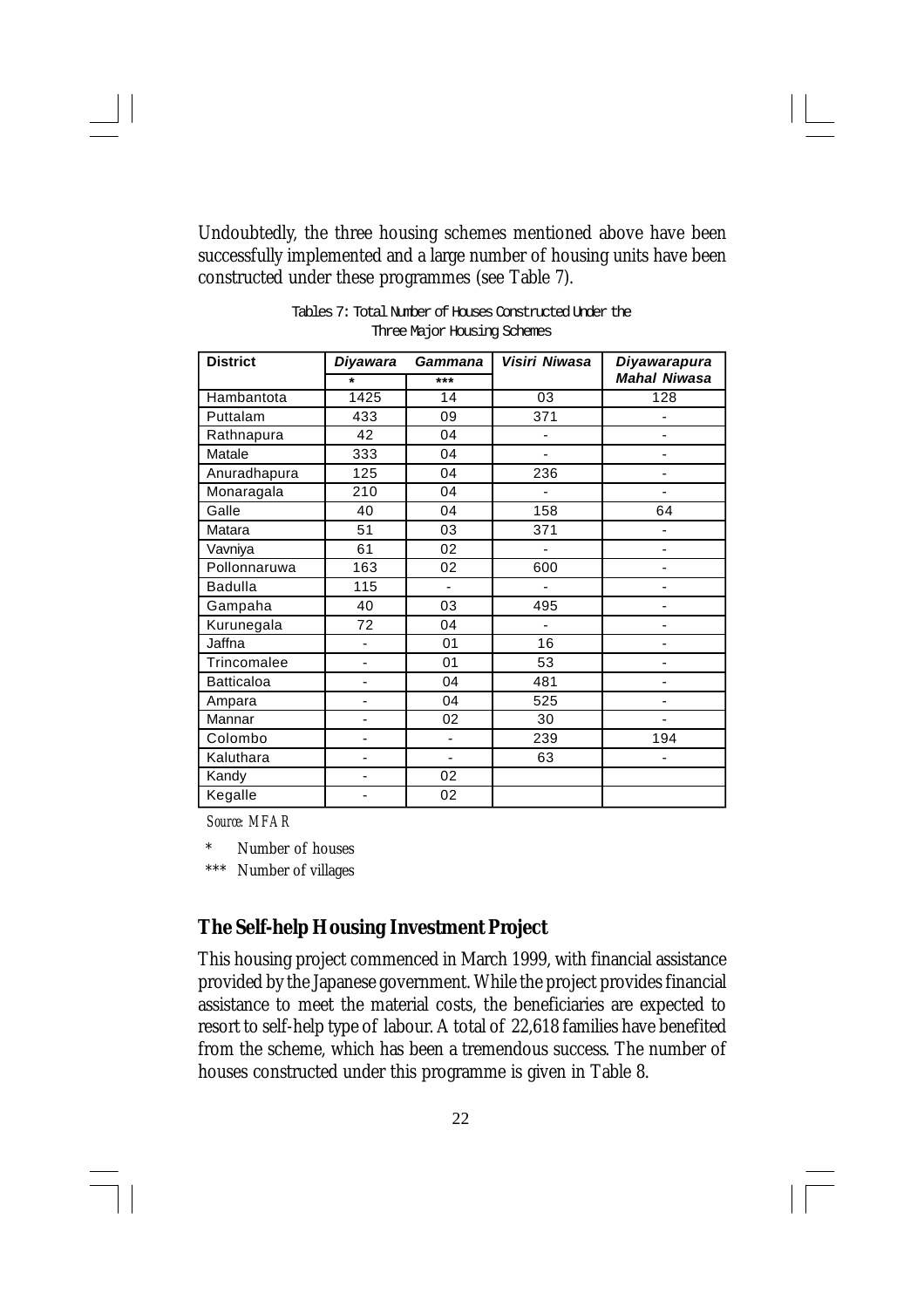Undoubtedly, the three housing schemes mentioned above have been successfully implemented and a large number of housing units have been constructed under these programmes (see Table 7).

Tables 7: Total Number of Houses Constructed Under the Three Major Housing Schemes

| District | *Diyawara* | *Gammana* | *Visiri Niwasa* | *Diyawarapura Mahal Niwasa* |
|---|---|---|---|---|
| | * | *** | | |
| Hambantota | 1425 | 14 | 03 | 128 |
| Puttalam | 433 | 09 | 371 | - |
| Rathnapura | 42 | 04 | - | - |
| Matale | 333 | 04 | - | - |
| Anuradhapura | 125 | 04 | 236 | - |
| Monaragala | 210 | 04 | - | - |
| Galle | 40 | 04 | 158 | 64 |
| Matara | 51 | 03 | 371 | - |
| Vavniya | 61 | 02 | - | - |
| Pollonnaruwa | 163 | 02 | 600 | - |
| Badulla | 115 | - | - | - |
| Gampaha | 40 | 03 | 495 | - |
| Kurunegala | 72 | 04 | - | - |
| Jaffna | - | 01 | 16 | - |
| Trincomalee | - | 01 | 53 | - |
| Batticaloa | - | 04 | 481 | - |
| Ampara | - | 04 | 525 | - |
| Mannar | - | 02 | 30 | - |
| Colombo | - | - | 239 | 194 |
| Kaluthara | - | - | 63 | - |
| Kandy | - | 02 | | |
| Kegalle | - | 02 | | |

*Source: MFAR*

\* Number of houses

\*** Number of villages

## The Self-help Housing Investment Project

This housing project commenced in March 1999, with financial assistance provided by the Japanese government. While the project provides financial assistance to meet the material costs, the beneficiaries are expected to resort to self-help type of labour. A total of 22,618 families have benefited from the scheme, which has been a tremendous success. The number of houses constructed under this programme is given in Table 8.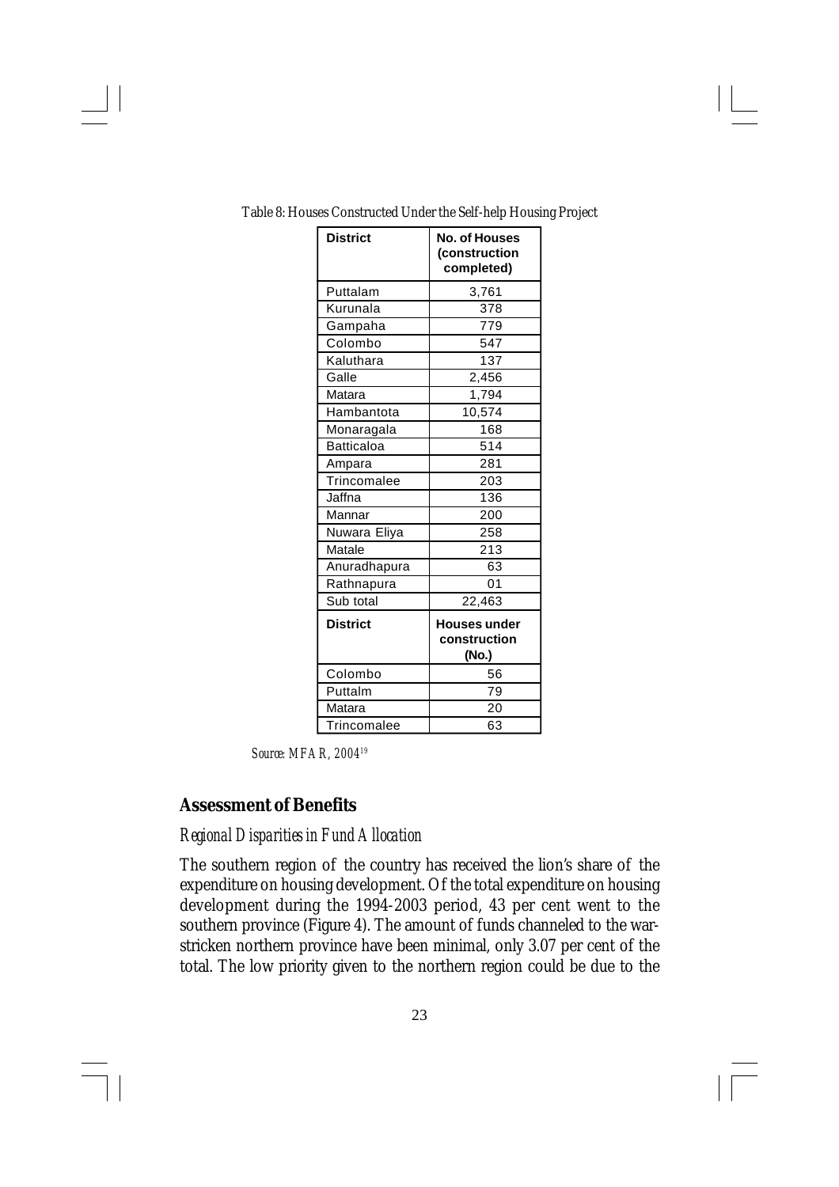Table 8: Houses Constructed Under the Self-help Housing Project

| District | No. of Houses (construction completed) |
|---|---|
| Puttalam | 3,761 |
| Kurunala | 378 |
| Gampaha | 779 |
| Colombo | 547 |
| Kaluthara | 137 |
| Galle | 2,456 |
| Matara | 1,794 |
| Hambantota | 10,574 |
| Monaragala | 168 |
| Batticaloa | 514 |
| Ampara | 281 |
| Trincomalee | 203 |
| Jaffna | 136 |
| Mannar | 200 |
| Nuwara Eliya | 258 |
| Matale | 213 |
| Anuradhapura | 63 |
| Rathnapura | 01 |
| Sub total | 22,463 |
| **District** | **Houses under construction (No.)** |
| Colombo | 56 |
| Puttalm | 79 |
| Matara | 20 |
| Trincomalee | 63 |

*Source: MFAR, 2004*[19]

## Assessment of Benefits

### *Regional Disparities in Fund Allocation*

The southern region of the country has received the lion's share of the expenditure on housing development. Of the total expenditure on housing development during the 1994-2003 period, 43 per cent went to the southern province (Figure 4). The amount of funds channeled to the war-stricken northern province have been minimal, only 3.07 per cent of the total. The low priority given to the northern region could be due to the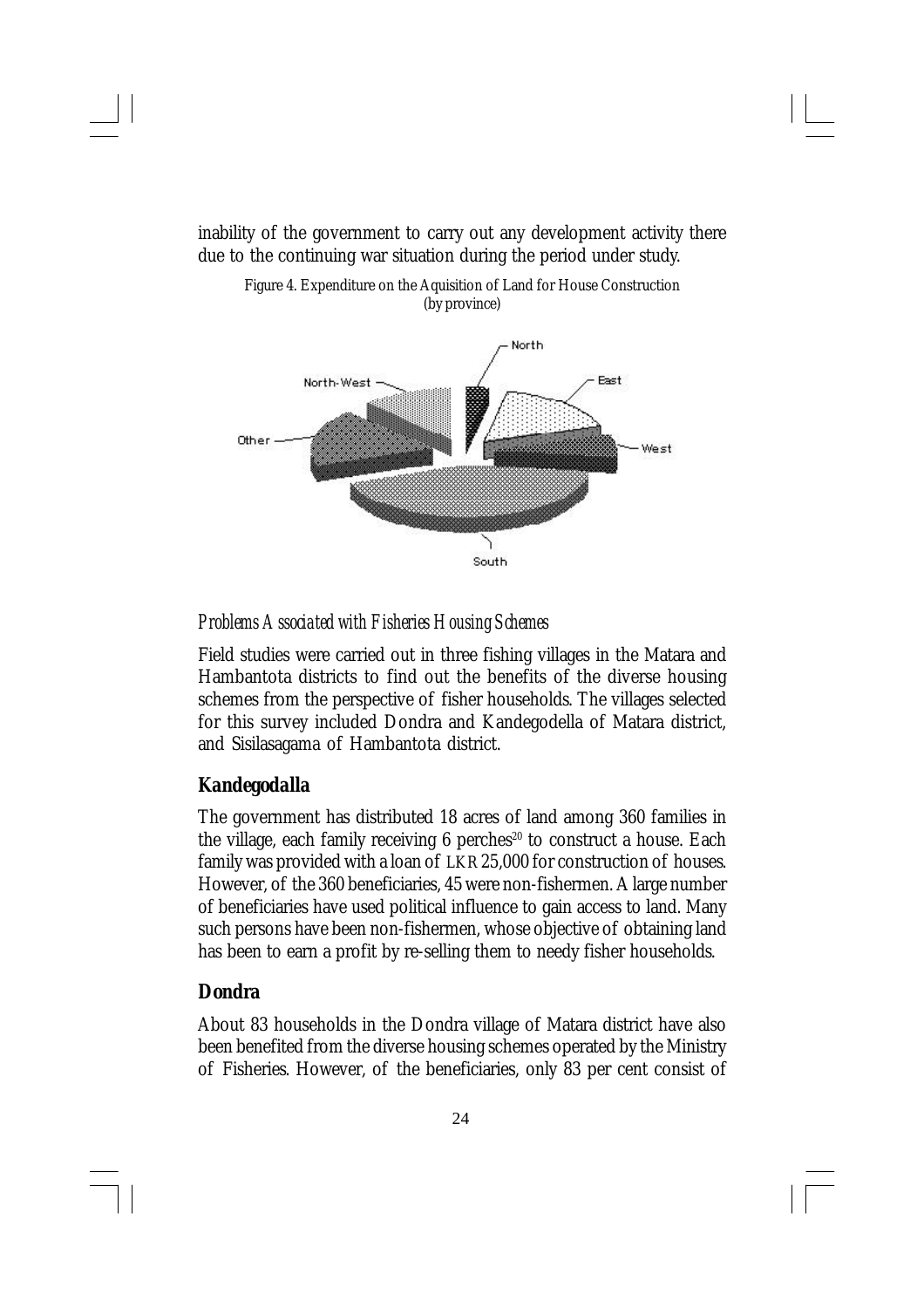inability of the government to carry out any development activity there due to the continuing war situation during the period under study.

Figure 4. Expenditure on the Aquisition of Land for House Construction (by province)

*Problems Associated with Fisheries Housing Schemes*

Field studies were carried out in three fishing villages in the Matara and Hambantota districts to find out the benefits of the diverse housing schemes from the perspective of fisher households. The villages selected for this survey included Dondra and Kandegodella of Matara district, and Sisilasagama of Hambantota district.

## Kandegodalla

The government has distributed 18 acres of land among 360 families in the village, each family receiving 6 perches[20] to construct a house. Each family was provided with a loan of LKR 25,000 for construction of houses. However, of the 360 beneficiaries, 45 were non-fishermen. A large number of beneficiaries have used political influence to gain access to land. Many such persons have been non-fishermen, whose objective of obtaining land has been to earn a profit by re-selling them to needy fisher households.

## Dondra

About 83 households in the Dondra village of Matara district have also been benefited from the diverse housing schemes operated by the Ministry of Fisheries. However, of the beneficiaries, only 83 per cent consist of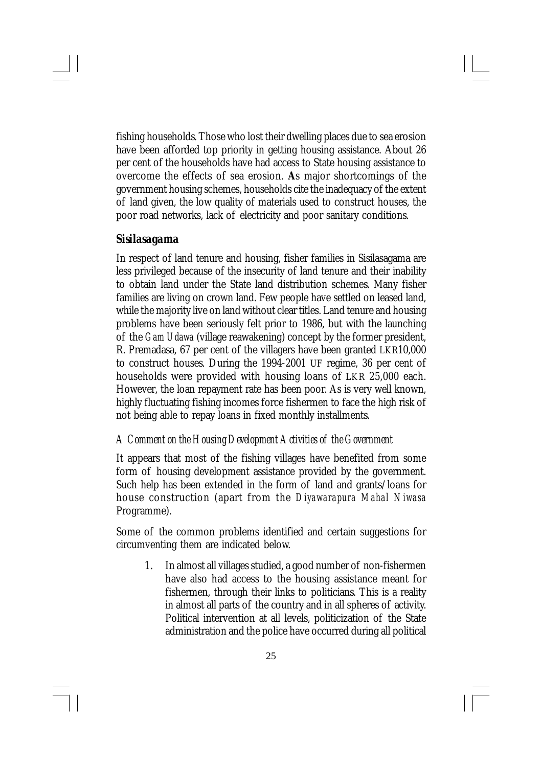fishing households. Those who lost their dwelling places due to sea erosion have been afforded top priority in getting housing assistance. About 26 per cent of the households have had access to State housing assistance to overcome the effects of sea erosion. **A**s major shortcomings of the government housing schemes, households cite the inadequacy of the extent of land given, the low quality of materials used to construct houses, the poor road networks, lack of electricity and poor sanitary conditions.

### Sisilasagama

In respect of land tenure and housing, fisher families in Sisilasagama are less privileged because of the insecurity of land tenure and their inability to obtain land under the State land distribution schemes. Many fisher families are living on crown land. Few people have settled on leased land, while the majority live on land without clear titles. Land tenure and housing problems have been seriously felt prior to 1986, but with the launching of the *Gam Udawa* (village reawakening) concept by the former president, R. Premadasa, 67 per cent of the villagers have been granted LKR10,000 to construct houses. During the 1994-2001 UF regime, 36 per cent of households were provided with housing loans of LKR 25,000 each. However, the loan repayment rate has been poor. As is very well known, highly fluctuating fishing incomes force fishermen to face the high risk of not being able to repay loans in fixed monthly installments.

#### *A Comment on the Housing Development Activities of the Government*

It appears that most of the fishing villages have benefited from some form of housing development assistance provided by the government. Such help has been extended in the form of land and grants/loans for house construction (apart from the *Diyawarapura Mahal Niwasa* Programme).

Some of the common problems identified and certain suggestions for circumventing them are indicated below.

1. In almost all villages studied, a good number of non-fishermen have also had access to the housing assistance meant for fishermen, through their links to politicians. This is a reality in almost all parts of the country and in all spheres of activity. Political intervention at all levels, politicization of the State administration and the police have occurred during all political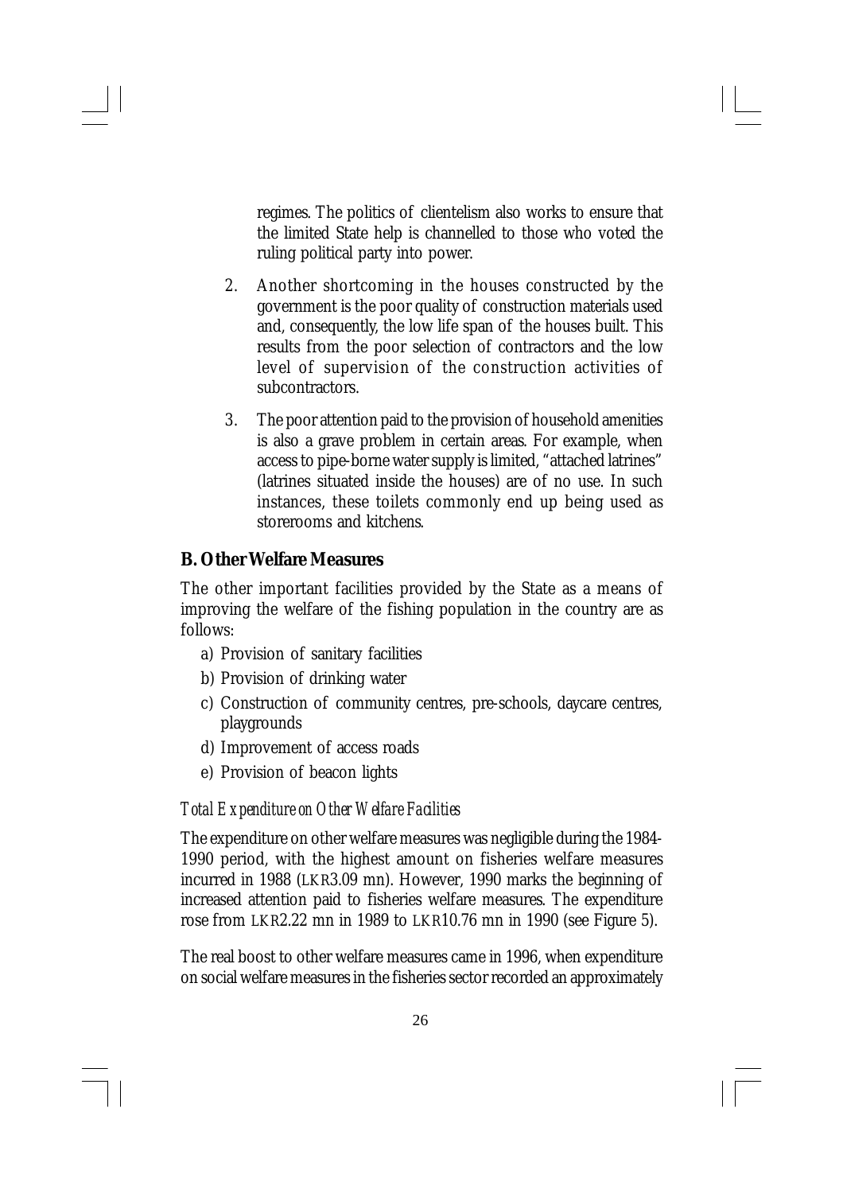regimes. The politics of clientelism also works to ensure that the limited State help is channelled to those who voted the ruling political party into power.

2. Another shortcoming in the houses constructed by the government is the poor quality of construction materials used and, consequently, the low life span of the houses built. This results from the poor selection of contractors and the low level of supervision of the construction activities of subcontractors.

3. The poor attention paid to the provision of household amenities is also a grave problem in certain areas. For example, when access to pipe-borne water supply is limited, "attached latrines" (latrines situated inside the houses) are of no use. In such instances, these toilets commonly end up being used as storerooms and kitchens.

## B. Other Welfare Measures

The other important facilities provided by the State as a means of improving the welfare of the fishing population in the country are as follows:

a) Provision of sanitary facilities
b) Provision of drinking water
c) Construction of community centres, pre-schools, daycare centres, playgrounds
d) Improvement of access roads
e) Provision of beacon lights

### *Total Expenditure on Other Welfare Facilities*

The expenditure on other welfare measures was negligible during the 1984-1990 period, with the highest amount on fisheries welfare measures incurred in 1988 (LKR3.09 mn). However, 1990 marks the beginning of increased attention paid to fisheries welfare measures. The expenditure rose from LKR2.22 mn in 1989 to LKR10.76 mn in 1990 (see Figure 5).

The real boost to other welfare measures came in 1996, when expenditure on social welfare measures in the fisheries sector recorded an approximately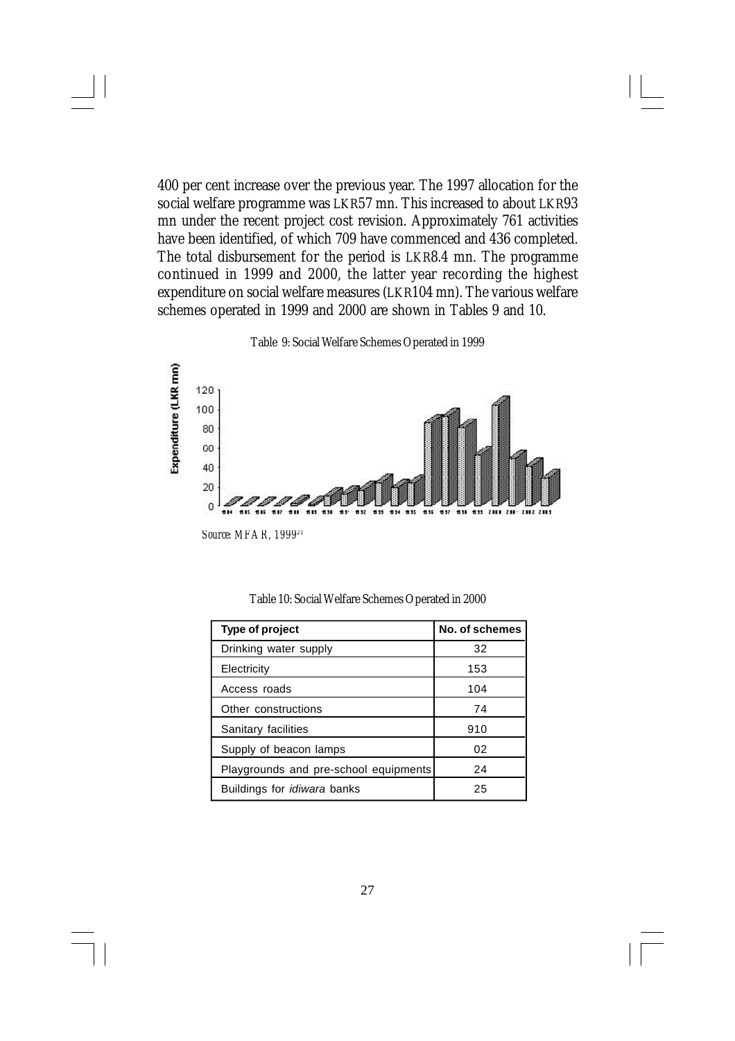400 per cent increase over the previous year. The 1997 allocation for the social welfare programme was LKR57 mn. This increased to about LKR93 mn under the recent project cost revision. Approximately 761 activities have been identified, of which 709 have commenced and 436 completed. The total disbursement for the period is LKR8.4 mn. The programme continued in 1999 and 2000, the latter year recording the highest expenditure on social welfare measures (LKR104 mn). The various welfare schemes operated in 1999 and 2000 are shown in Tables 9 and 10.

Table 9: Social Welfare Schemes Operated in 1999

*Source: MFAR, 1999*[21]

Table 10: Social Welfare Schemes Operated in 2000

| Type of project | No. of schemes |
|---|---|
| Drinking water supply | 32 |
| Electricity | 153 |
| Access roads | 104 |
| Other constructions | 74 |
| Sanitary facilities | 910 |
| Supply of beacon lamps | 02 |
| Playgrounds and pre-school equipments | 24 |
| Buildings for *idiwara* banks | 25 |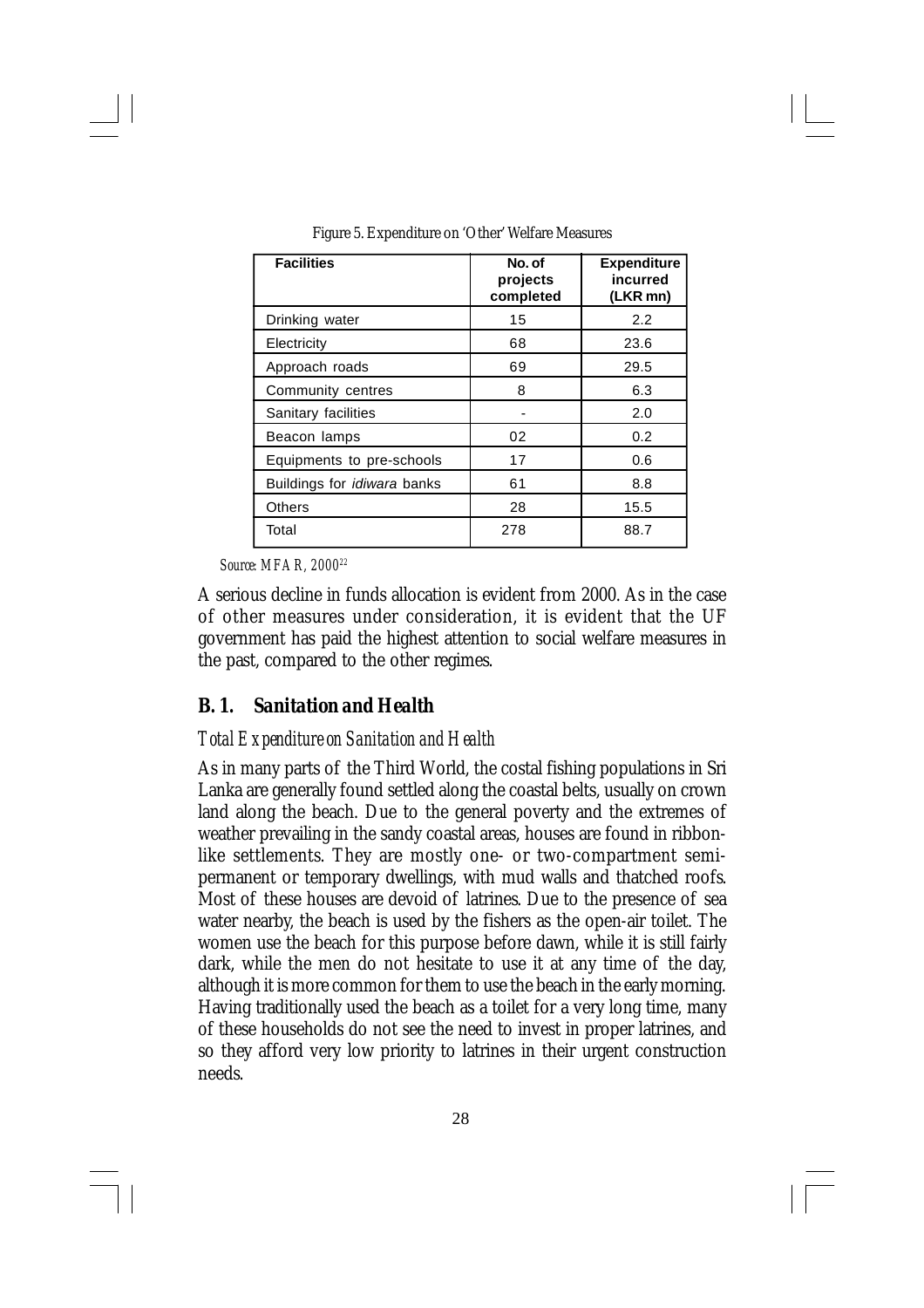Figure 5. Expenditure on 'Other' Welfare Measures

| Facilities | No. of projects completed | Expenditure incurred (LKR mn) |
|---|---|---|
| Drinking water | 15 | 2.2 |
| Electricity | 68 | 23.6 |
| Approach roads | 69 | 29.5 |
| Community centres | 8 | 6.3 |
| Sanitary facilities | - | 2.0 |
| Beacon lamps | 02 | 0.2 |
| Equipments to pre-schools | 17 | 0.6 |
| Buildings for *idiwara* banks | 61 | 8.8 |
| Others | 28 | 15.5 |
| Total | 278 | 88.7 |

*Source: MFAR, 2000*[22]

A serious decline in funds allocation is evident from 2000. As in the case of other measures under consideration, it is evident that the UF government has paid the highest attention to social welfare measures in the past, compared to the other regimes.

## B. 1. Sanitation and Health

*Total Expenditure on Sanitation and Health*

As in many parts of the Third World, the costal fishing populations in Sri Lanka are generally found settled along the coastal belts, usually on crown land along the beach. Due to the general poverty and the extremes of weather prevailing in the sandy coastal areas, houses are found in ribbon-like settlements. They are mostly one- or two-compartment semi-permanent or temporary dwellings, with mud walls and thatched roofs. Most of these houses are devoid of latrines. Due to the presence of sea water nearby, the beach is used by the fishers as the open-air toilet. The women use the beach for this purpose before dawn, while it is still fairly dark, while the men do not hesitate to use it at any time of the day, although it is more common for them to use the beach in the early morning. Having traditionally used the beach as a toilet for a very long time, many of these households do not see the need to invest in proper latrines, and so they afford very low priority to latrines in their urgent construction needs.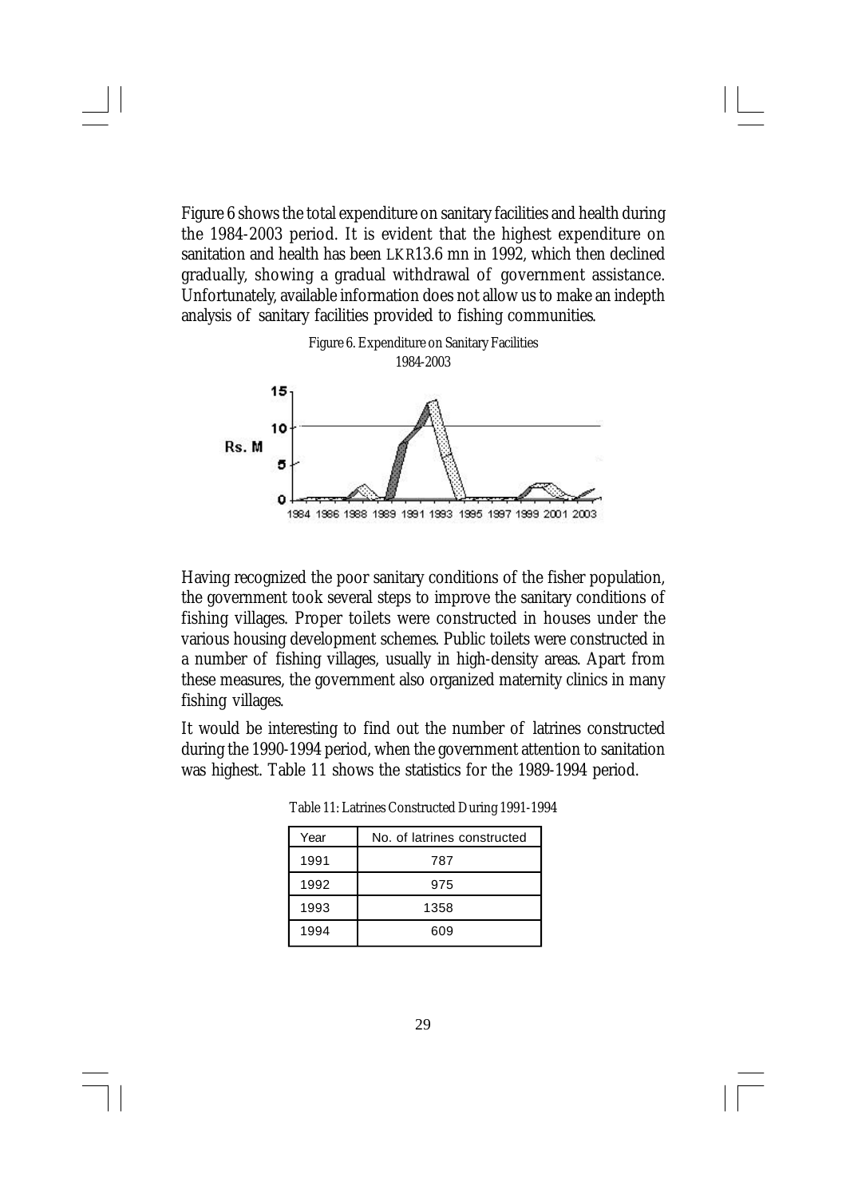Figure 6 shows the total expenditure on sanitary facilities and health during the 1984-2003 period. It is evident that the highest expenditure on sanitation and health has been LKR13.6 mn in 1992, which then declined gradually, showing a gradual withdrawal of government assistance. Unfortunately, available information does not allow us to make an indepth analysis of sanitary facilities provided to fishing communities.

Figure 6. Expenditure on Sanitary Facilities 1984-2003

Having recognized the poor sanitary conditions of the fisher population, the government took several steps to improve the sanitary conditions of fishing villages. Proper toilets were constructed in houses under the various housing development schemes. Public toilets were constructed in a number of fishing villages, usually in high-density areas. Apart from these measures, the government also organized maternity clinics in many fishing villages.

It would be interesting to find out the number of latrines constructed during the 1990-1994 period, when the government attention to sanitation was highest. Table 11 shows the statistics for the 1989-1994 period.

Table 11: Latrines Constructed During 1991-1994

| Year | No. of latrines constructed |
|---|---|
| 1991 | 787 |
| 1992 | 975 |
| 1993 | 1358 |
| 1994 | 609 |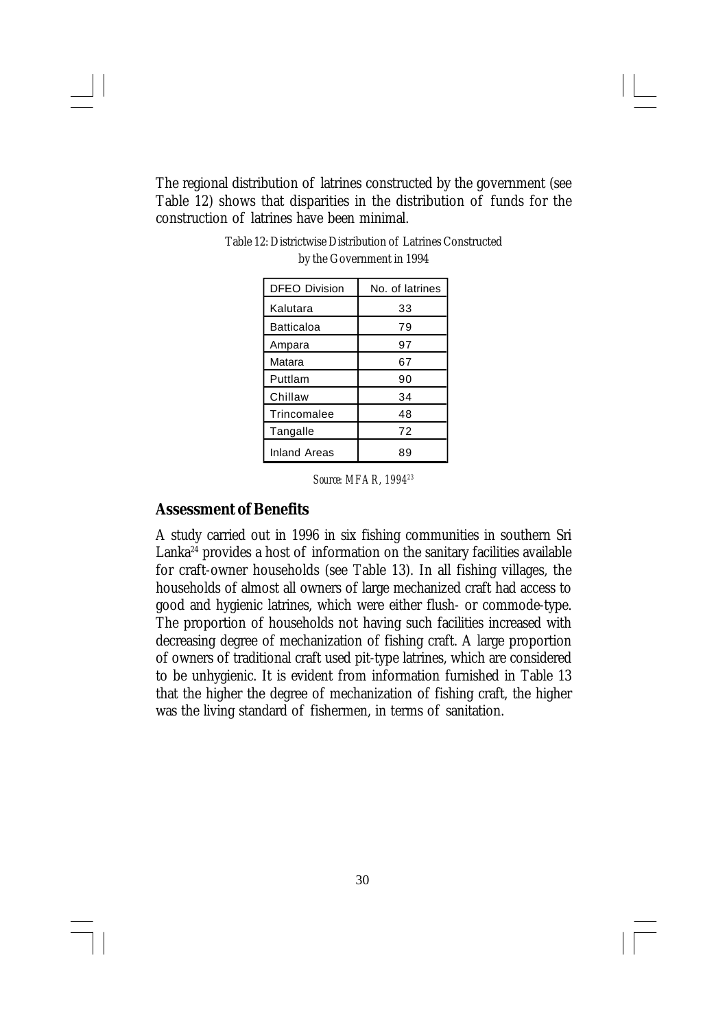The regional distribution of latrines constructed by the government (see Table 12) shows that disparities in the distribution of funds for the construction of latrines have been minimal.

Table 12: Districtwise Distribution of Latrines Constructed by the Government in 1994

| DFEO Division | No. of latrines |
|---|---|
| Kalutara | 33 |
| Batticaloa | 79 |
| Ampara | 97 |
| Matara | 67 |
| Puttlam | 90 |
| Chillaw | 34 |
| Trincomalee | 48 |
| Tangalle | 72 |
| Inland Areas | 89 |

*Source: MFAR, 1994*[23]

## Assessment of Benefits

A study carried out in 1996 in six fishing communities in southern Sri Lanka[24] provides a host of information on the sanitary facilities available for craft-owner households (see Table 13). In all fishing villages, the households of almost all owners of large mechanized craft had access to good and hygienic latrines, which were either flush- or commode-type. The proportion of households not having such facilities increased with decreasing degree of mechanization of fishing craft. A large proportion of owners of traditional craft used pit-type latrines, which are considered to be unhygienic. It is evident from information furnished in Table 13 that the higher the degree of mechanization of fishing craft, the higher was the living standard of fishermen, in terms of sanitation.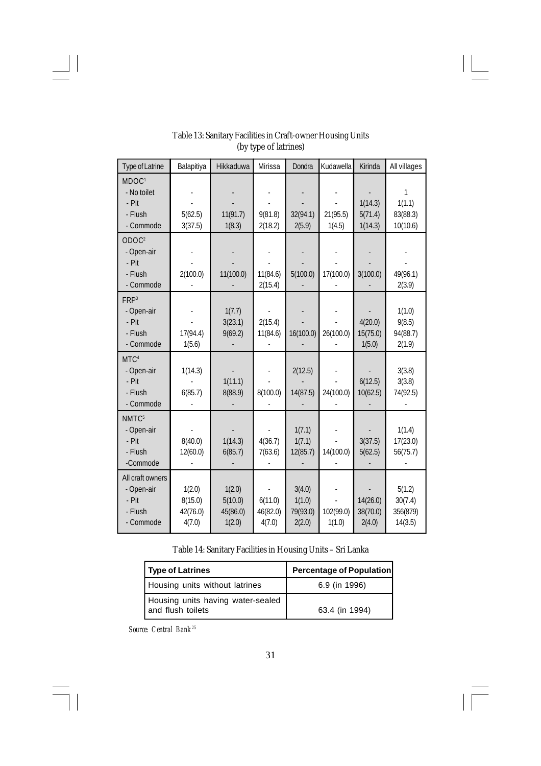Table 13: Sanitary Facilities in Craft-owner Housing Units
(by type of latrines)

| Type of Latrine | Balapitiya | Hikkaduwa | Mirissa | Dondra | Kudawella | Kirinda | All villages |
|---|---|---|---|---|---|---|---|
| MDOC[1] | | | | | | | |
| - No toilet | - | - | - | - | - | - | 1 |
| - Pit | - | - | - | - | - | 1(14.3) | 1(1.1) |
| - Flush | 5(62.5) | 11(91.7) | 9(81.8) | 32(94.1) | 21(95.5) | 5(71.4) | 83(88.3) |
| - Commode | 3(37.5) | 1(8.3) | 2(18.2) | 2(5.9) | 1(4.5) | 1(14.3) | 10(10.6) |
| ODOC[2] | | | | | | | |
| - Open-air | - | - | - | - | - | - | - |
| - Pit | - | - | - | - | - | - | - |
| - Flush | 2(100.0) | 11(100.0) | 11(84.6) | 5(100.0) | 17(100.0) | 3(100.0) | 49(96.1) |
| - Commode | - | - | 2(15.4) | - | - | - | 2(3.9) |
| FRP[3] | | | | | | | |
| - Open-air | - | 1(7.7) | - | - | - | - | 1(1.0) |
| - Pit | - | 3(23.1) | 2(15.4) | - | - | 4(20.0) | 9(8.5) |
| - Flush | 17(94.4) | 9(69.2) | 11(84.6) | 16(100.0) | 26(100.0) | 15(75.0) | 94(88.7) |
| - Commode | 1(5.6) | - | - | - | - | 1(5.0) | 2(1.9) |
| MTC[4] | | | | | | | |
| - Open-air | 1(14.3) | - | - | 2(12.5) | - | - | 3(3.8) |
| - Pit | - | 1(11.1) | - | - | - | 6(12.5) | 3(3.8) |
| - Flush | 6(85.7) | 8(88.9) | 8(100.0) | 14(87.5) | 24(100.0) | 10(62.5) | 74(92.5) |
| - Commode | - | - | - | - | - | - | - |
| NMTC[5] | | | | | | | |
| - Open-air | - | - | - | 1(7.1) | - | - | 1(1.4) |
| - Pit | 8(40.0) | 1(14.3) | 4(36.7) | 1(7.1) | - | 3(37.5) | 17(23.0) |
| - Flush | 12(60.0) | 6(85.7) | 7(63.6) | 12(85.7) | 14(100.0) | 5(62.5) | 56(75.7) |
| -Commode | - | - | - | - | - | - | - |
| All craft owners | | | | | | | |
| - Open-air | 1(2.0) | 1(2.0) | - | 3(4.0) | - | - | 5(1.2) |
| - Pit | 8(15.0) | 5(10.0) | 6(11.0) | 1(1.0) | - | 14(26.0) | 30(7.4) |
| - Flush | 42(76.0) | 45(86.0) | 46(82.0) | 79(93.0) | 102(99.0) | 38(70.0) | 356(879) |
| - Commode | 4(7.0) | 1(2.0) | 4(7.0) | 2(2.0) | 1(1.0) | 2(4.0) | 14(3.5) |

Table 14: Sanitary Facilities in Housing Units – Sri Lanka

| Type of Latrines | Percentage of Population |
|---|---|
| Housing units without latrines | 6.9 (in 1996) |
| Housing units having water-sealed and flush toilets | 63.4 (in 1994) |

*Source: Central Bank*[25]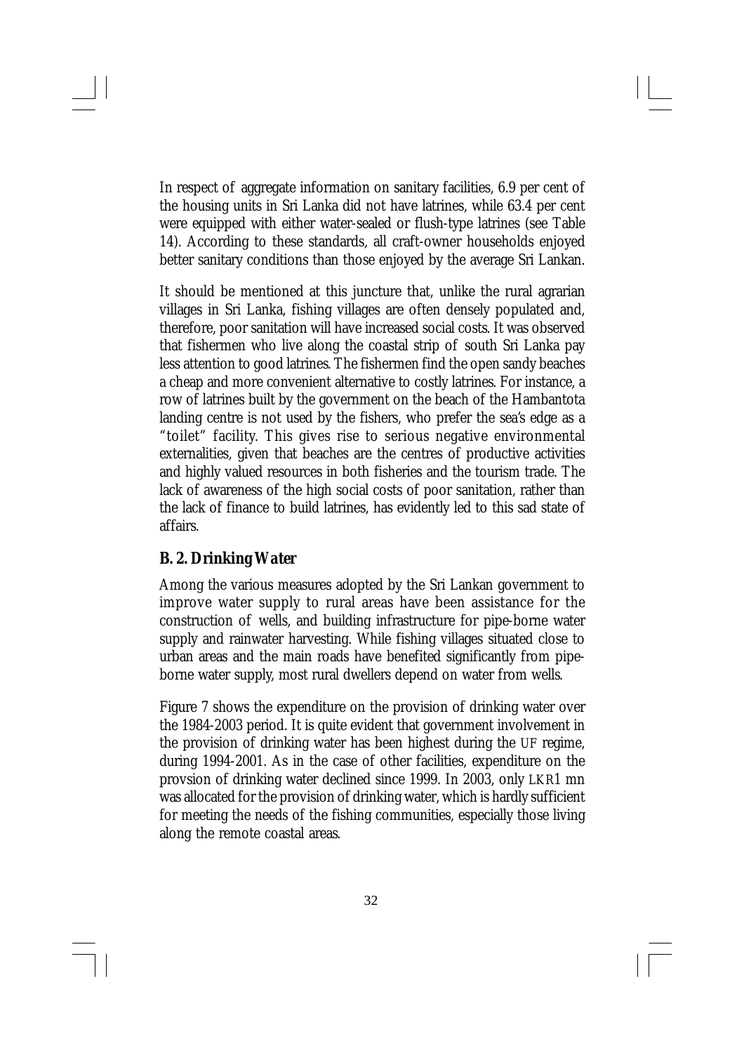In respect of aggregate information on sanitary facilities, 6.9 per cent of the housing units in Sri Lanka did not have latrines, while 63.4 per cent were equipped with either water-sealed or flush-type latrines (see Table 14). According to these standards, all craft-owner households enjoyed better sanitary conditions than those enjoyed by the average Sri Lankan.

It should be mentioned at this juncture that, unlike the rural agrarian villages in Sri Lanka, fishing villages are often densely populated and, therefore, poor sanitation will have increased social costs. It was observed that fishermen who live along the coastal strip of south Sri Lanka pay less attention to good latrines. The fishermen find the open sandy beaches a cheap and more convenient alternative to costly latrines. For instance, a row of latrines built by the government on the beach of the Hambantota landing centre is not used by the fishers, who prefer the sea's edge as a "toilet" facility. This gives rise to serious negative environmental externalities, given that beaches are the centres of productive activities and highly valued resources in both fisheries and the tourism trade. The lack of awareness of the high social costs of poor sanitation, rather than the lack of finance to build latrines, has evidently led to this sad state of affairs.

### B. 2. Drinking Water

Among the various measures adopted by the Sri Lankan government to improve water supply to rural areas have been assistance for the construction of wells, and building infrastructure for pipe-borne water supply and rainwater harvesting. While fishing villages situated close to urban areas and the main roads have benefited significantly from pipe-borne water supply, most rural dwellers depend on water from wells.

Figure 7 shows the expenditure on the provision of drinking water over the 1984-2003 period. It is quite evident that government involvement in the provision of drinking water has been highest during the UF regime, during 1994-2001. As in the case of other facilities, expenditure on the provsion of drinking water declined since 1999. In 2003, only LKR1 mn was allocated for the provision of drinking water, which is hardly sufficient for meeting the needs of the fishing communities, especially those living along the remote coastal areas.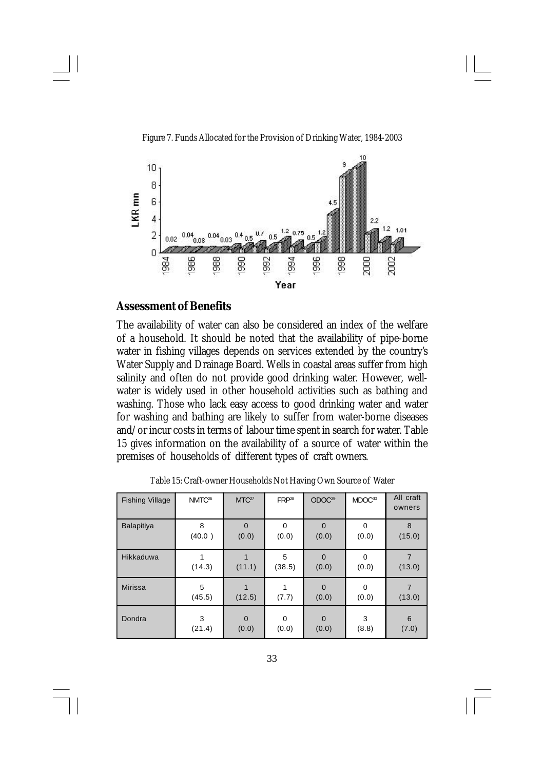Figure 7. Funds Allocated for the Provision of Drinking Water, 1984-2003

## Assessment of Benefits

The availability of water can also be considered an index of the welfare of a household. It should be noted that the availability of pipe-borne water in fishing villages depends on services extended by the country's Water Supply and Drainage Board. Wells in coastal areas suffer from high salinity and often do not provide good drinking water. However, well-water is widely used in other household activities such as bathing and washing. Those who lack easy access to good drinking water and water for washing and bathing are likely to suffer from water-borne diseases and/or incur costs in terms of labour time spent in search for water. Table 15 gives information on the availability of a source of water within the premises of households of different types of craft owners.

Table 15: Craft-owner Households Not Having Own Source of Water

| Fishing Village | NMTC[26] | MTC[27] | FRP[28] | ODOC[29] | MDOC[30] | All craft owners |
|---|---|---|---|---|---|---|
| Balapitiya | 8 (40.0 ) | 0 (0.0) | 0 (0.0) | 0 (0.0) | 0 (0.0) | 8 (15.0) |
| Hikkaduwa | 1 (14.3) | 1 (11.1) | 5 (38.5) | 0 (0.0) | 0 (0.0) | 7 (13.0) |
| Mirissa | 5 (45.5) | 1 (12.5) | 1 (7.7) | 0 (0.0) | 0 (0.0) | 7 (13.0) |
| Dondra | 3 (21.4) | 0 (0.0) | 0 (0.0) | 0 (0.0) | 3 (8.8) | 6 (7.0) |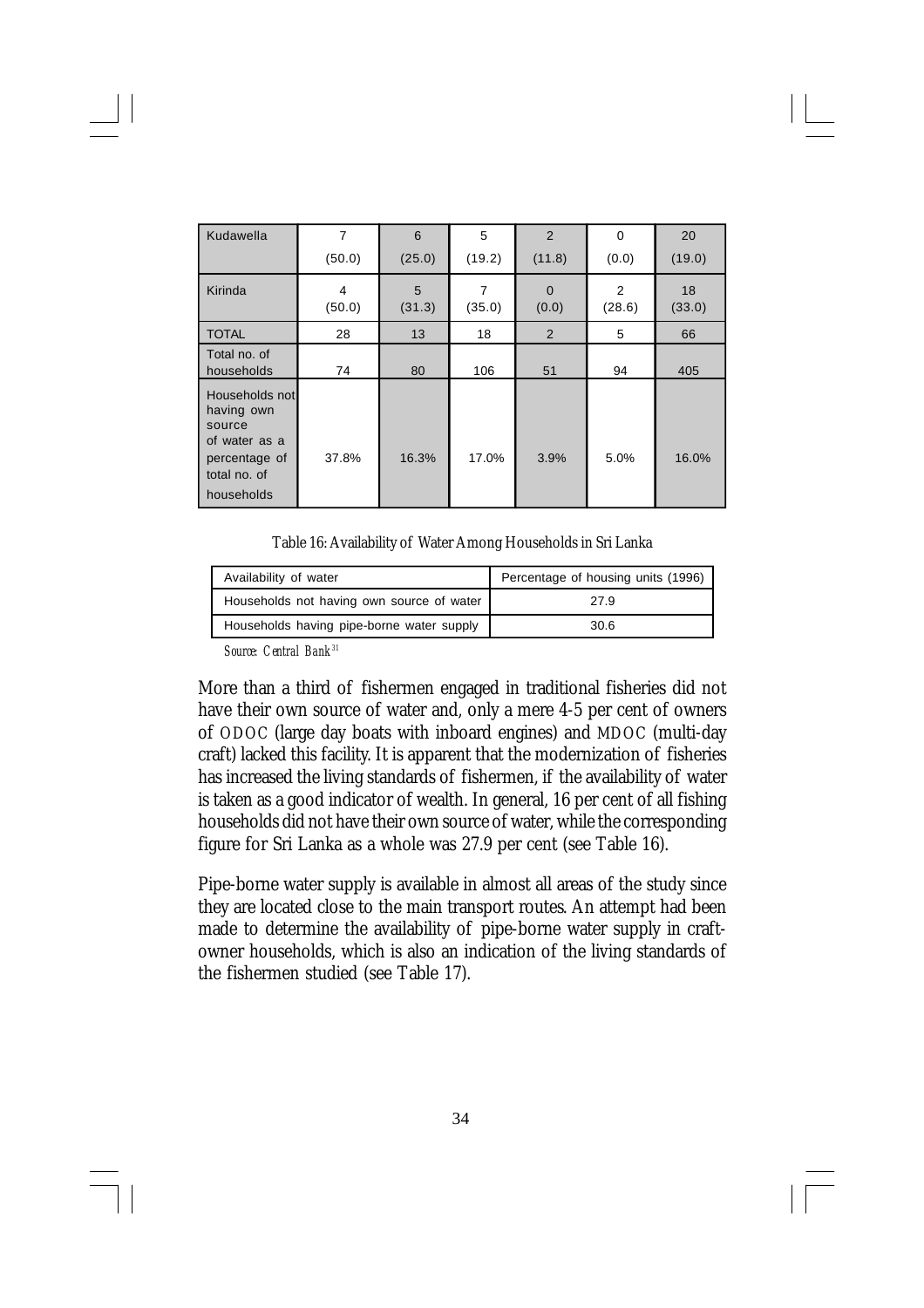| Kudawella | 7<br>(50.0) | 6<br>(25.0) | 5<br>(19.2) | 2<br>(11.8) | 0<br>(0.0) | 20<br>(19.0) |
|---|---|---|---|---|---|---|
| Kirinda | 4<br>(50.0) | 5<br>(31.3) | 7<br>(35.0) | 0<br>(0.0) | 2<br>(28.6) | 18<br>(33.0) |
| TOTAL | 28 | 13 | 18 | 2 | 5 | 66 |
| Total no. of households | 74 | 80 | 106 | 51 | 94 | 405 |
| Households not having own source of water as a percentage of total no. of households | 37.8% | 16.3% | 17.0% | 3.9% | 5.0% | 16.0% |

Table 16: Availability of Water Among Households in Sri Lanka

| Availability of water | Percentage of housing units (1996) |
|---|---|
| Households not having own source of water | 27.9 |
| Households having pipe-borne water supply | 30.6 |

*Source: Central Bank*[31]

More than a third of fishermen engaged in traditional fisheries did not have their own source of water and, only a mere 4-5 per cent of owners of ODOC (large day boats with inboard engines) and MDOC (multi-day craft) lacked this facility. It is apparent that the modernization of fisheries has increased the living standards of fishermen, if the availability of water is taken as a good indicator of wealth. In general, 16 per cent of all fishing households did not have their own source of water, while the corresponding figure for Sri Lanka as a whole was 27.9 per cent (see Table 16).

Pipe-borne water supply is available in almost all areas of the study since they are located close to the main transport routes. An attempt had been made to determine the availability of pipe-borne water supply in craft-owner households, which is also an indication of the living standards of the fishermen studied (see Table 17).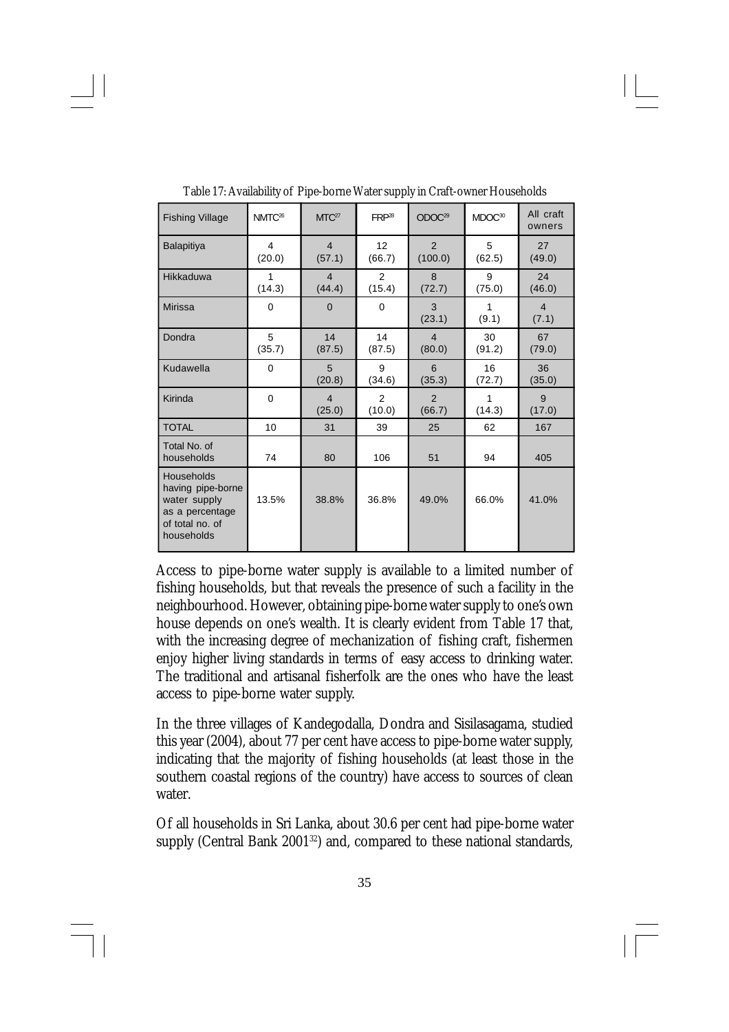Table 17: Availability of Pipe-borne Water supply in Craft-owner Households

| Fishing Village | NMTC[26] | MTC[27] | FRP[28] | ODOC[29] | MDOC[30] | All craft owners |
|---|---|---|---|---|---|---|
| Balapitiya | 4 (20.0) | 4 (57.1) | 12 (66.7) | 2 (100.0) | 5 (62.5) | 27 (49.0) |
| Hikkaduwa | 1 (14.3) | 4 (44.4) | 2 (15.4) | 8 (72.7) | 9 (75.0) | 24 (46.0) |
| Mirissa | 0 | 0 | 0 | 3 (23.1) | 1 (9.1) | 4 (7.1) |
| Dondra | 5 (35.7) | 14 (87.5) | 14 (87.5) | 4 (80.0) | 30 (91.2) | 67 (79.0) |
| Kudawella | 0 | 5 (20.8) | 9 (34.6) | 6 (35.3) | 16 (72.7) | 36 (35.0) |
| Kirinda | 0 | 4 (25.0) | 2 (10.0) | 2 (66.7) | 1 (14.3) | 9 (17.0) |
| TOTAL | 10 | 31 | 39 | 25 | 62 | 167 |
| Total No. of households | 74 | 80 | 106 | 51 | 94 | 405 |
| Households having pipe-borne water supply as a percentage of total no. of households | 13.5% | 38.8% | 36.8% | 49.0% | 66.0% | 41.0% |

Access to pipe-borne water supply is available to a limited number of fishing households, but that reveals the presence of such a facility in the neighbourhood. However, obtaining pipe-borne water supply to one's own house depends on one's wealth. It is clearly evident from Table 17 that, with the increasing degree of mechanization of fishing craft, fishermen enjoy higher living standards in terms of easy access to drinking water. The traditional and artisanal fisherfolk are the ones who have the least access to pipe-borne water supply.

In the three villages of Kandegodalla, Dondra and Sisilasagama, studied this year (2004), about 77 per cent have access to pipe-borne water supply, indicating that the majority of fishing households (at least those in the southern coastal regions of the country) have access to sources of clean water.

Of all households in Sri Lanka, about 30.6 per cent had pipe-borne water supply (Central Bank 2001[32]) and, compared to these national standards,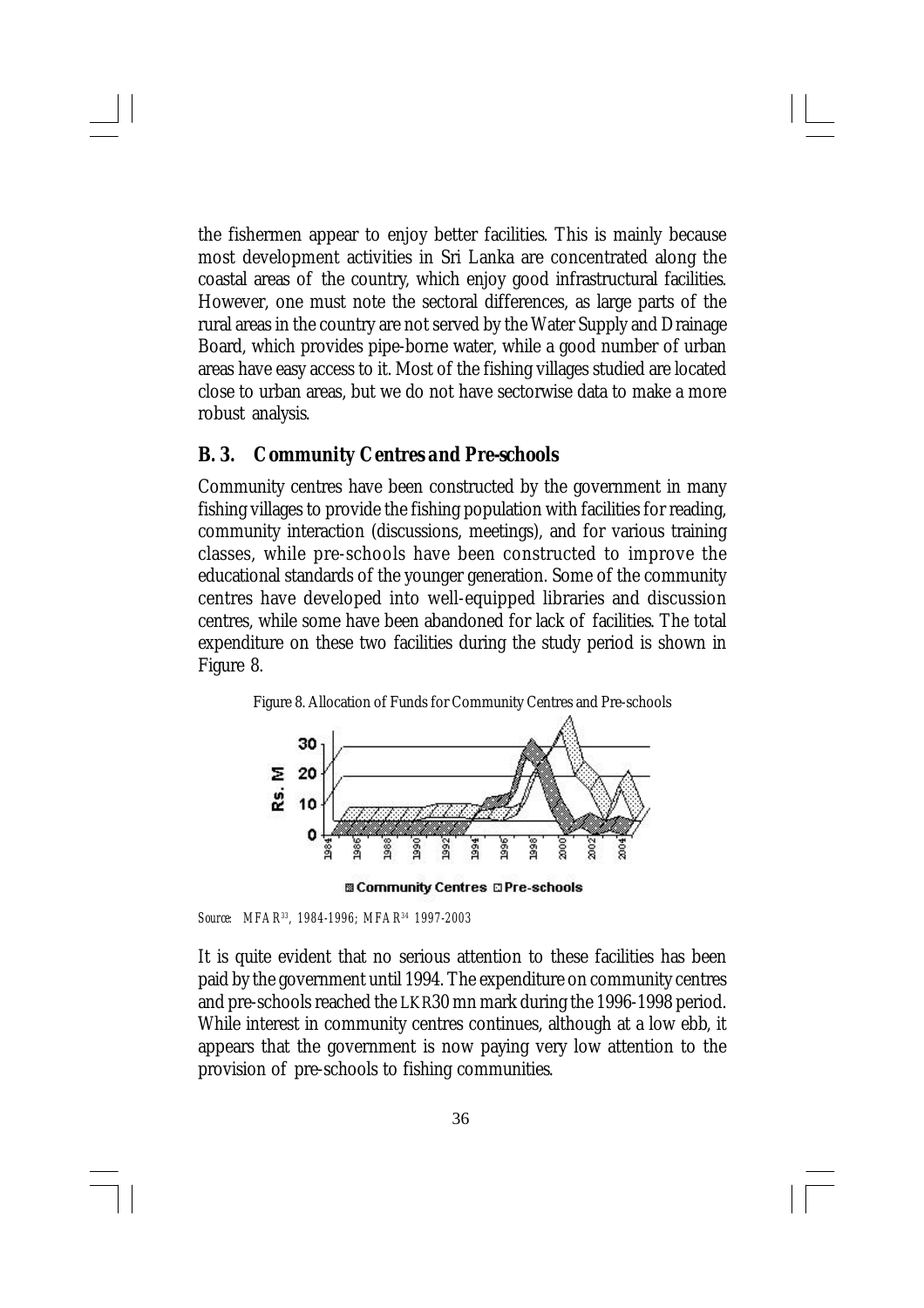the fishermen appear to enjoy better facilities. This is mainly because most development activities in Sri Lanka are concentrated along the coastal areas of the country, which enjoy good infrastructural facilities. However, one must note the sectoral differences, as large parts of the rural areas in the country are not served by the Water Supply and Drainage Board, which provides pipe-borne water, while a good number of urban areas have easy access to it. Most of the fishing villages studied are located close to urban areas, but we do not have sectorwise data to make a more robust analysis.

### B. 3. Community Centres and Pre-schools

Community centres have been constructed by the government in many fishing villages to provide the fishing population with facilities for reading, community interaction (discussions, meetings), and for various training classes, while pre-schools have been constructed to improve the educational standards of the younger generation. Some of the community centres have developed into well-equipped libraries and discussion centres, while some have been abandoned for lack of facilities. The total expenditure on these two facilities during the study period is shown in Figure 8.

Figure 8. Allocation of Funds for Community Centres and Pre-schools

*Source:* MFAR[33], 1984-1996; MFAR[34] 1997-2003

It is quite evident that no serious attention to these facilities has been paid by the government until 1994. The expenditure on community centres and pre-schools reached the LKR30 mn mark during the 1996-1998 period. While interest in community centres continues, although at a low ebb, it appears that the government is now paying very low attention to the provision of pre-schools to fishing communities.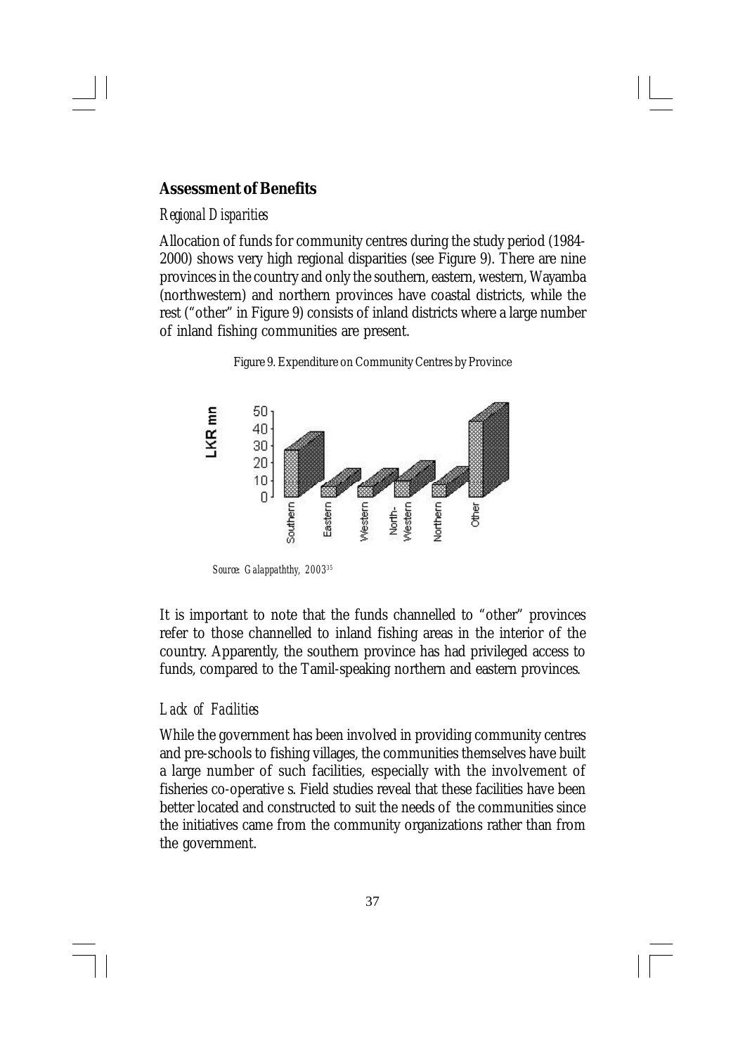## Assessment of Benefits

### *Regional Disparities*

Allocation of funds for community centres during the study period (1984-2000) shows very high regional disparities (see Figure 9). There are nine provinces in the country and only the southern, eastern, western, Wayamba (northwestern) and northern provinces have coastal districts, while the rest ("other" in Figure 9) consists of inland districts where a large number of inland fishing communities are present.

Figure 9. Expenditure on Community Centres by Province

*Source: Galappaththy, 2003*[35]

It is important to note that the funds channelled to "other" provinces refer to those channelled to inland fishing areas in the interior of the country. Apparently, the southern province has had privileged access to funds, compared to the Tamil-speaking northern and eastern provinces.

### *Lack of Facilities*

While the government has been involved in providing community centres and pre-schools to fishing villages, the communities themselves have built a large number of such facilities, especially with the involvement of fisheries co-operative s. Field studies reveal that these facilities have been better located and constructed to suit the needs of the communities since the initiatives came from the community organizations rather than from the government.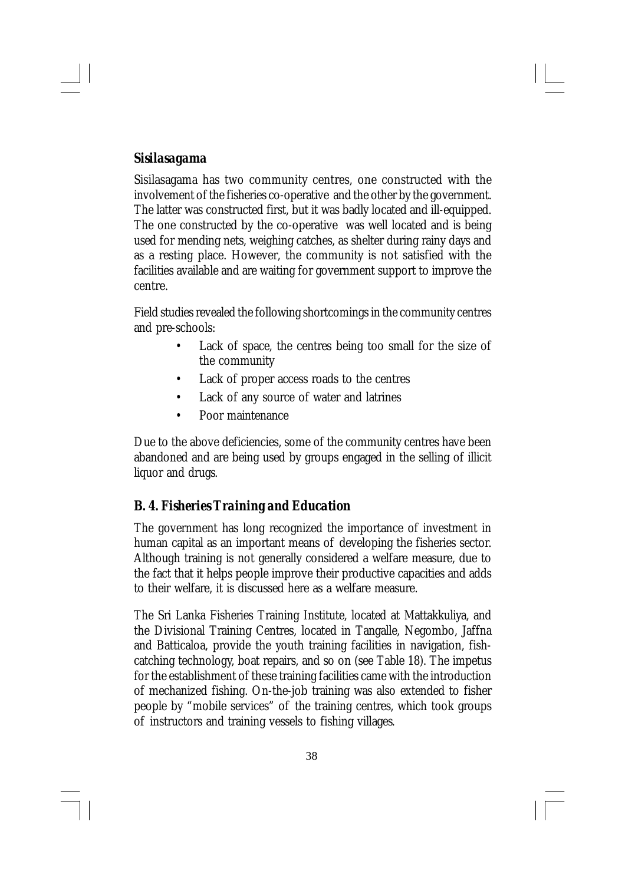### *Sisilasagama*

Sisilasagama has two community centres, one constructed with the involvement of the fisheries co-operative and the other by the government. The latter was constructed first, but it was badly located and ill-equipped. The one constructed by the co-operative was well located and is being used for mending nets, weighing catches, as shelter during rainy days and as a resting place. However, the community is not satisfied with the facilities available and are waiting for government support to improve the centre.

Field studies revealed the following shortcomings in the community centres and pre-schools:

- Lack of space, the centres being too small for the size of the community
- Lack of proper access roads to the centres
- Lack of any source of water and latrines
- Poor maintenance

Due to the above deficiencies, some of the community centres have been abandoned and are being used by groups engaged in the selling of illicit liquor and drugs.

## *B. 4. Fisheries Training and Education*

The government has long recognized the importance of investment in human capital as an important means of developing the fisheries sector. Although training is not generally considered a welfare measure, due to the fact that it helps people improve their productive capacities and adds to their welfare, it is discussed here as a welfare measure.

The Sri Lanka Fisheries Training Institute, located at Mattakkuliya, and the Divisional Training Centres, located in Tangalle, Negombo, Jaffna and Batticaloa, provide the youth training facilities in navigation, fish-catching technology, boat repairs, and so on (see Table 18). The impetus for the establishment of these training facilities came with the introduction of mechanized fishing. On-the-job training was also extended to fisher people by "mobile services" of the training centres, which took groups of instructors and training vessels to fishing villages.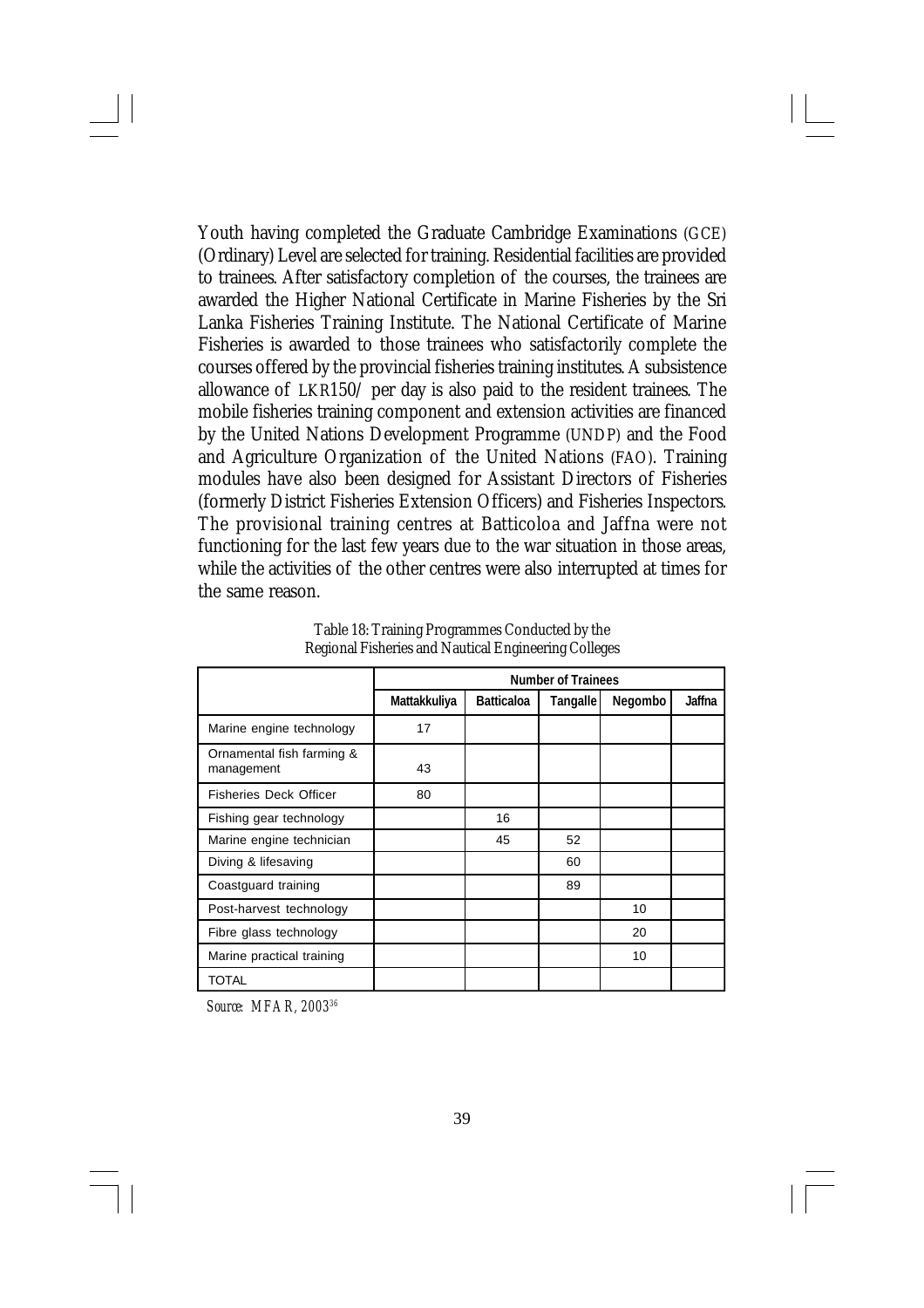Youth having completed the Graduate Cambridge Examinations (GCE) (Ordinary) Level are selected for training. Residential facilities are provided to trainees. After satisfactory completion of the courses, the trainees are awarded the Higher National Certificate in Marine Fisheries by the Sri Lanka Fisheries Training Institute. The National Certificate of Marine Fisheries is awarded to those trainees who satisfactorily complete the courses offered by the provincial fisheries training institutes. A subsistence allowance of LKR150/ per day is also paid to the resident trainees. The mobile fisheries training component and extension activities are financed by the United Nations Development Programme (UNDP) and the Food and Agriculture Organization of the United Nations (FAO). Training modules have also been designed for Assistant Directors of Fisheries (formerly District Fisheries Extension Officers) and Fisheries Inspectors. The provisional training centres at Batticoloa and Jaffna were not functioning for the last few years due to the war situation in those areas, while the activities of the other centres were also interrupted at times for the same reason.

Table 18: Training Programmes Conducted by the Regional Fisheries and Nautical Engineering Colleges

| | Number of Trainees | | | | |
|---|---|---|---|---|---|
| | Mattakkuliya | Batticaloa | Tangalle | Negombo | Jaffna |
| Marine engine technology | 17 | | | | |
| Ornamental fish farming & management | 43 | | | | |
| Fisheries Deck Officer | 80 | | | | |
| Fishing gear technology | | 16 | | | |
| Marine engine technician | | 45 | 52 | | |
| Diving & lifesaving | | | 60 | | |
| Coastguard training | | | 89 | | |
| Post-harvest technology | | | | 10 | |
| Fibre glass technology | | | | 20 | |
| Marine practical training | | | | 10 | |
| TOTAL | | | | | |

*Source: MFAR, 2003*[36]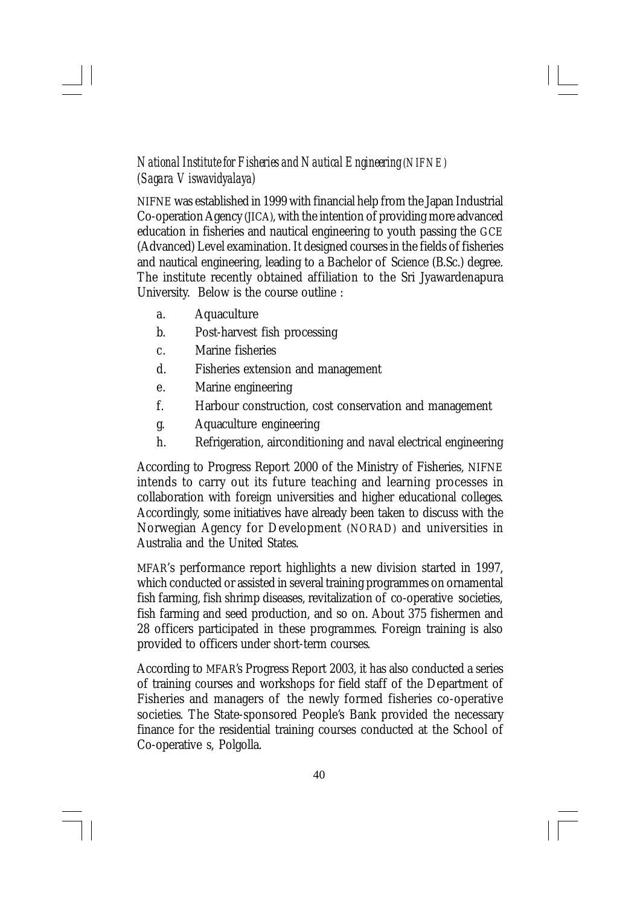*National Institute for Fisheries and Nautical Engineering (NIFNE) (Sagara Viswavidyalaya)*

NIFNE was established in 1999 with financial help from the Japan Industrial Co-operation Agency (JICA), with the intention of providing more advanced education in fisheries and nautical engineering to youth passing the GCE (Advanced) Level examination. It designed courses in the fields of fisheries and nautical engineering, leading to a Bachelor of Science (B.Sc.) degree. The institute recently obtained affiliation to the Sri Jyawardenapura University. Below is the course outline :

a. Aquaculture
b. Post-harvest fish processing
c. Marine fisheries
d. Fisheries extension and management
e. Marine engineering
f. Harbour construction, cost conservation and management
g. Aquaculture engineering
h. Refrigeration, airconditioning and naval electrical engineering

According to Progress Report 2000 of the Ministry of Fisheries, NIFNE intends to carry out its future teaching and learning processes in collaboration with foreign universities and higher educational colleges. Accordingly, some initiatives have already been taken to discuss with the Norwegian Agency for Development (NORAD) and universities in Australia and the United States.

MFAR's performance report highlights a new division started in 1997, which conducted or assisted in several training programmes on ornamental fish farming, fish shrimp diseases, revitalization of co-operative societies, fish farming and seed production, and so on. About 375 fishermen and 28 officers participated in these programmes. Foreign training is also provided to officers under short-term courses.

According to MFAR's Progress Report 2003, it has also conducted a series of training courses and workshops for field staff of the Department of Fisheries and managers of the newly formed fisheries co-operative societies. The State-sponsored People's Bank provided the necessary finance for the residential training courses conducted at the School of Co-operative s, Polgolla.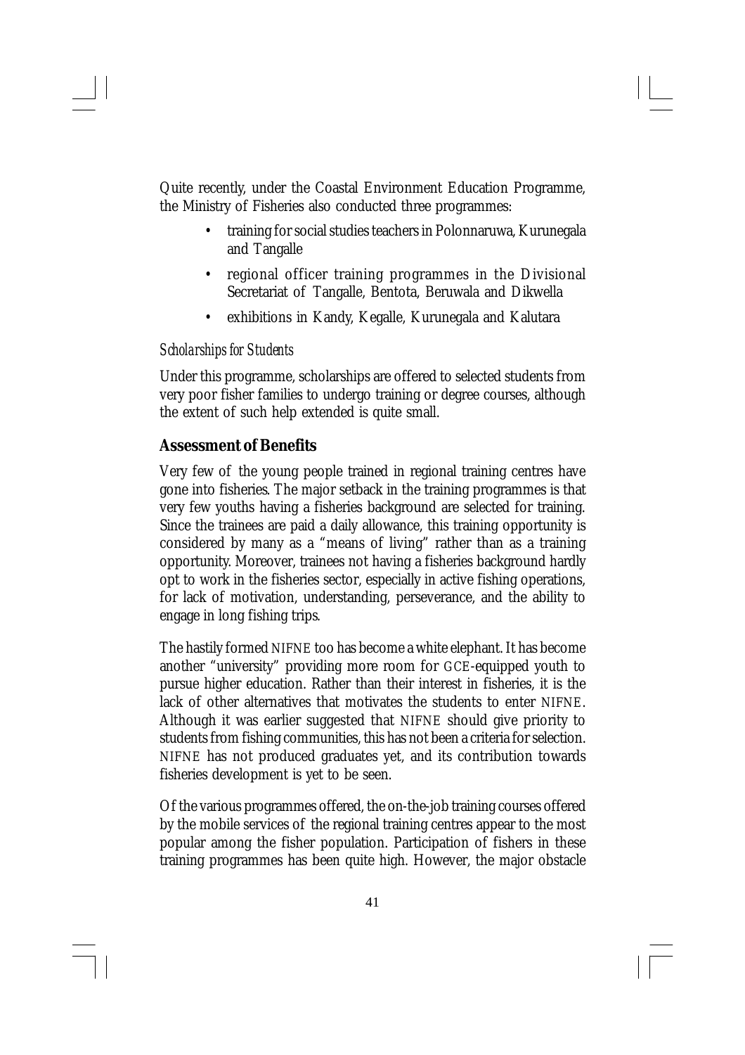Quite recently, under the Coastal Environment Education Programme, the Ministry of Fisheries also conducted three programmes:

- training for social studies teachers in Polonnaruwa, Kurunegala and Tangalle
- regional officer training programmes in the Divisional Secretariat of Tangalle, Bentota, Beruwala and Dikwella
- exhibitions in Kandy, Kegalle, Kurunegala and Kalutara

*Scholarships for Students*

Under this programme, scholarships are offered to selected students from very poor fisher families to undergo training or degree courses, although the extent of such help extended is quite small.

## Assessment of Benefits

Very few of the young people trained in regional training centres have gone into fisheries. The major setback in the training programmes is that very few youths having a fisheries background are selected for training. Since the trainees are paid a daily allowance, this training opportunity is considered by many as a "means of living" rather than as a training opportunity. Moreover, trainees not having a fisheries background hardly opt to work in the fisheries sector, especially in active fishing operations, for lack of motivation, understanding, perseverance, and the ability to engage in long fishing trips.

The hastily formed NIFNE too has become a white elephant. It has become another "university" providing more room for GCE-equipped youth to pursue higher education. Rather than their interest in fisheries, it is the lack of other alternatives that motivates the students to enter NIFNE. Although it was earlier suggested that NIFNE should give priority to students from fishing communities, this has not been a criteria for selection. NIFNE has not produced graduates yet, and its contribution towards fisheries development is yet to be seen.

Of the various programmes offered, the on-the-job training courses offered by the mobile services of the regional training centres appear to the most popular among the fisher population. Participation of fishers in these training programmes has been quite high. However, the major obstacle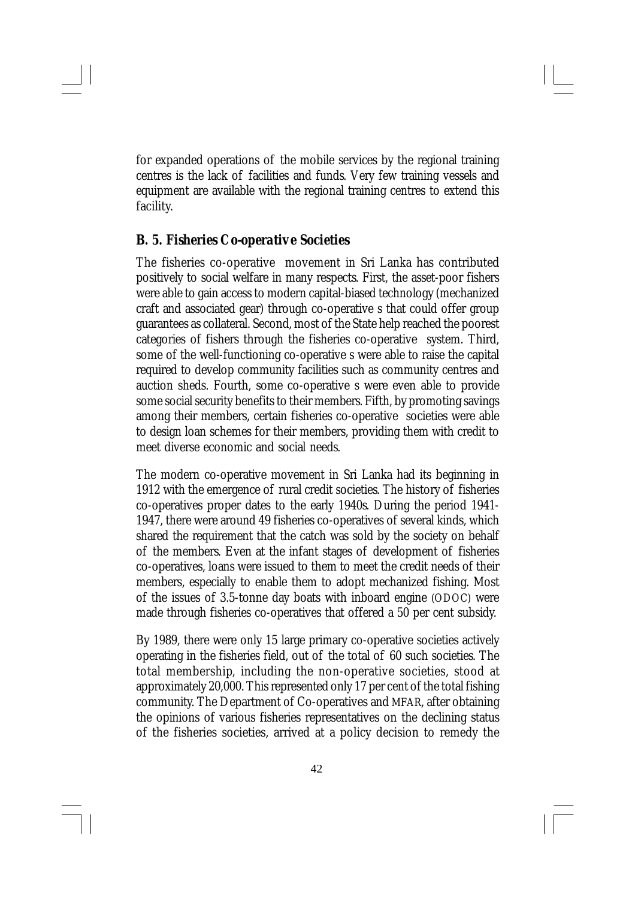for expanded operations of the mobile services by the regional training centres is the lack of facilities and funds. Very few training vessels and equipment are available with the regional training centres to extend this facility.

### B. 5. Fisheries Co-operative Societies

The fisheries co-operative movement in Sri Lanka has contributed positively to social welfare in many respects. First, the asset-poor fishers were able to gain access to modern capital-biased technology (mechanized craft and associated gear) through co-operative s that could offer group guarantees as collateral. Second, most of the State help reached the poorest categories of fishers through the fisheries co-operative system. Third, some of the well-functioning co-operative s were able to raise the capital required to develop community facilities such as community centres and auction sheds. Fourth, some co-operative s were even able to provide some social security benefits to their members. Fifth, by promoting savings among their members, certain fisheries co-operative societies were able to design loan schemes for their members, providing them with credit to meet diverse economic and social needs.

The modern co-operative movement in Sri Lanka had its beginning in 1912 with the emergence of rural credit societies. The history of fisheries co-operatives proper dates to the early 1940s. During the period 1941-1947, there were around 49 fisheries co-operatives of several kinds, which shared the requirement that the catch was sold by the society on behalf of the members. Even at the infant stages of development of fisheries co-operatives, loans were issued to them to meet the credit needs of their members, especially to enable them to adopt mechanized fishing. Most of the issues of 3.5-tonne day boats with inboard engine (ODOC) were made through fisheries co-operatives that offered a 50 per cent subsidy.

By 1989, there were only 15 large primary co-operative societies actively operating in the fisheries field, out of the total of 60 such societies. The total membership, including the non-operative societies, stood at approximately 20,000. This represented only 17 per cent of the total fishing community. The Department of Co-operatives and MFAR, after obtaining the opinions of various fisheries representatives on the declining status of the fisheries societies, arrived at a policy decision to remedy the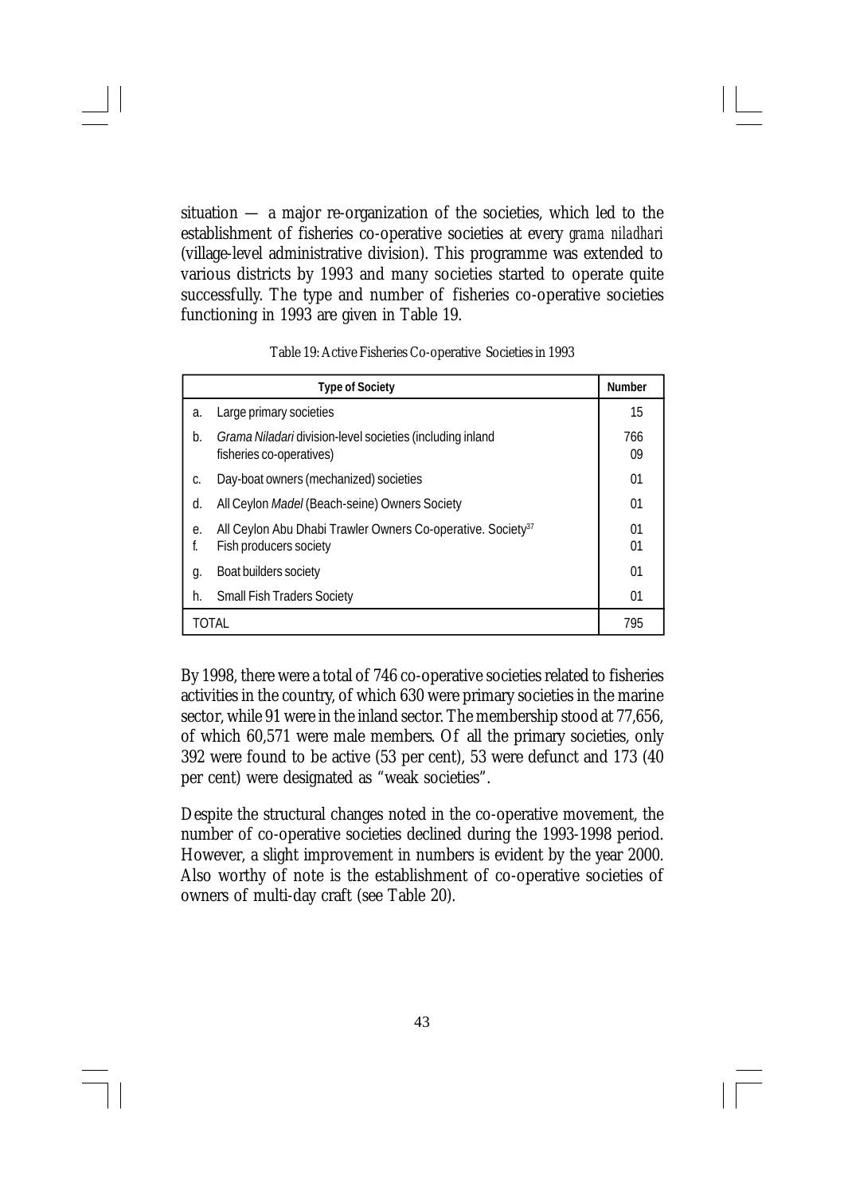situation — a major re-organization of the societies, which led to the establishment of fisheries co-operative societies at every *grama niladhari* (village-level administrative division). This programme was extended to various districts by 1993 and many societies started to operate quite successfully. The type and number of fisheries co-operative societies functioning in 1993 are given in Table 19.

Table 19: Active Fisheries Co-operative Societies in 1993

| | Type of Society | Number |
|---|---|---|
| a. | Large primary societies | 15 |
| b. | *Grama Niladari* division-level societies (including inland fisheries co-operatives) | 766<br>09 |
| c. | Day-boat owners (mechanized) societies | 01 |
| d. | All Ceylon *Madel* (Beach-seine) Owners Society | 01 |
| e. | All Ceylon Abu Dhabi Trawler Owners Co-operative. Society[37] | 01 |
| f. | Fish producers society | 01 |
| g. | Boat builders society | 01 |
| h. | Small Fish Traders Society | 01 |
| TOTAL | | 795 |

By 1998, there were a total of 746 co-operative societies related to fisheries activities in the country, of which 630 were primary societies in the marine sector, while 91 were in the inland sector. The membership stood at 77,656, of which 60,571 were male members. Of all the primary societies, only 392 were found to be active (53 per cent), 53 were defunct and 173 (40 per cent) were designated as "weak societies".

Despite the structural changes noted in the co-operative movement, the number of co-operative societies declined during the 1993-1998 period. However, a slight improvement in numbers is evident by the year 2000. Also worthy of note is the establishment of co-operative societies of owners of multi-day craft (see Table 20).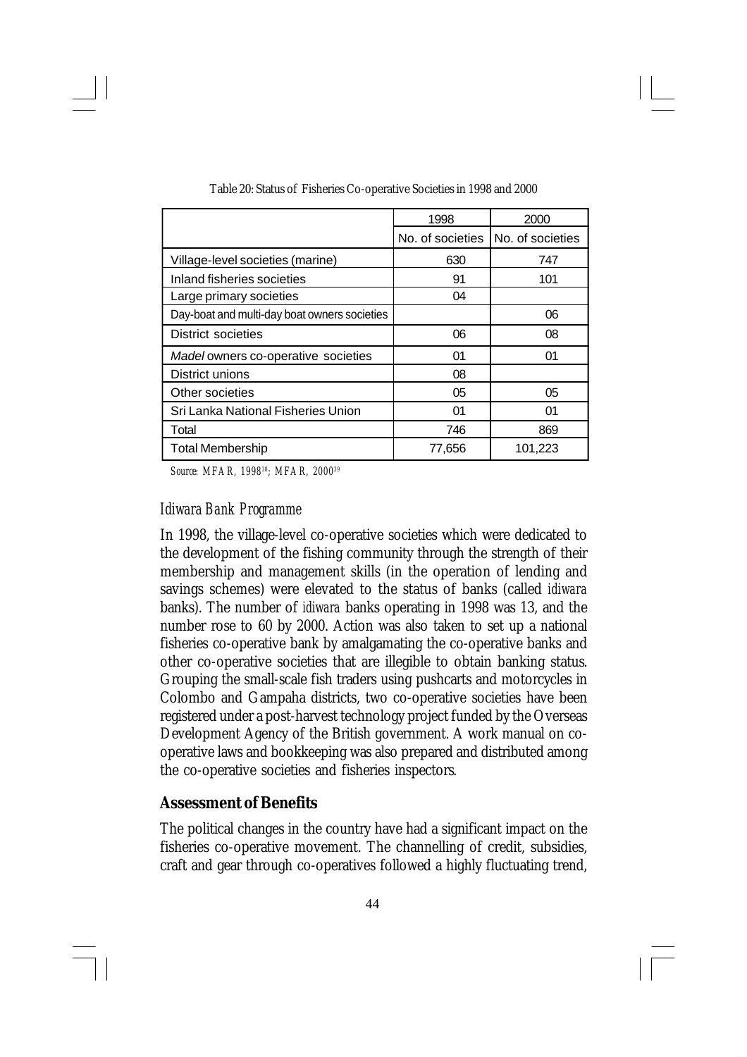Table 20: Status of Fisheries Co-operative Societies in 1998 and 2000

| | 1998 | 2000 |
|---|---|---|
| | No. of societies | No. of societies |
| Village-level societies (marine) | 630 | 747 |
| Inland fisheries societies | 91 | 101 |
| Large primary societies | 04 | |
| Day-boat and multi-day boat owners societies | | 06 |
| District societies | 06 | 08 |
| *Madel* owners co-operative societies | 01 | 01 |
| District unions | 08 | |
| Other societies | 05 | 05 |
| Sri Lanka National Fisheries Union | 01 | 01 |
| Total | 746 | 869 |
| Total Membership | 77,656 | 101,223 |

*Source: MFAR, 1998[38]; MFAR, 2000[39]*

### *Idiwara Bank Programme*

In 1998, the village-level co-operative societies which were dedicated to the development of the fishing community through the strength of their membership and management skills (in the operation of lending and savings schemes) were elevated to the status of banks (called *idiwara* banks). The number of *idiwara* banks operating in 1998 was 13, and the number rose to 60 by 2000. Action was also taken to set up a national fisheries co-operative bank by amalgamating the co-operative banks and other co-operative societies that are illegible to obtain banking status. Grouping the small-scale fish traders using pushcarts and motorcycles in Colombo and Gampaha districts, two co-operative societies have been registered under a post-harvest technology project funded by the Overseas Development Agency of the British government. A work manual on co-operative laws and bookkeeping was also prepared and distributed among the co-operative societies and fisheries inspectors.

## Assessment of Benefits

The political changes in the country have had a significant impact on the fisheries co-operative movement. The channelling of credit, subsidies, craft and gear through co-operatives followed a highly fluctuating trend,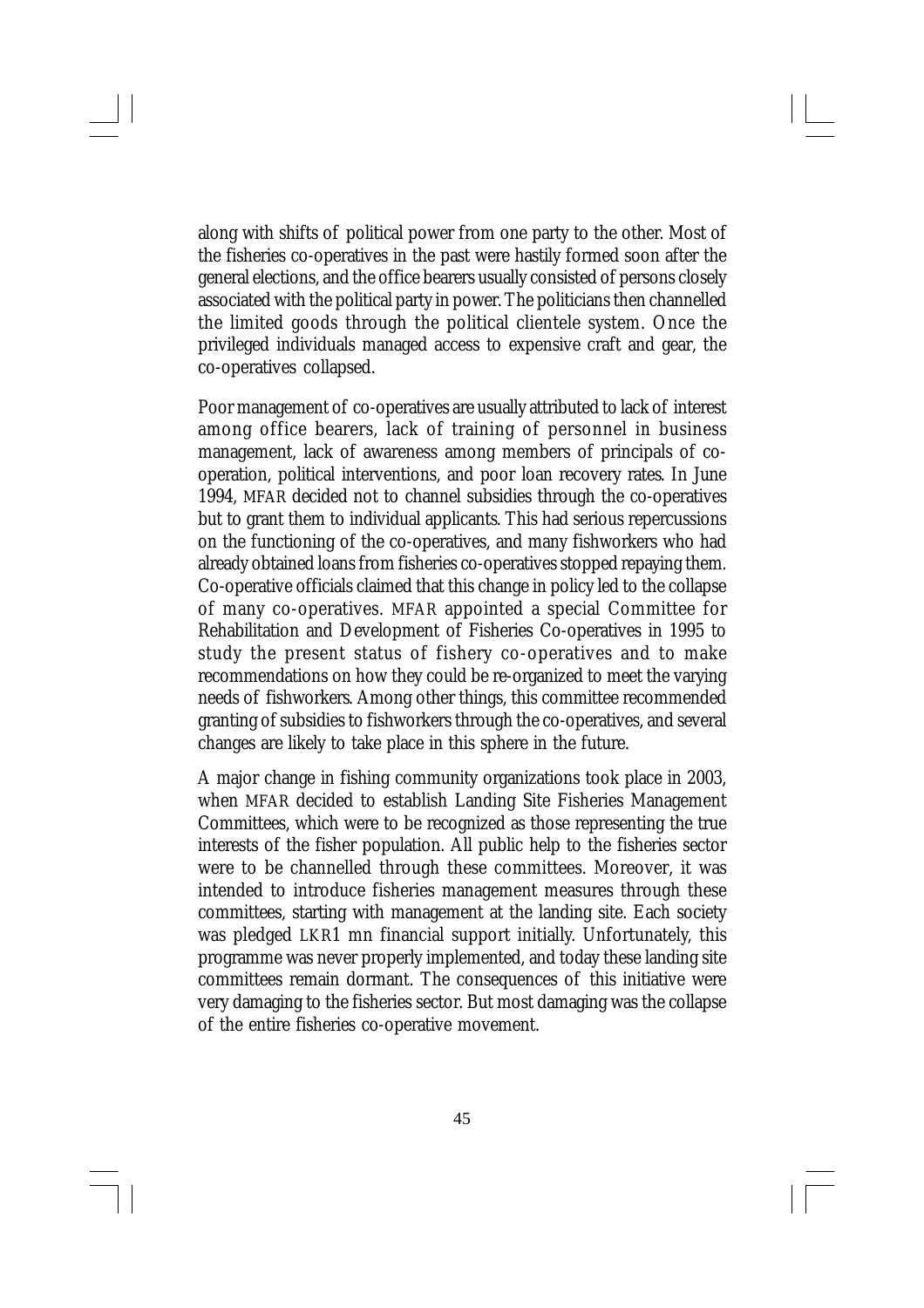along with shifts of political power from one party to the other. Most of the fisheries co-operatives in the past were hastily formed soon after the general elections, and the office bearers usually consisted of persons closely associated with the political party in power. The politicians then channelled the limited goods through the political clientele system. Once the privileged individuals managed access to expensive craft and gear, the co-operatives collapsed.

Poor management of co-operatives are usually attributed to lack of interest among office bearers, lack of training of personnel in business management, lack of awareness among members of principals of co-operation, political interventions, and poor loan recovery rates. In June 1994, MFAR decided not to channel subsidies through the co-operatives but to grant them to individual applicants. This had serious repercussions on the functioning of the co-operatives, and many fishworkers who had already obtained loans from fisheries co-operatives stopped repaying them. Co-operative officials claimed that this change in policy led to the collapse of many co-operatives. MFAR appointed a special Committee for Rehabilitation and Development of Fisheries Co-operatives in 1995 to study the present status of fishery co-operatives and to make recommendations on how they could be re-organized to meet the varying needs of fishworkers. Among other things, this committee recommended granting of subsidies to fishworkers through the co-operatives, and several changes are likely to take place in this sphere in the future.

A major change in fishing community organizations took place in 2003, when MFAR decided to establish Landing Site Fisheries Management Committees, which were to be recognized as those representing the true interests of the fisher population. All public help to the fisheries sector were to be channelled through these committees. Moreover, it was intended to introduce fisheries management measures through these committees, starting with management at the landing site. Each society was pledged LKR1 mn financial support initially. Unfortunately, this programme was never properly implemented, and today these landing site committees remain dormant. The consequences of this initiative were very damaging to the fisheries sector. But most damaging was the collapse of the entire fisheries co-operative movement.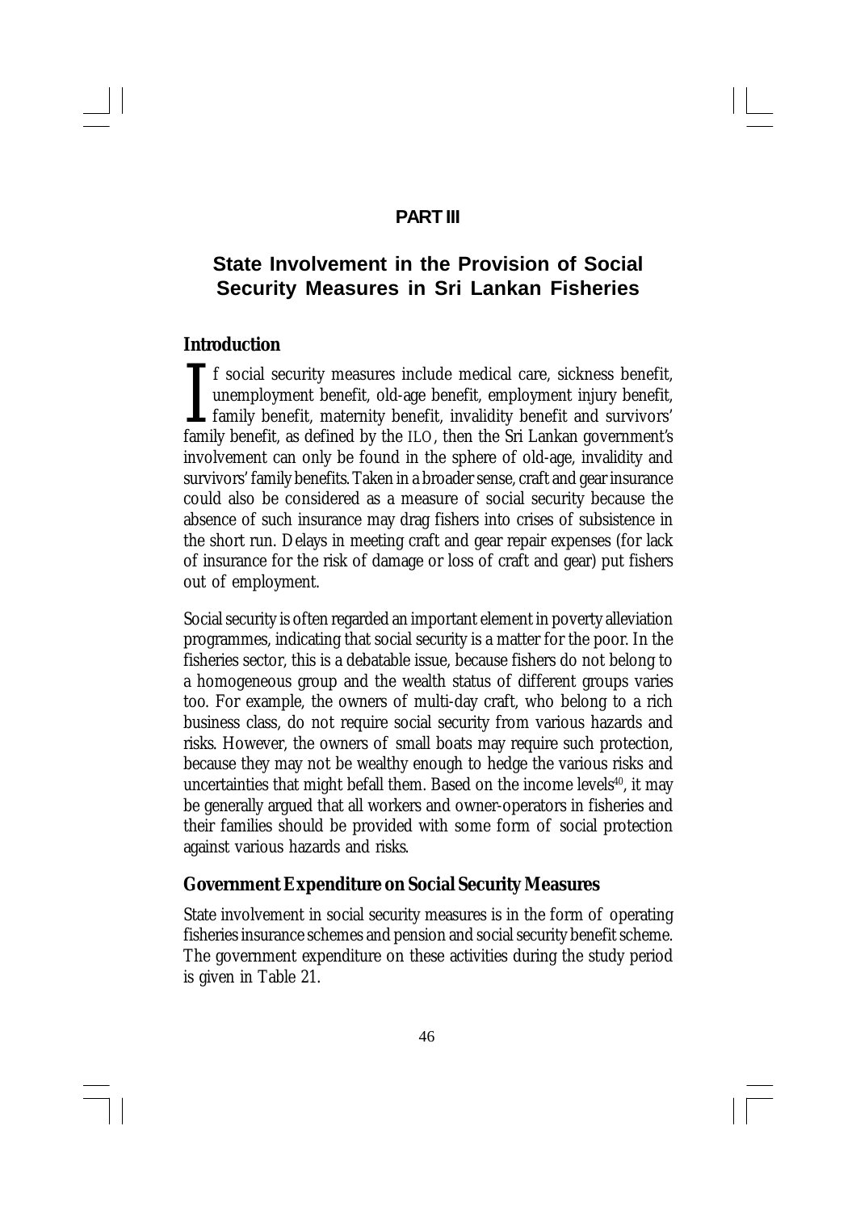## PART III

# State Involvement in the Provision of Social Security Measures in Sri Lankan Fisheries

## Introduction

If social security measures include medical care, sickness benefit, unemployment benefit, old-age benefit, employment injury benefit, family benefit, maternity benefit, invalidity benefit and survivors' family benefit, as defined by the ILO, then the Sri Lankan government's involvement can only be found in the sphere of old-age, invalidity and survivors' family benefits. Taken in a broader sense, craft and gear insurance could also be considered as a measure of social security because the absence of such insurance may drag fishers into crises of subsistence in the short run. Delays in meeting craft and gear repair expenses (for lack of insurance for the risk of damage or loss of craft and gear) put fishers out of employment.

Social security is often regarded an important element in poverty alleviation programmes, indicating that social security is a matter for the poor. In the fisheries sector, this is a debatable issue, because fishers do not belong to a homogeneous group and the wealth status of different groups varies too. For example, the owners of multi-day craft, who belong to a rich business class, do not require social security from various hazards and risks. However, the owners of small boats may require such protection, because they may not be wealthy enough to hedge the various risks and uncertainties that might befall them. Based on the income levels[40], it may be generally argued that all workers and owner-operators in fisheries and their families should be provided with some form of social protection against various hazards and risks.

## Government Expenditure on Social Security Measures

State involvement in social security measures is in the form of operating fisheries insurance schemes and pension and social security benefit scheme. The government expenditure on these activities during the study period is given in Table 21.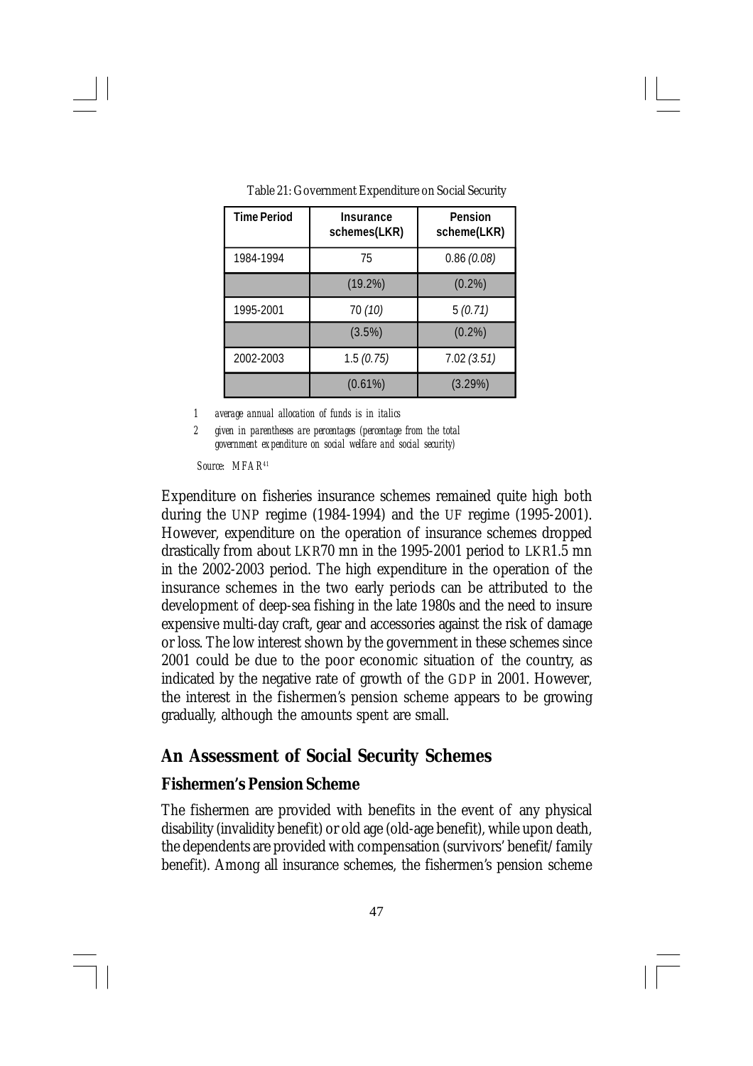Table 21: Government Expenditure on Social Security

| Time Period | Insurance schemes(LKR) | Pension scheme(LKR) |
|---|---|---|
| 1984-1994 | 75 | 0.86 *(0.08)* |
| | (19.2%) | (0.2%) |
| 1995-2001 | 70 *(10)* | 5 *(0.71)* |
| | (3.5%) | (0.2%) |
| 2002-2003 | 1.5 *(0.75)* | 7.02 *(3.51)* |
| | (0.61%) | (3.29%) |

1 *average annual allocation of funds is in italics*

2 *given in parentheses are percentages (percentage from the total government expenditure on social welfare and social security)*

*Source: MFAR*[41]

Expenditure on fisheries insurance schemes remained quite high both during the UNP regime (1984-1994) and the UF regime (1995-2001). However, expenditure on the operation of insurance schemes dropped drastically from about LKR70 mn in the 1995-2001 period to LKR1.5 mn in the 2002-2003 period. The high expenditure in the operation of the insurance schemes in the two early periods can be attributed to the development of deep-sea fishing in the late 1980s and the need to insure expensive multi-day craft, gear and accessories against the risk of damage or loss. The low interest shown by the government in these schemes since 2001 could be due to the poor economic situation of the country, as indicated by the negative rate of growth of the GDP in 2001. However, the interest in the fishermen's pension scheme appears to be growing gradually, although the amounts spent are small.

## An Assessment of Social Security Schemes

### Fishermen's Pension Scheme

The fishermen are provided with benefits in the event of any physical disability (invalidity benefit) or old age (old-age benefit), while upon death, the dependents are provided with compensation (survivors' benefit/family benefit). Among all insurance schemes, the fishermen's pension scheme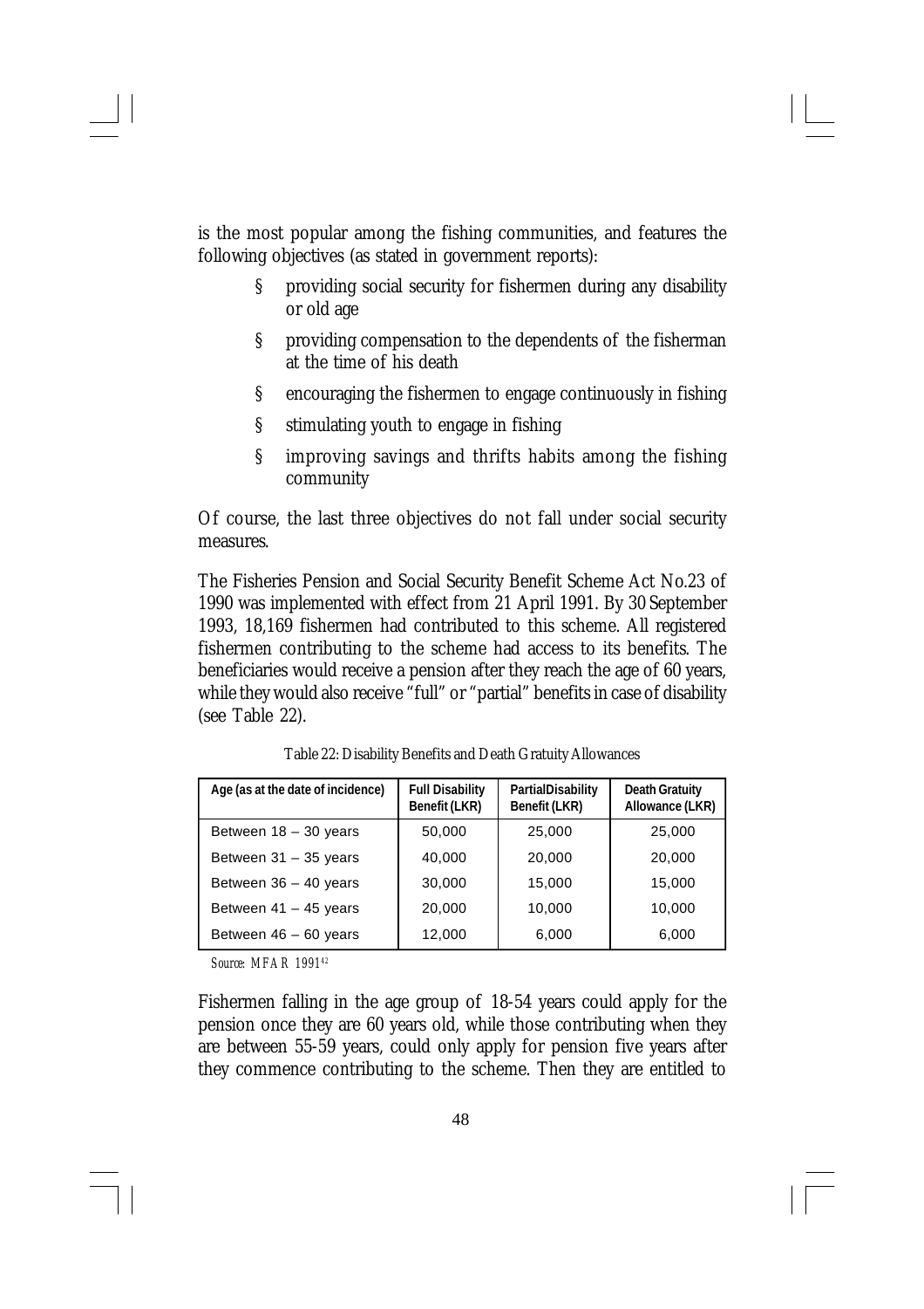is the most popular among the fishing communities, and features the following objectives (as stated in government reports):

- providing social security for fishermen during any disability or old age
- providing compensation to the dependents of the fisherman at the time of his death
- encouraging the fishermen to engage continuously in fishing
- stimulating youth to engage in fishing
- improving savings and thrifts habits among the fishing community

Of course, the last three objectives do not fall under social security measures.

The Fisheries Pension and Social Security Benefit Scheme Act No.23 of 1990 was implemented with effect from 21 April 1991. By 30 September 1993, 18,169 fishermen had contributed to this scheme. All registered fishermen contributing to the scheme had access to its benefits. The beneficiaries would receive a pension after they reach the age of 60 years, while they would also receive "full" or "partial" benefits in case of disability (see Table 22).

Table 22: Disability Benefits and Death Gratuity Allowances

| Age (as at the date of incidence) | Full Disability Benefit (LKR) | PartialDisability Benefit (LKR) | Death Gratuity Allowance (LKR) |
|---|---|---|---|
| Between 18 – 30 years | 50,000 | 25,000 | 25,000 |
| Between 31 – 35 years | 40,000 | 20,000 | 20,000 |
| Between 36 – 40 years | 30,000 | 15,000 | 15,000 |
| Between 41 – 45 years | 20,000 | 10,000 | 10,000 |
| Between 46 – 60 years | 12,000 | 6,000 | 6,000 |

*Source: MFAR 1991*[42]

Fishermen falling in the age group of 18-54 years could apply for the pension once they are 60 years old, while those contributing when they are between 55-59 years, could only apply for pension five years after they commence contributing to the scheme. Then they are entitled to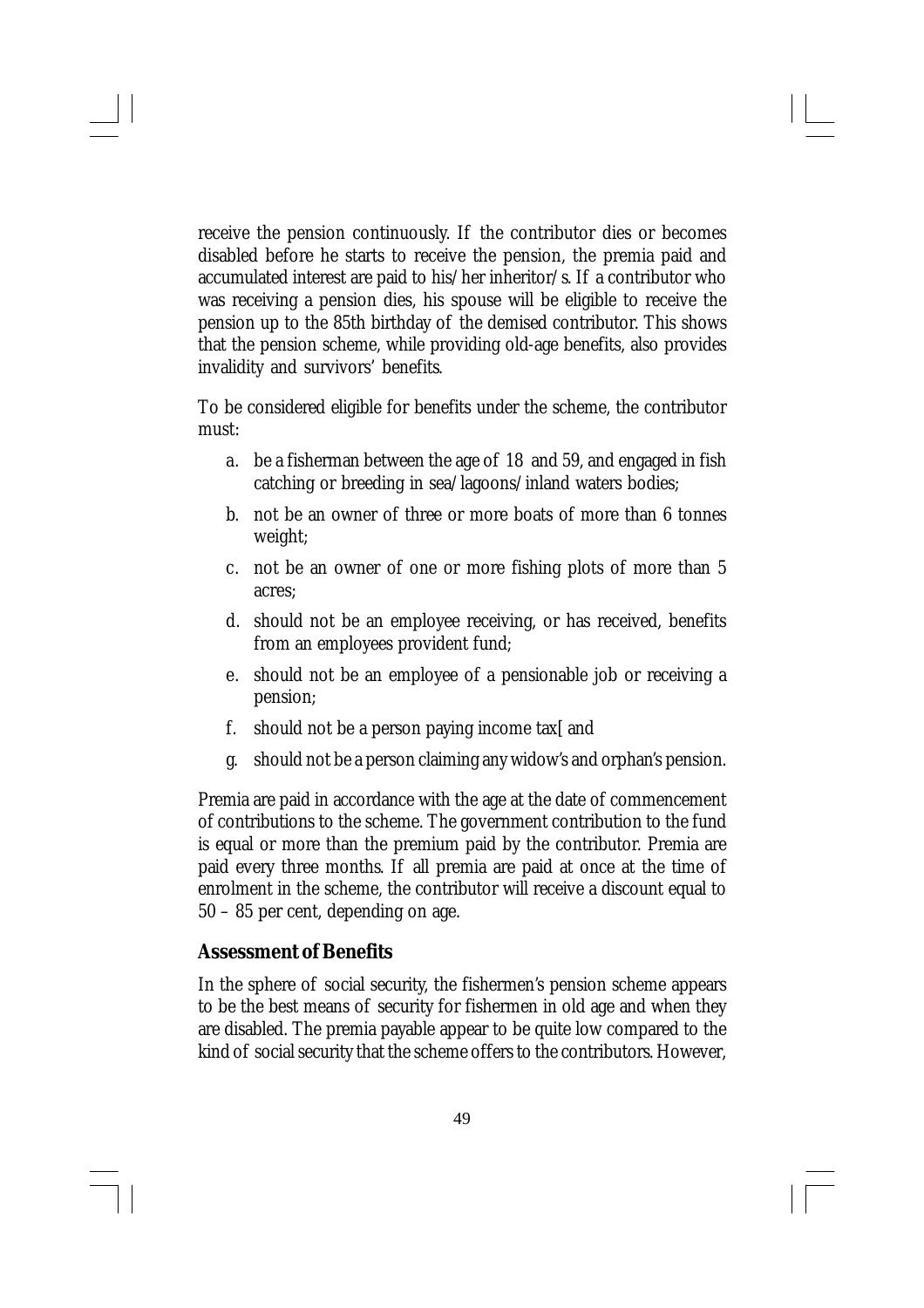receive the pension continuously. If the contributor dies or becomes disabled before he starts to receive the pension, the premia paid and accumulated interest are paid to his/her inheritor/s. If a contributor who was receiving a pension dies, his spouse will be eligible to receive the pension up to the 85th birthday of the demised contributor. This shows that the pension scheme, while providing old-age benefits, also provides invalidity and survivors' benefits.

To be considered eligible for benefits under the scheme, the contributor must:

a. be a fisherman between the age of 18 and 59, and engaged in fish catching or breeding in sea/lagoons/inland waters bodies;
b. not be an owner of three or more boats of more than 6 tonnes weight;
c. not be an owner of one or more fishing plots of more than 5 acres;
d. should not be an employee receiving, or has received, benefits from an employees provident fund;
e. should not be an employee of a pensionable job or receiving a pension;
f. should not be a person paying income tax[ and
g. should not be a person claiming any widow's and orphan's pension.

Premia are paid in accordance with the age at the date of commencement of contributions to the scheme. The government contribution to the fund is equal or more than the premium paid by the contributor. Premia are paid every three months. If all premia are paid at once at the time of enrolment in the scheme, the contributor will receive a discount equal to 50 – 85 per cent, depending on age.

## Assessment of Benefits

In the sphere of social security, the fishermen's pension scheme appears to be the best means of security for fishermen in old age and when they are disabled. The premia payable appear to be quite low compared to the kind of social security that the scheme offers to the contributors. However,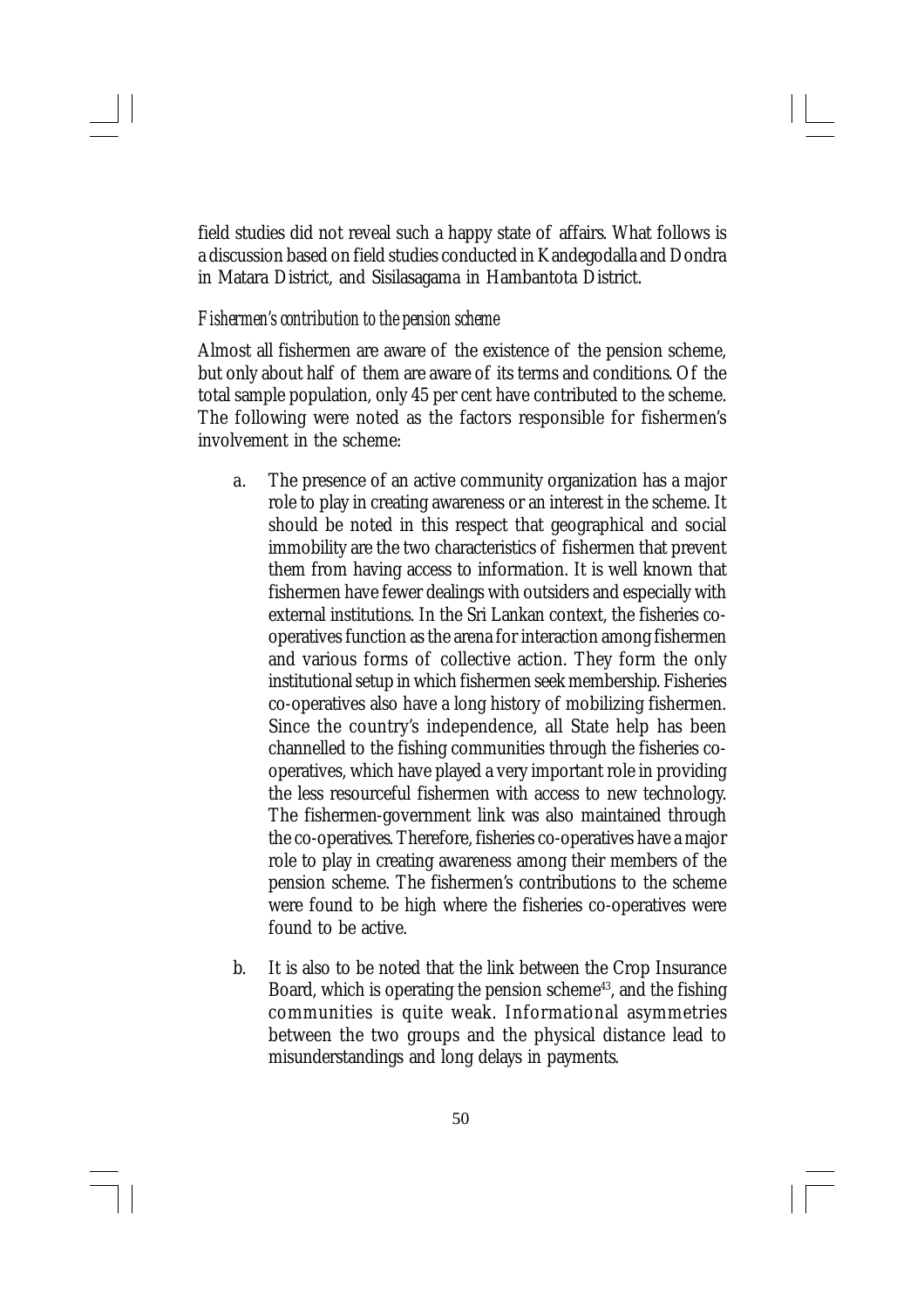field studies did not reveal such a happy state of affairs. What follows is a discussion based on field studies conducted in Kandegodalla and Dondra in Matara District, and Sisilasagama in Hambantota District.

*Fishermen's contribution to the pension scheme*

Almost all fishermen are aware of the existence of the pension scheme, but only about half of them are aware of its terms and conditions. Of the total sample population, only 45 per cent have contributed to the scheme. The following were noted as the factors responsible for fishermen's involvement in the scheme:

a. The presence of an active community organization has a major role to play in creating awareness or an interest in the scheme. It should be noted in this respect that geographical and social immobility are the two characteristics of fishermen that prevent them from having access to information. It is well known that fishermen have fewer dealings with outsiders and especially with external institutions. In the Sri Lankan context, the fisheries co-operatives function as the arena for interaction among fishermen and various forms of collective action. They form the only institutional setup in which fishermen seek membership. Fisheries co-operatives also have a long history of mobilizing fishermen. Since the country's independence, all State help has been channelled to the fishing communities through the fisheries co-operatives, which have played a very important role in providing the less resourceful fishermen with access to new technology. The fishermen-government link was also maintained through the co-operatives. Therefore, fisheries co-operatives have a major role to play in creating awareness among their members of the pension scheme. The fishermen's contributions to the scheme were found to be high where the fisheries co-operatives were found to be active.

b. It is also to be noted that the link between the Crop Insurance Board, which is operating the pension scheme[43], and the fishing communities is quite weak. Informational asymmetries between the two groups and the physical distance lead to misunderstandings and long delays in payments.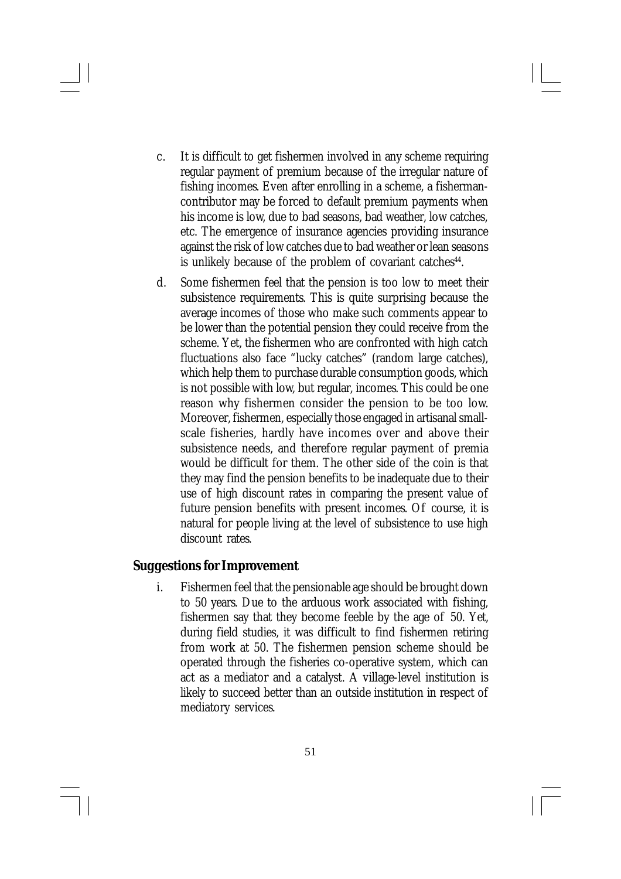c. It is difficult to get fishermen involved in any scheme requiring regular payment of premium because of the irregular nature of fishing incomes. Even after enrolling in a scheme, a fisherman-contributor may be forced to default premium payments when his income is low, due to bad seasons, bad weather, low catches, etc. The emergence of insurance agencies providing insurance against the risk of low catches due to bad weather or lean seasons is unlikely because of the problem of covariant catches[44].

d. Some fishermen feel that the pension is too low to meet their subsistence requirements. This is quite surprising because the average incomes of those who make such comments appear to be lower than the potential pension they could receive from the scheme. Yet, the fishermen who are confronted with high catch fluctuations also face "lucky catches" (random large catches), which help them to purchase durable consumption goods, which is not possible with low, but regular, incomes. This could be one reason why fishermen consider the pension to be too low. Moreover, fishermen, especially those engaged in artisanal small-scale fisheries, hardly have incomes over and above their subsistence needs, and therefore regular payment of premia would be difficult for them. The other side of the coin is that they may find the pension benefits to be inadequate due to their use of high discount rates in comparing the present value of future pension benefits with present incomes. Of course, it is natural for people living at the level of subsistence to use high discount rates.

## Suggestions for Improvement

i. Fishermen feel that the pensionable age should be brought down to 50 years. Due to the arduous work associated with fishing, fishermen say that they become feeble by the age of 50. Yet, during field studies, it was difficult to find fishermen retiring from work at 50. The fishermen pension scheme should be operated through the fisheries co-operative system, which can act as a mediator and a catalyst. A village-level institution is likely to succeed better than an outside institution in respect of mediatory services.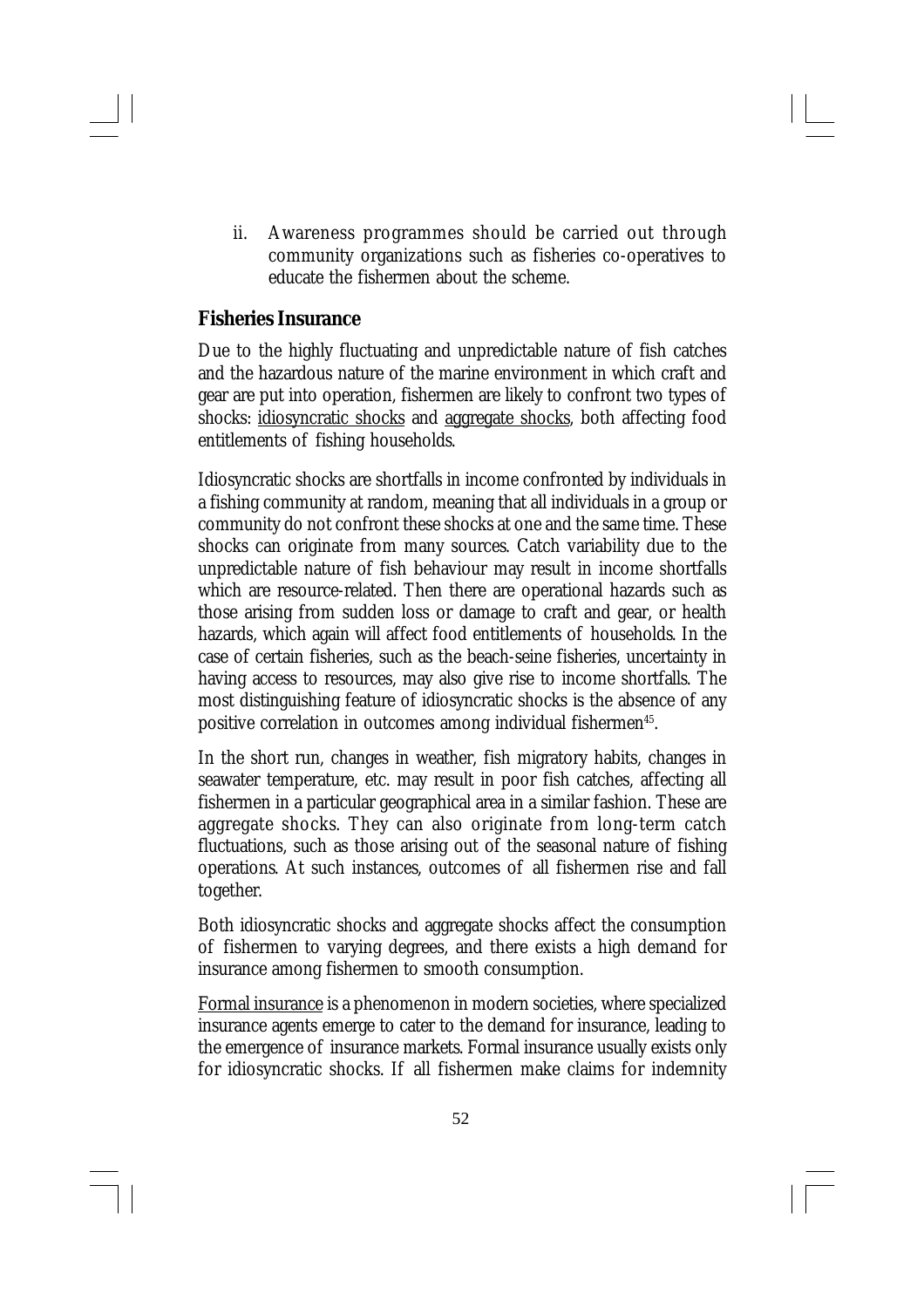ii. Awareness programmes should be carried out through community organizations such as fisheries co-operatives to educate the fishermen about the scheme.

## Fisheries Insurance

Due to the highly fluctuating and unpredictable nature of fish catches and the hazardous nature of the marine environment in which craft and gear are put into operation, fishermen are likely to confront two types of shocks: idiosyncratic shocks and aggregate shocks, both affecting food entitlements of fishing households.

Idiosyncratic shocks are shortfalls in income confronted by individuals in a fishing community at random, meaning that all individuals in a group or community do not confront these shocks at one and the same time. These shocks can originate from many sources. Catch variability due to the unpredictable nature of fish behaviour may result in income shortfalls which are resource-related. Then there are operational hazards such as those arising from sudden loss or damage to craft and gear, or health hazards, which again will affect food entitlements of households. In the case of certain fisheries, such as the beach-seine fisheries, uncertainty in having access to resources, may also give rise to income shortfalls. The most distinguishing feature of idiosyncratic shocks is the absence of any positive correlation in outcomes among individual fishermen[45].

In the short run, changes in weather, fish migratory habits, changes in seawater temperature, etc. may result in poor fish catches, affecting all fishermen in a particular geographical area in a similar fashion. These are aggregate shocks. They can also originate from long-term catch fluctuations, such as those arising out of the seasonal nature of fishing operations. At such instances, outcomes of all fishermen rise and fall together.

Both idiosyncratic shocks and aggregate shocks affect the consumption of fishermen to varying degrees, and there exists a high demand for insurance among fishermen to smooth consumption.

Formal insurance is a phenomenon in modern societies, where specialized insurance agents emerge to cater to the demand for insurance, leading to the emergence of insurance markets. Formal insurance usually exists only for idiosyncratic shocks. If all fishermen make claims for indemnity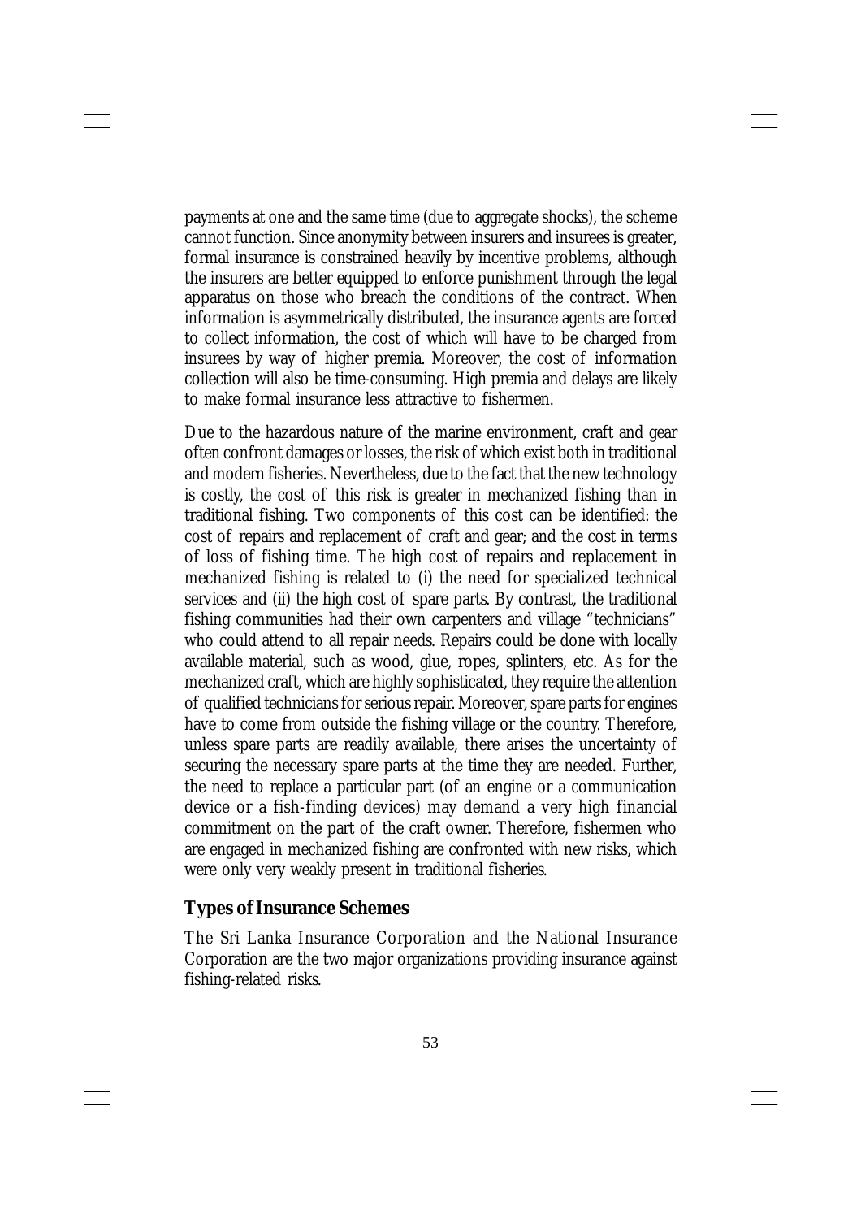payments at one and the same time (due to aggregate shocks), the scheme cannot function. Since anonymity between insurers and insurees is greater, formal insurance is constrained heavily by incentive problems, although the insurers are better equipped to enforce punishment through the legal apparatus on those who breach the conditions of the contract. When information is asymmetrically distributed, the insurance agents are forced to collect information, the cost of which will have to be charged from insurees by way of higher premia. Moreover, the cost of information collection will also be time-consuming. High premia and delays are likely to make formal insurance less attractive to fishermen.

Due to the hazardous nature of the marine environment, craft and gear often confront damages or losses, the risk of which exist both in traditional and modern fisheries. Nevertheless, due to the fact that the new technology is costly, the cost of this risk is greater in mechanized fishing than in traditional fishing. Two components of this cost can be identified: the cost of repairs and replacement of craft and gear; and the cost in terms of loss of fishing time. The high cost of repairs and replacement in mechanized fishing is related to (i) the need for specialized technical services and (ii) the high cost of spare parts. By contrast, the traditional fishing communities had their own carpenters and village "technicians" who could attend to all repair needs. Repairs could be done with locally available material, such as wood, glue, ropes, splinters, etc. As for the mechanized craft, which are highly sophisticated, they require the attention of qualified technicians for serious repair. Moreover, spare parts for engines have to come from outside the fishing village or the country. Therefore, unless spare parts are readily available, there arises the uncertainty of securing the necessary spare parts at the time they are needed. Further, the need to replace a particular part (of an engine or a communication device or a fish-finding devices) may demand a very high financial commitment on the part of the craft owner. Therefore, fishermen who are engaged in mechanized fishing are confronted with new risks, which were only very weakly present in traditional fisheries.

## Types of Insurance Schemes

The Sri Lanka Insurance Corporation and the National Insurance Corporation are the two major organizations providing insurance against fishing-related risks.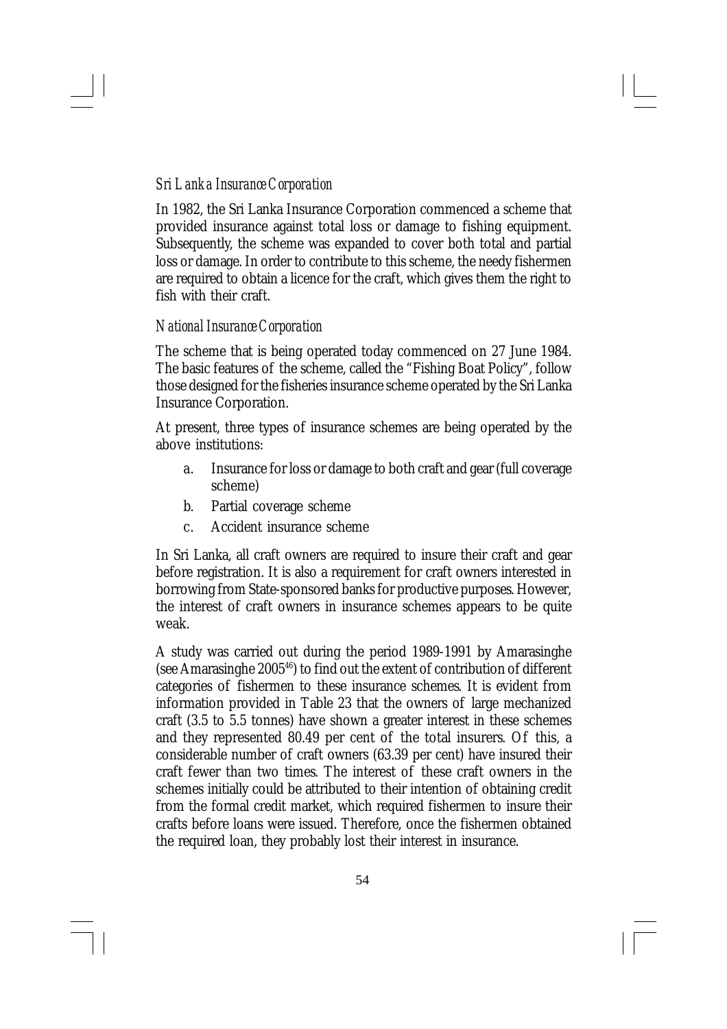*Sri Lanka Insurance Corporation*

In 1982, the Sri Lanka Insurance Corporation commenced a scheme that provided insurance against total loss or damage to fishing equipment. Subsequently, the scheme was expanded to cover both total and partial loss or damage. In order to contribute to this scheme, the needy fishermen are required to obtain a licence for the craft, which gives them the right to fish with their craft.

*National Insurance Corporation*

The scheme that is being operated today commenced on 27 June 1984. The basic features of the scheme, called the "Fishing Boat Policy", follow those designed for the fisheries insurance scheme operated by the Sri Lanka Insurance Corporation.

At present, three types of insurance schemes are being operated by the above institutions:

a. Insurance for loss or damage to both craft and gear (full coverage scheme)
b. Partial coverage scheme
c. Accident insurance scheme

In Sri Lanka, all craft owners are required to insure their craft and gear before registration. It is also a requirement for craft owners interested in borrowing from State-sponsored banks for productive purposes. However, the interest of craft owners in insurance schemes appears to be quite weak.

A study was carried out during the period 1989-1991 by Amarasinghe (see Amarasinghe 2005[46]) to find out the extent of contribution of different categories of fishermen to these insurance schemes. It is evident from information provided in Table 23 that the owners of large mechanized craft (3.5 to 5.5 tonnes) have shown a greater interest in these schemes and they represented 80.49 per cent of the total insurers. Of this, a considerable number of craft owners (63.39 per cent) have insured their craft fewer than two times. The interest of these craft owners in the schemes initially could be attributed to their intention of obtaining credit from the formal credit market, which required fishermen to insure their crafts before loans were issued. Therefore, once the fishermen obtained the required loan, they probably lost their interest in insurance.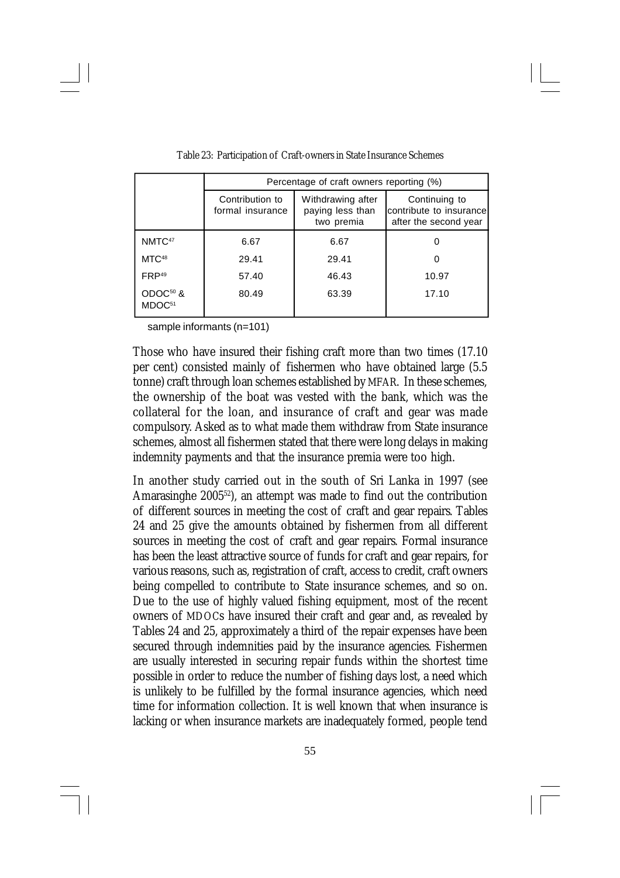Table 23: Participation of Craft-owners in State Insurance Schemes

| | Percentage of craft owners reporting (%) | | |
|---|---|---|---|
| | Contribution to formal insurance | Withdrawing after paying less than two premia | Continuing to contribute to insurance after the second year |
| NMTC[47] | 6.67 | 6.67 | 0 |
| MTC[48] | 29.41 | 29.41 | 0 |
| FRP[49] | 57.40 | 46.43 | 10.97 |
| ODOC[50] & MDOC[51] | 80.49 | 63.39 | 17.10 |

sample informants (n=101)

Those who have insured their fishing craft more than two times (17.10 per cent) consisted mainly of fishermen who have obtained large (5.5 tonne) craft through loan schemes established by MFAR. In these schemes, the ownership of the boat was vested with the bank, which was the collateral for the loan, and insurance of craft and gear was made compulsory. Asked as to what made them withdraw from State insurance schemes, almost all fishermen stated that there were long delays in making indemnity payments and that the insurance premia were too high.

In another study carried out in the south of Sri Lanka in 1997 (see Amarasinghe 2005[52]), an attempt was made to find out the contribution of different sources in meeting the cost of craft and gear repairs. Tables 24 and 25 give the amounts obtained by fishermen from all different sources in meeting the cost of craft and gear repairs. Formal insurance has been the least attractive source of funds for craft and gear repairs, for various reasons, such as, registration of craft, access to credit, craft owners being compelled to contribute to State insurance schemes, and so on. Due to the use of highly valued fishing equipment, most of the recent owners of MDOCs have insured their craft and gear and, as revealed by Tables 24 and 25, approximately a third of the repair expenses have been secured through indemnities paid by the insurance agencies. Fishermen are usually interested in securing repair funds within the shortest time possible in order to reduce the number of fishing days lost, a need which is unlikely to be fulfilled by the formal insurance agencies, which need time for information collection. It is well known that when insurance is lacking or when insurance markets are inadequately formed, people tend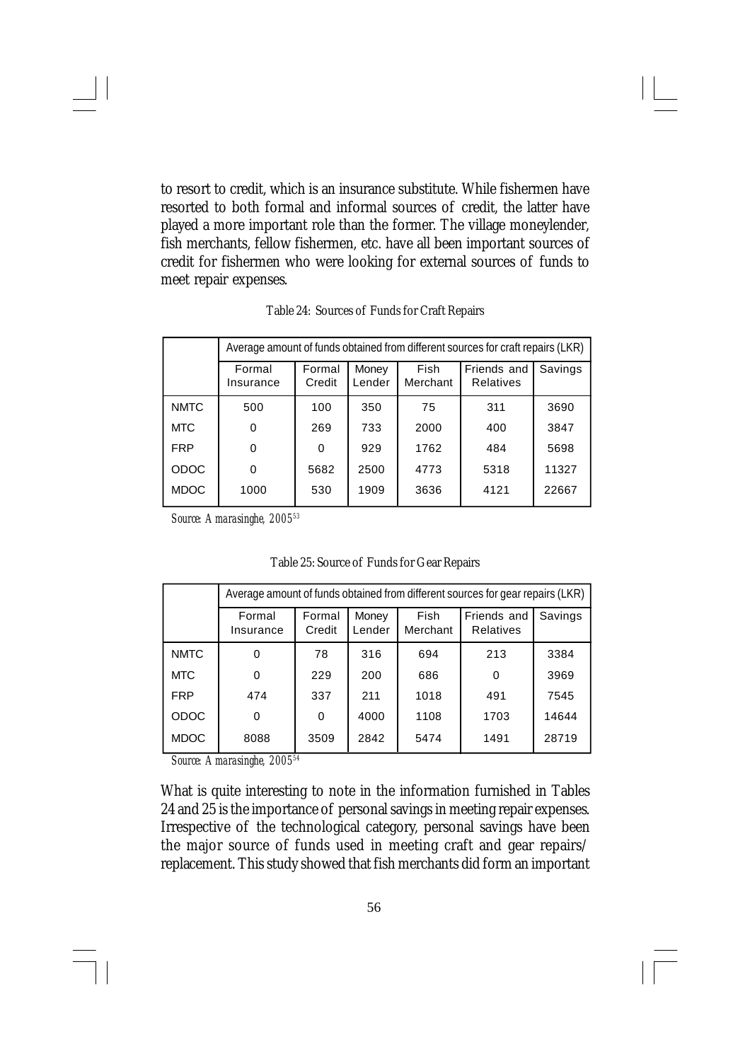to resort to credit, which is an insurance substitute. While fishermen have resorted to both formal and informal sources of credit, the latter have played a more important role than the former. The village moneylender, fish merchants, fellow fishermen, etc. have all been important sources of credit for fishermen who were looking for external sources of funds to meet repair expenses.

Table 24: Sources of Funds for Craft Repairs

| | Average amount of funds obtained from different sources for craft repairs (LKR) | | | | | |
|---|---|---|---|---|---|---|
| | Formal Insurance | Formal Credit | Money Lender | Fish Merchant | Friends and Relatives | Savings |
| NMTC | 500 | 100 | 350 | 75 | 311 | 3690 |
| MTC | 0 | 269 | 733 | 2000 | 400 | 3847 |
| FRP | 0 | 0 | 929 | 1762 | 484 | 5698 |
| ODOC | 0 | 5682 | 2500 | 4773 | 5318 | 11327 |
| MDOC | 1000 | 530 | 1909 | 3636 | 4121 | 22667 |

*Source: Amarasinghe, 2005*[53]

Table 25: Source of Funds for Gear Repairs

| | Average amount of funds obtained from different sources for gear repairs (LKR) | | | | | |
|---|---|---|---|---|---|---|
| | Formal Insurance | Formal Credit | Money Lender | Fish Merchant | Friends and Relatives | Savings |
| NMTC | 0 | 78 | 316 | 694 | 213 | 3384 |
| MTC | 0 | 229 | 200 | 686 | 0 | 3969 |
| FRP | 474 | 337 | 211 | 1018 | 491 | 7545 |
| ODOC | 0 | 0 | 4000 | 1108 | 1703 | 14644 |
| MDOC | 8088 | 3509 | 2842 | 5474 | 1491 | 28719 |

*Source: Amarasinghe, 2005*[54]

What is quite interesting to note in the information furnished in Tables 24 and 25 is the importance of personal savings in meeting repair expenses. Irrespective of the technological category, personal savings have been the major source of funds used in meeting craft and gear repairs/ replacement. This study showed that fish merchants did form an important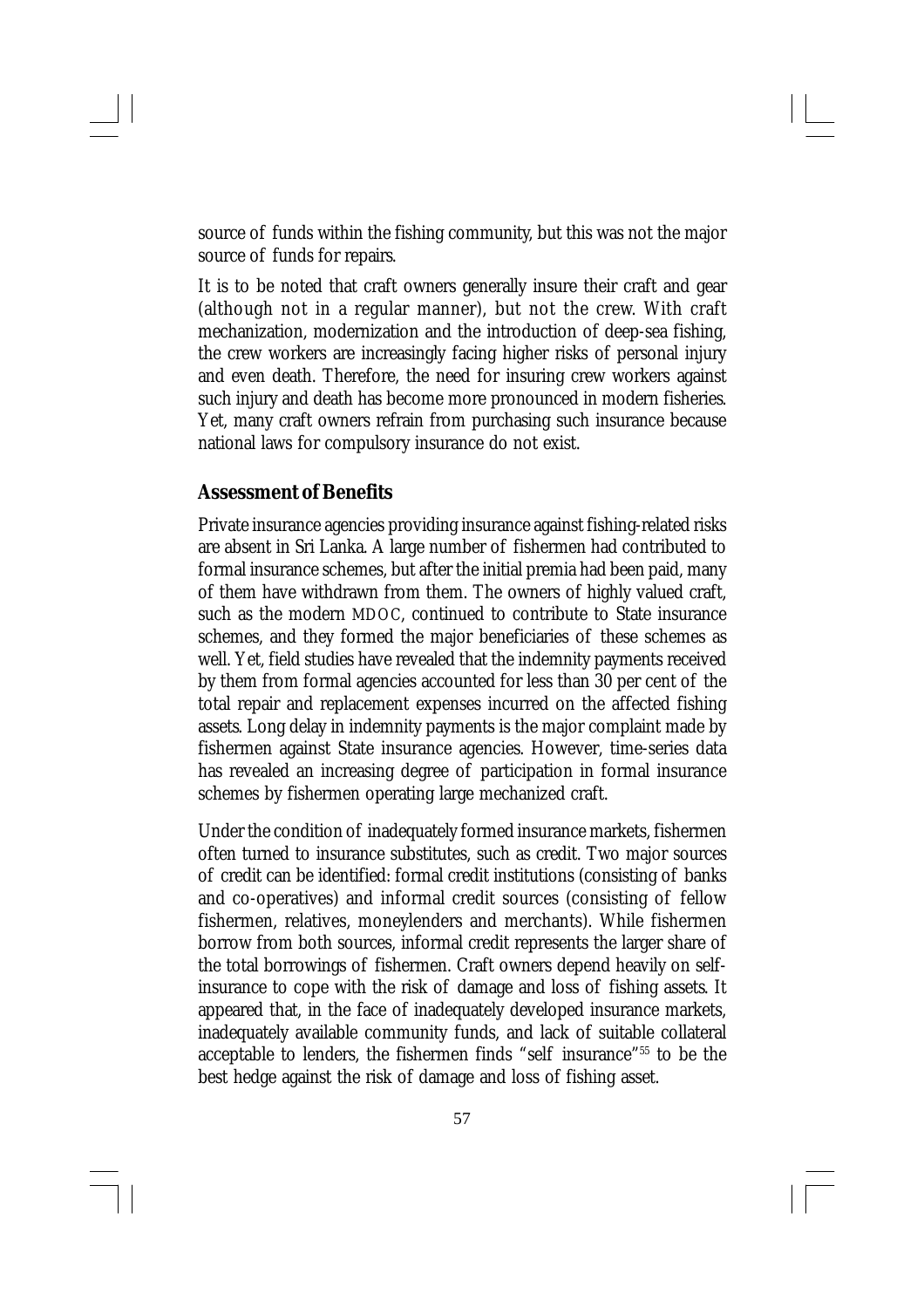source of funds within the fishing community, but this was not the major source of funds for repairs.

It is to be noted that craft owners generally insure their craft and gear (although not in a regular manner), but not the crew. With craft mechanization, modernization and the introduction of deep-sea fishing, the crew workers are increasingly facing higher risks of personal injury and even death. Therefore, the need for insuring crew workers against such injury and death has become more pronounced in modern fisheries. Yet, many craft owners refrain from purchasing such insurance because national laws for compulsory insurance do not exist.

## Assessment of Benefits

Private insurance agencies providing insurance against fishing-related risks are absent in Sri Lanka. A large number of fishermen had contributed to formal insurance schemes, but after the initial premia had been paid, many of them have withdrawn from them. The owners of highly valued craft, such as the modern MDOC, continued to contribute to State insurance schemes, and they formed the major beneficiaries of these schemes as well. Yet, field studies have revealed that the indemnity payments received by them from formal agencies accounted for less than 30 per cent of the total repair and replacement expenses incurred on the affected fishing assets. Long delay in indemnity payments is the major complaint made by fishermen against State insurance agencies. However, time-series data has revealed an increasing degree of participation in formal insurance schemes by fishermen operating large mechanized craft.

Under the condition of inadequately formed insurance markets, fishermen often turned to insurance substitutes, such as credit. Two major sources of credit can be identified: formal credit institutions (consisting of banks and co-operatives) and informal credit sources (consisting of fellow fishermen, relatives, moneylenders and merchants). While fishermen borrow from both sources, informal credit represents the larger share of the total borrowings of fishermen. Craft owners depend heavily on self-insurance to cope with the risk of damage and loss of fishing assets. It appeared that, in the face of inadequately developed insurance markets, inadequately available community funds, and lack of suitable collateral acceptable to lenders, the fishermen finds "self insurance"[55] to be the best hedge against the risk of damage and loss of fishing asset.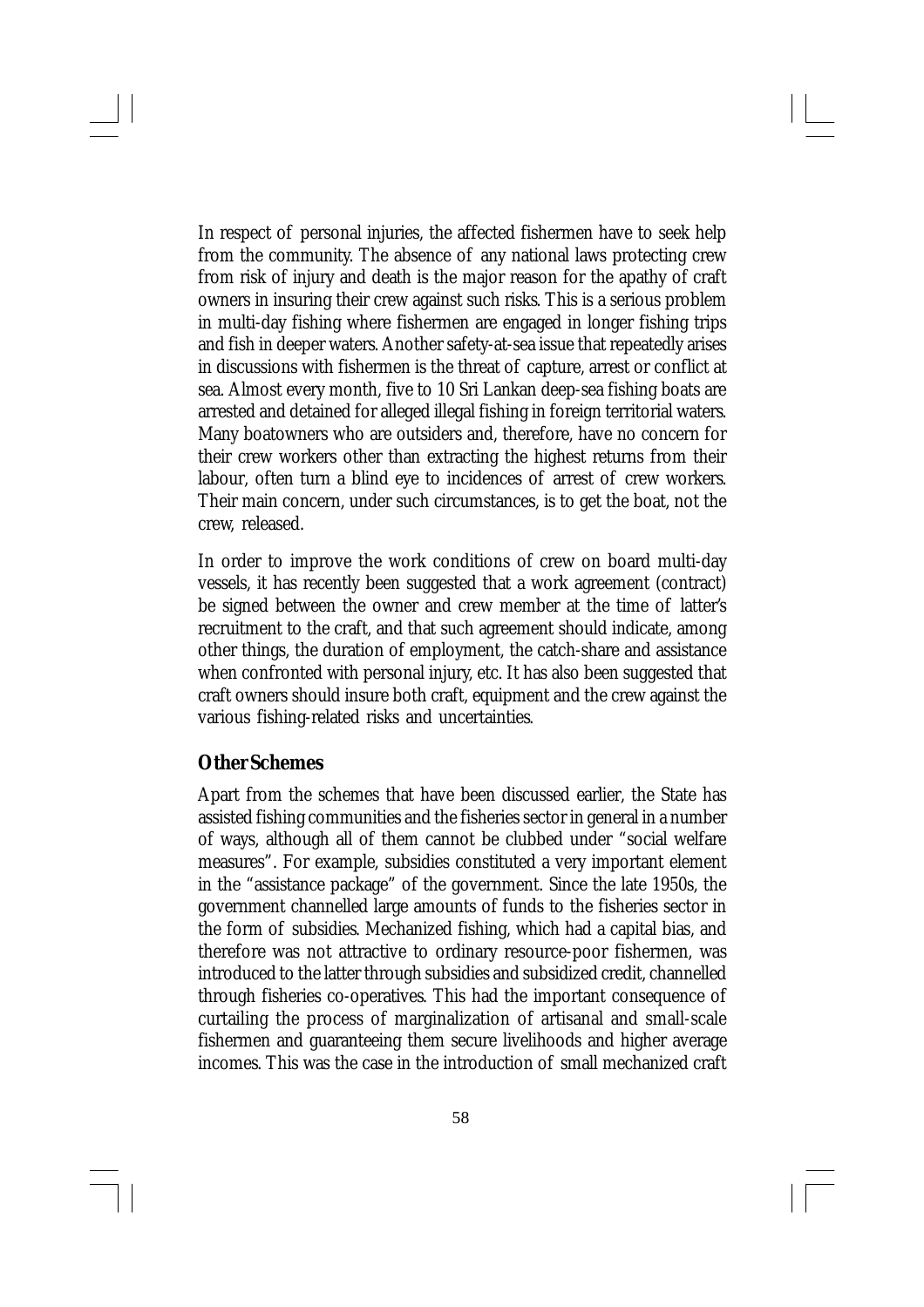In respect of personal injuries, the affected fishermen have to seek help from the community. The absence of any national laws protecting crew from risk of injury and death is the major reason for the apathy of craft owners in insuring their crew against such risks. This is a serious problem in multi-day fishing where fishermen are engaged in longer fishing trips and fish in deeper waters. Another safety-at-sea issue that repeatedly arises in discussions with fishermen is the threat of capture, arrest or conflict at sea. Almost every month, five to 10 Sri Lankan deep-sea fishing boats are arrested and detained for alleged illegal fishing in foreign territorial waters. Many boatowners who are outsiders and, therefore, have no concern for their crew workers other than extracting the highest returns from their labour, often turn a blind eye to incidences of arrest of crew workers. Their main concern, under such circumstances, is to get the boat, not the crew, released.

In order to improve the work conditions of crew on board multi-day vessels, it has recently been suggested that a work agreement (contract) be signed between the owner and crew member at the time of latter's recruitment to the craft, and that such agreement should indicate, among other things, the duration of employment, the catch-share and assistance when confronted with personal injury, etc. It has also been suggested that craft owners should insure both craft, equipment and the crew against the various fishing-related risks and uncertainties.

## Other Schemes

Apart from the schemes that have been discussed earlier, the State has assisted fishing communities and the fisheries sector in general in a number of ways, although all of them cannot be clubbed under "social welfare measures". For example, subsidies constituted a very important element in the "assistance package" of the government. Since the late 1950s, the government channelled large amounts of funds to the fisheries sector in the form of subsidies. Mechanized fishing, which had a capital bias, and therefore was not attractive to ordinary resource-poor fishermen, was introduced to the latter through subsidies and subsidized credit, channelled through fisheries co-operatives. This had the important consequence of curtailing the process of marginalization of artisanal and small-scale fishermen and guaranteeing them secure livelihoods and higher average incomes. This was the case in the introduction of small mechanized craft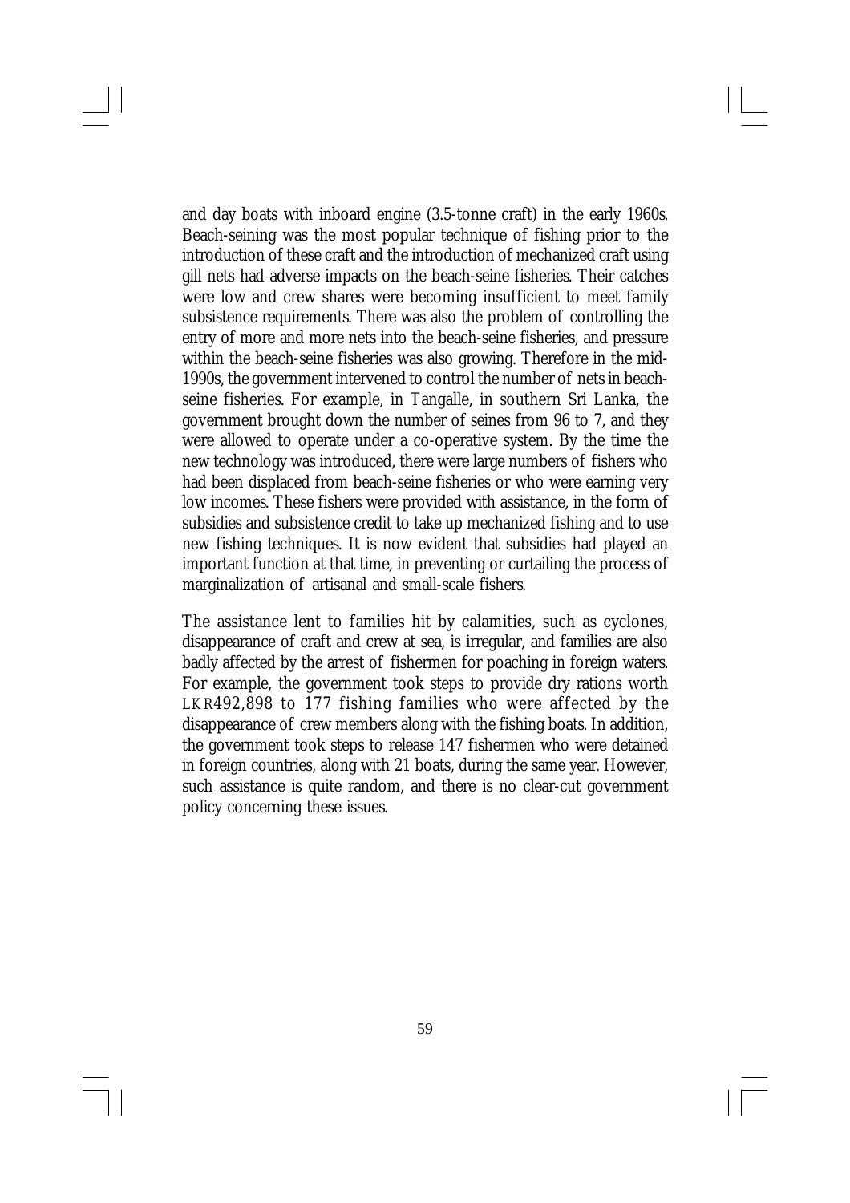and day boats with inboard engine (3.5-tonne craft) in the early 1960s. Beach-seining was the most popular technique of fishing prior to the introduction of these craft and the introduction of mechanized craft using gill nets had adverse impacts on the beach-seine fisheries. Their catches were low and crew shares were becoming insufficient to meet family subsistence requirements. There was also the problem of controlling the entry of more and more nets into the beach-seine fisheries, and pressure within the beach-seine fisheries was also growing. Therefore in the mid-1990s, the government intervened to control the number of nets in beach-seine fisheries. For example, in Tangalle, in southern Sri Lanka, the government brought down the number of seines from 96 to 7, and they were allowed to operate under a co-operative system. By the time the new technology was introduced, there were large numbers of fishers who had been displaced from beach-seine fisheries or who were earning very low incomes. These fishers were provided with assistance, in the form of subsidies and subsistence credit to take up mechanized fishing and to use new fishing techniques. It is now evident that subsidies had played an important function at that time, in preventing or curtailing the process of marginalization of artisanal and small-scale fishers.

The assistance lent to families hit by calamities, such as cyclones, disappearance of craft and crew at sea, is irregular, and families are also badly affected by the arrest of fishermen for poaching in foreign waters. For example, the government took steps to provide dry rations worth LKR492,898 to 177 fishing families who were affected by the disappearance of crew members along with the fishing boats. In addition, the government took steps to release 147 fishermen who were detained in foreign countries, along with 21 boats, during the same year. However, such assistance is quite random, and there is no clear-cut government policy concerning these issues.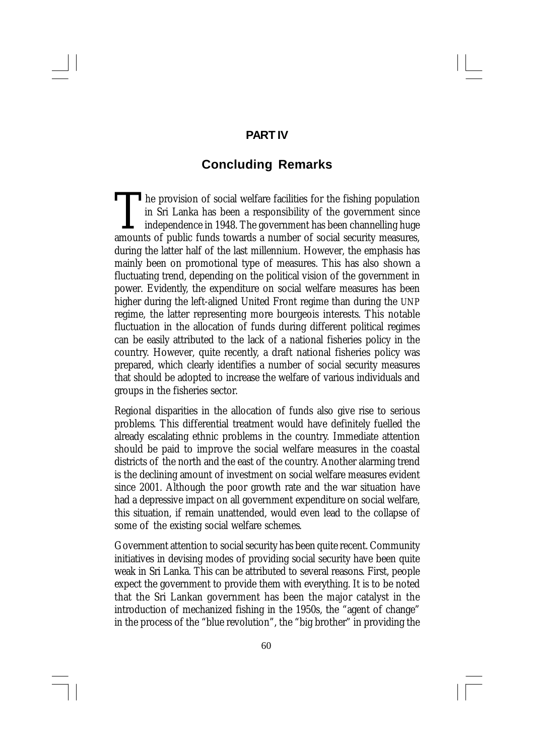# PART IV

## Concluding Remarks

The provision of social welfare facilities for the fishing population in Sri Lanka has been a responsibility of the government since independence in 1948. The government has been channelling huge amounts of public funds towards a number of social security measures, during the latter half of the last millennium. However, the emphasis has mainly been on promotional type of measures. This has also shown a fluctuating trend, depending on the political vision of the government in power. Evidently, the expenditure on social welfare measures has been higher during the left-aligned United Front regime than during the UNP regime, the latter representing more bourgeois interests. This notable fluctuation in the allocation of funds during different political regimes can be easily attributed to the lack of a national fisheries policy in the country. However, quite recently, a draft national fisheries policy was prepared, which clearly identifies a number of social security measures that should be adopted to increase the welfare of various individuals and groups in the fisheries sector.

Regional disparities in the allocation of funds also give rise to serious problems. This differential treatment would have definitely fuelled the already escalating ethnic problems in the country. Immediate attention should be paid to improve the social welfare measures in the coastal districts of the north and the east of the country. Another alarming trend is the declining amount of investment on social welfare measures evident since 2001. Although the poor growth rate and the war situation have had a depressive impact on all government expenditure on social welfare, this situation, if remain unattended, would even lead to the collapse of some of the existing social welfare schemes.

Government attention to social security has been quite recent. Community initiatives in devising modes of providing social security have been quite weak in Sri Lanka. This can be attributed to several reasons. First, people expect the government to provide them with everything. It is to be noted that the Sri Lankan government has been the major catalyst in the introduction of mechanized fishing in the 1950s, the "agent of change" in the process of the "blue revolution", the "big brother" in providing the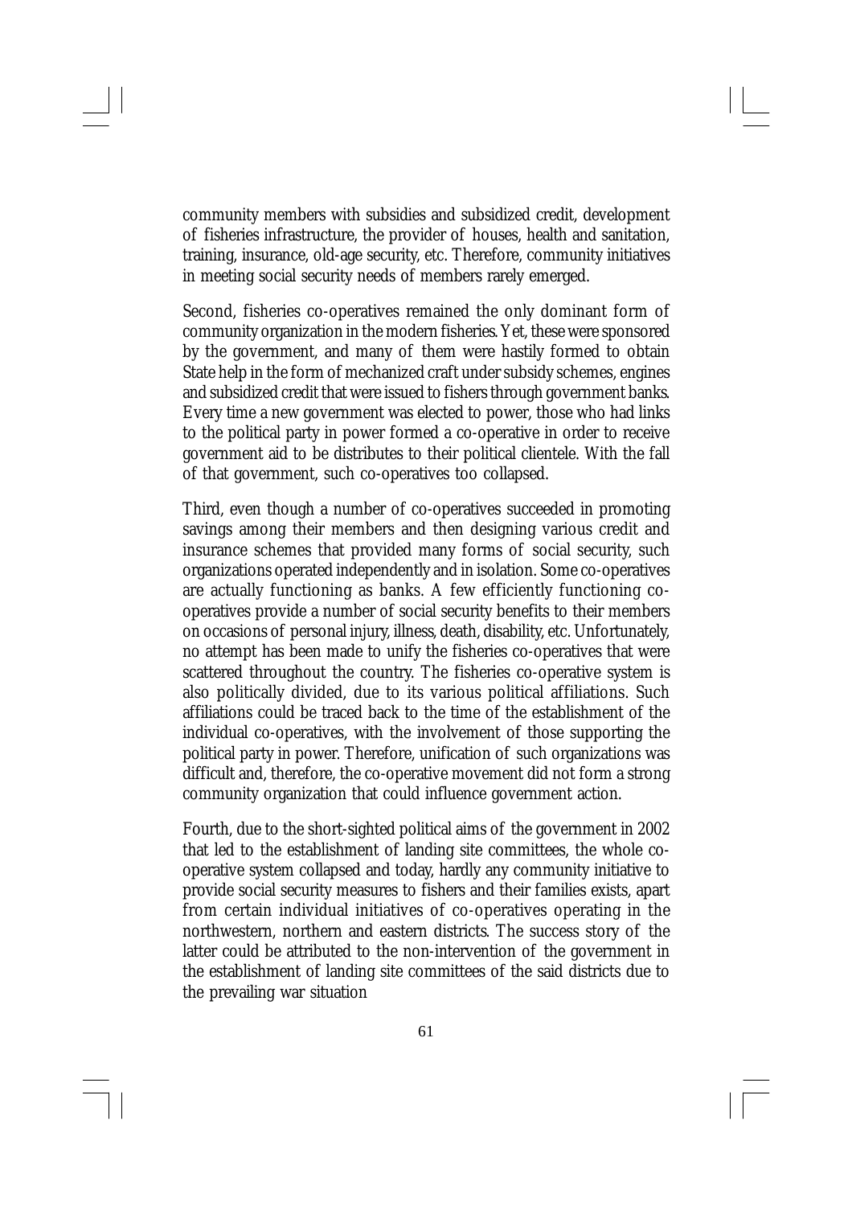community members with subsidies and subsidized credit, development of fisheries infrastructure, the provider of houses, health and sanitation, training, insurance, old-age security, etc. Therefore, community initiatives in meeting social security needs of members rarely emerged.

Second, fisheries co-operatives remained the only dominant form of community organization in the modern fisheries. Yet, these were sponsored by the government, and many of them were hastily formed to obtain State help in the form of mechanized craft under subsidy schemes, engines and subsidized credit that were issued to fishers through government banks. Every time a new government was elected to power, those who had links to the political party in power formed a co-operative in order to receive government aid to be distributes to their political clientele. With the fall of that government, such co-operatives too collapsed.

Third, even though a number of co-operatives succeeded in promoting savings among their members and then designing various credit and insurance schemes that provided many forms of social security, such organizations operated independently and in isolation. Some co-operatives are actually functioning as banks. A few efficiently functioning co-operatives provide a number of social security benefits to their members on occasions of personal injury, illness, death, disability, etc. Unfortunately, no attempt has been made to unify the fisheries co-operatives that were scattered throughout the country. The fisheries co-operative system is also politically divided, due to its various political affiliations. Such affiliations could be traced back to the time of the establishment of the individual co-operatives, with the involvement of those supporting the political party in power. Therefore, unification of such organizations was difficult and, therefore, the co-operative movement did not form a strong community organization that could influence government action.

Fourth, due to the short-sighted political aims of the government in 2002 that led to the establishment of landing site committees, the whole co-operative system collapsed and today, hardly any community initiative to provide social security measures to fishers and their families exists, apart from certain individual initiatives of co-operatives operating in the northwestern, northern and eastern districts. The success story of the latter could be attributed to the non-intervention of the government in the establishment of landing site committees of the said districts due to the prevailing war situation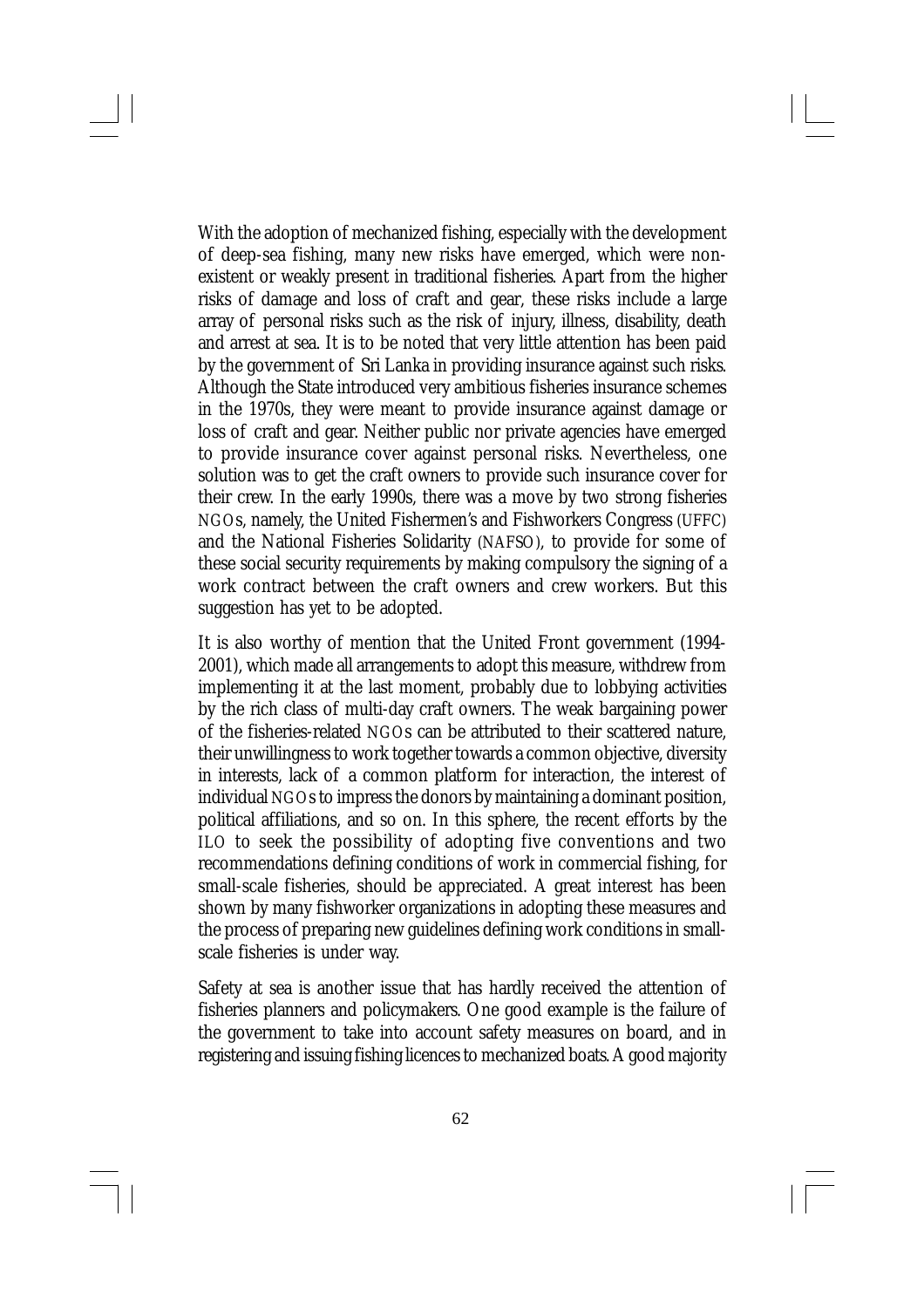With the adoption of mechanized fishing, especially with the development of deep-sea fishing, many new risks have emerged, which were non-existent or weakly present in traditional fisheries. Apart from the higher risks of damage and loss of craft and gear, these risks include a large array of personal risks such as the risk of injury, illness, disability, death and arrest at sea. It is to be noted that very little attention has been paid by the government of Sri Lanka in providing insurance against such risks. Although the State introduced very ambitious fisheries insurance schemes in the 1970s, they were meant to provide insurance against damage or loss of craft and gear. Neither public nor private agencies have emerged to provide insurance cover against personal risks. Nevertheless, one solution was to get the craft owners to provide such insurance cover for their crew. In the early 1990s, there was a move by two strong fisheries NGOs, namely, the United Fishermen's and Fishworkers Congress (UFFC) and the National Fisheries Solidarity (NAFSO), to provide for some of these social security requirements by making compulsory the signing of a work contract between the craft owners and crew workers. But this suggestion has yet to be adopted.

It is also worthy of mention that the United Front government (1994-2001), which made all arrangements to adopt this measure, withdrew from implementing it at the last moment, probably due to lobbying activities by the rich class of multi-day craft owners. The weak bargaining power of the fisheries-related NGOs can be attributed to their scattered nature, their unwillingness to work together towards a common objective, diversity in interests, lack of a common platform for interaction, the interest of individual NGOs to impress the donors by maintaining a dominant position, political affiliations, and so on. In this sphere, the recent efforts by the ILO to seek the possibility of adopting five conventions and two recommendations defining conditions of work in commercial fishing, for small-scale fisheries, should be appreciated. A great interest has been shown by many fishworker organizations in adopting these measures and the process of preparing new guidelines defining work conditions in small-scale fisheries is under way.

Safety at sea is another issue that has hardly received the attention of fisheries planners and policymakers. One good example is the failure of the government to take into account safety measures on board, and in registering and issuing fishing licences to mechanized boats. A good majority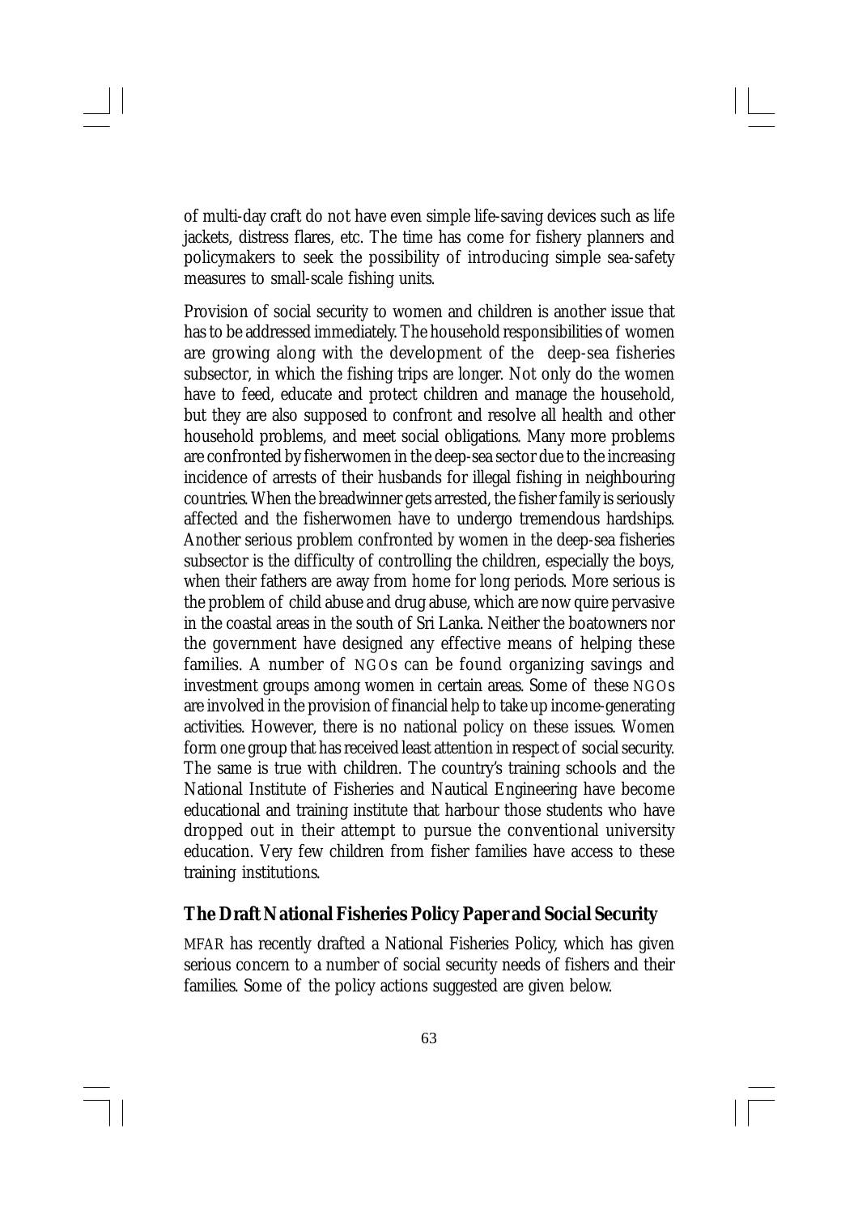of multi-day craft do not have even simple life-saving devices such as life jackets, distress flares, etc. The time has come for fishery planners and policymakers to seek the possibility of introducing simple sea-safety measures to small-scale fishing units.

Provision of social security to women and children is another issue that has to be addressed immediately. The household responsibilities of women are growing along with the development of the deep-sea fisheries subsector, in which the fishing trips are longer. Not only do the women have to feed, educate and protect children and manage the household, but they are also supposed to confront and resolve all health and other household problems, and meet social obligations. Many more problems are confronted by fisherwomen in the deep-sea sector due to the increasing incidence of arrests of their husbands for illegal fishing in neighbouring countries. When the breadwinner gets arrested, the fisher family is seriously affected and the fisherwomen have to undergo tremendous hardships. Another serious problem confronted by women in the deep-sea fisheries subsector is the difficulty of controlling the children, especially the boys, when their fathers are away from home for long periods. More serious is the problem of child abuse and drug abuse, which are now quire pervasive in the coastal areas in the south of Sri Lanka. Neither the boatowners nor the government have designed any effective means of helping these families. A number of NGOs can be found organizing savings and investment groups among women in certain areas. Some of these NGOs are involved in the provision of financial help to take up income-generating activities. However, there is no national policy on these issues. Women form one group that has received least attention in respect of social security. The same is true with children. The country's training schools and the National Institute of Fisheries and Nautical Engineering have become educational and training institute that harbour those students who have dropped out in their attempt to pursue the conventional university education. Very few children from fisher families have access to these training institutions.

## The Draft National Fisheries Policy Paper and Social Security

MFAR has recently drafted a National Fisheries Policy, which has given serious concern to a number of social security needs of fishers and their families. Some of the policy actions suggested are given below.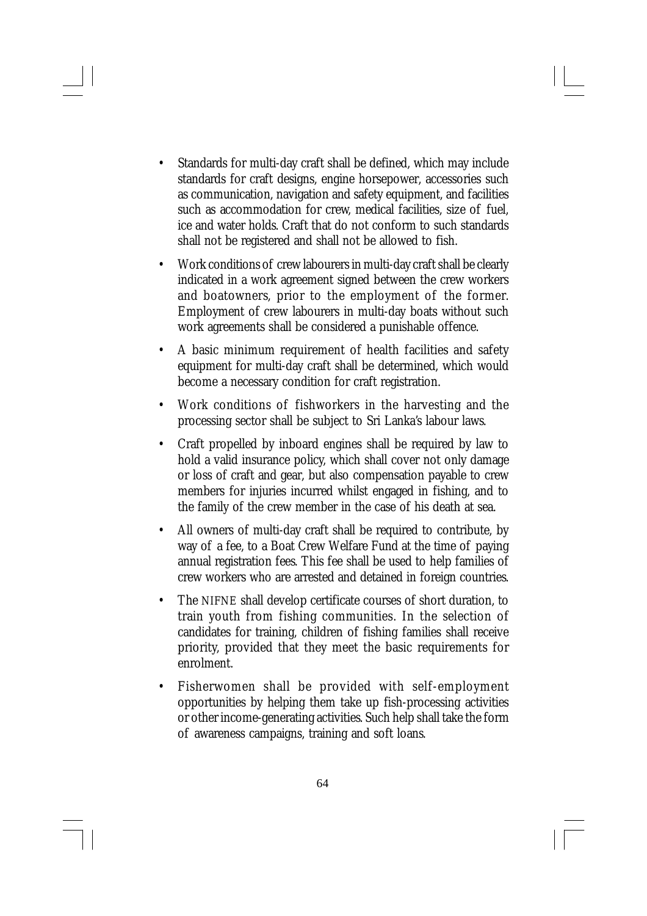- Standards for multi-day craft shall be defined, which may include standards for craft designs, engine horsepower, accessories such as communication, navigation and safety equipment, and facilities such as accommodation for crew, medical facilities, size of fuel, ice and water holds. Craft that do not conform to such standards shall not be registered and shall not be allowed to fish.
- Work conditions of crew labourers in multi-day craft shall be clearly indicated in a work agreement signed between the crew workers and boatowners, prior to the employment of the former. Employment of crew labourers in multi-day boats without such work agreements shall be considered a punishable offence.
- A basic minimum requirement of health facilities and safety equipment for multi-day craft shall be determined, which would become a necessary condition for craft registration.
- Work conditions of fishworkers in the harvesting and the processing sector shall be subject to Sri Lanka's labour laws.
- Craft propelled by inboard engines shall be required by law to hold a valid insurance policy, which shall cover not only damage or loss of craft and gear, but also compensation payable to crew members for injuries incurred whilst engaged in fishing, and to the family of the crew member in the case of his death at sea.
- All owners of multi-day craft shall be required to contribute, by way of a fee, to a Boat Crew Welfare Fund at the time of paying annual registration fees. This fee shall be used to help families of crew workers who are arrested and detained in foreign countries.
- The NIFNE shall develop certificate courses of short duration, to train youth from fishing communities. In the selection of candidates for training, children of fishing families shall receive priority, provided that they meet the basic requirements for enrolment.
- Fisherwomen shall be provided with self-employment opportunities by helping them take up fish-processing activities or other income-generating activities. Such help shall take the form of awareness campaigns, training and soft loans.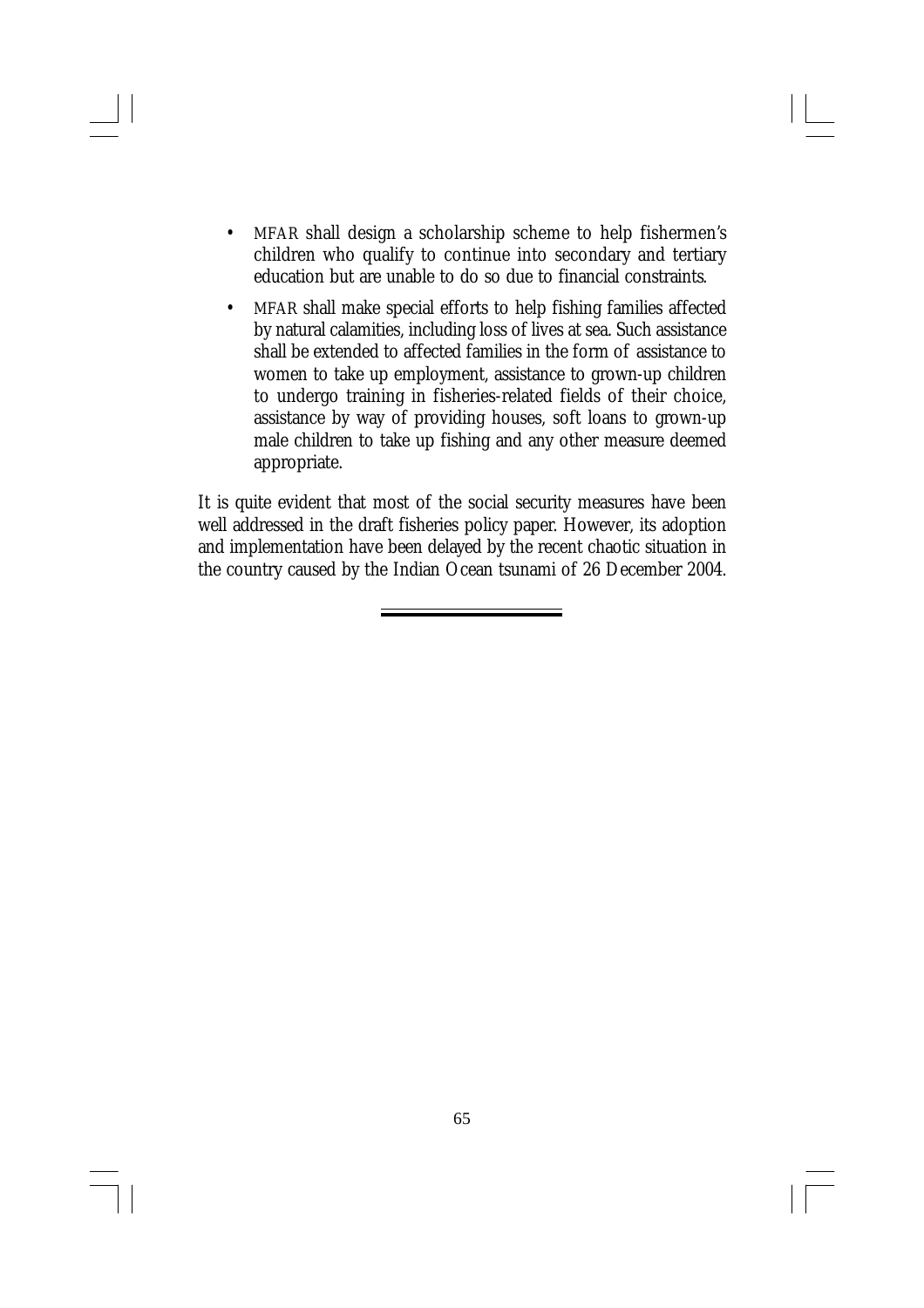- MFAR shall design a scholarship scheme to help fishermen's children who qualify to continue into secondary and tertiary education but are unable to do so due to financial constraints.
- MFAR shall make special efforts to help fishing families affected by natural calamities, including loss of lives at sea. Such assistance shall be extended to affected families in the form of assistance to women to take up employment, assistance to grown-up children to undergo training in fisheries-related fields of their choice, assistance by way of providing houses, soft loans to grown-up male children to take up fishing and any other measure deemed appropriate.

It is quite evident that most of the social security measures have been well addressed in the draft fisheries policy paper. However, its adoption and implementation have been delayed by the recent chaotic situation in the country caused by the Indian Ocean tsunami of 26 December 2004.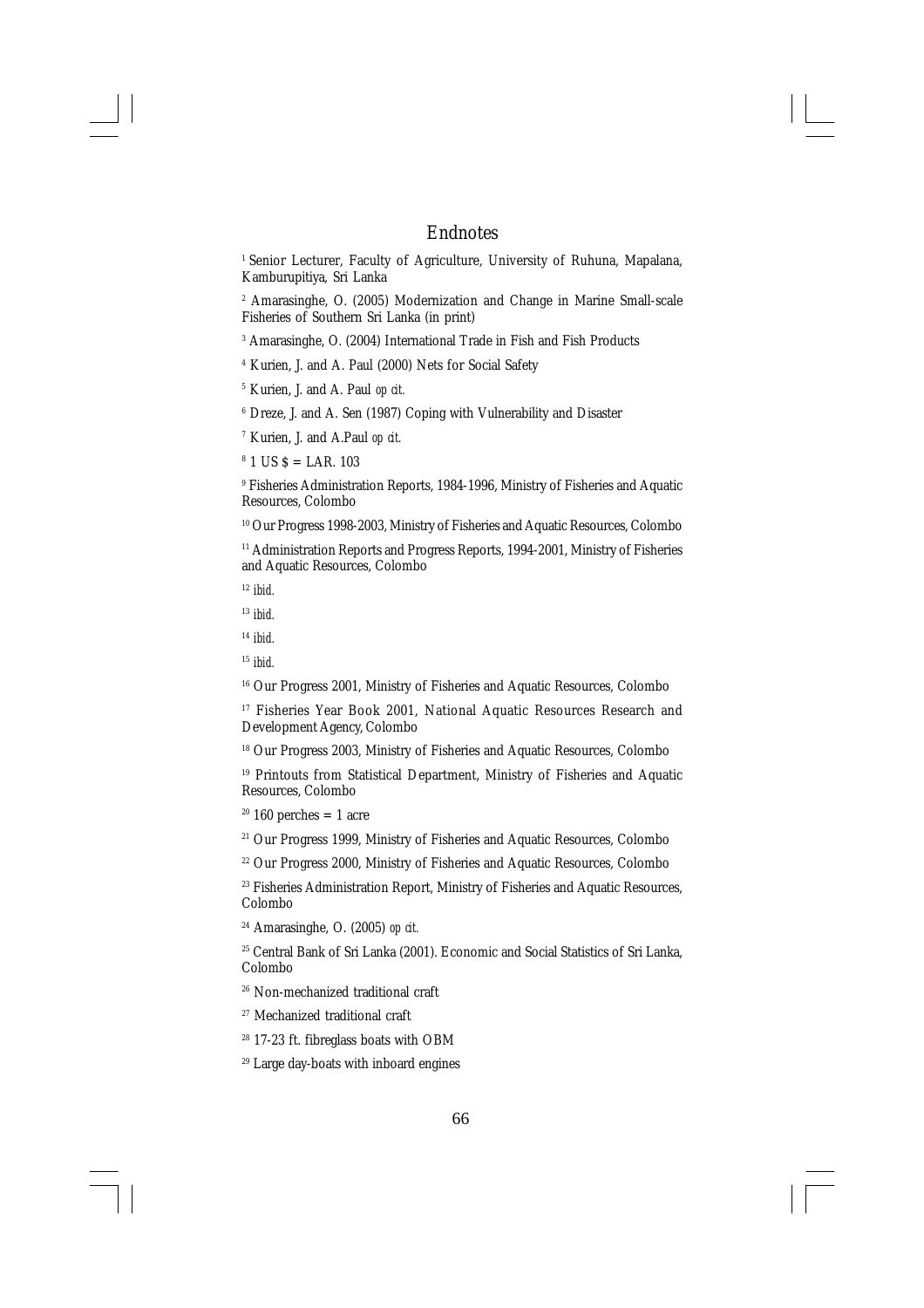# Endnotes

[1] Senior Lecturer, Faculty of Agriculture, University of Ruhuna, Mapalana, Kamburupitiya, Sri Lanka

[2] Amarasinghe, O. (2005) Modernization and Change in Marine Small-scale Fisheries of Southern Sri Lanka (in print)

[3] Amarasinghe, O. (2004) International Trade in Fish and Fish Products

[4] Kurien, J. and A. Paul (2000) Nets for Social Safety

[5] Kurien, J. and A. Paul *op cit.*

[6] Dreze, J. and A. Sen (1987) Coping with Vulnerability and Disaster

[7] Kurien, J. and A.Paul *op cit.*

[8] 1 US $ = LAR. 103

[9] Fisheries Administration Reports, 1984-1996, Ministry of Fisheries and Aquatic Resources, Colombo

[10] Our Progress 1998-2003, Ministry of Fisheries and Aquatic Resources, Colombo

[11] Administration Reports and Progress Reports, 1994-2001, Ministry of Fisheries and Aquatic Resources, Colombo

[12] *ibid.*

[13] *ibid.*

[14] *ibid.*

[15] *ibid.*

[16] Our Progress 2001, Ministry of Fisheries and Aquatic Resources, Colombo

[17] Fisheries Year Book 2001, National Aquatic Resources Research and Development Agency, Colombo

[18] Our Progress 2003, Ministry of Fisheries and Aquatic Resources, Colombo

[19] Printouts from Statistical Department, Ministry of Fisheries and Aquatic Resources, Colombo

[20] 160 perches = 1 acre

[21] Our Progress 1999, Ministry of Fisheries and Aquatic Resources, Colombo

[22] Our Progress 2000, Ministry of Fisheries and Aquatic Resources, Colombo

[23] Fisheries Administration Report, Ministry of Fisheries and Aquatic Resources, Colombo

[24] Amarasinghe, O. (2005) *op cit.*

[25] Central Bank of Sri Lanka (2001). Economic and Social Statistics of Sri Lanka, Colombo

[26] Non-mechanized traditional craft

[27] Mechanized traditional craft

[28] 17-23 ft. fibreglass boats with OBM

[29] Large day-boats with inboard engines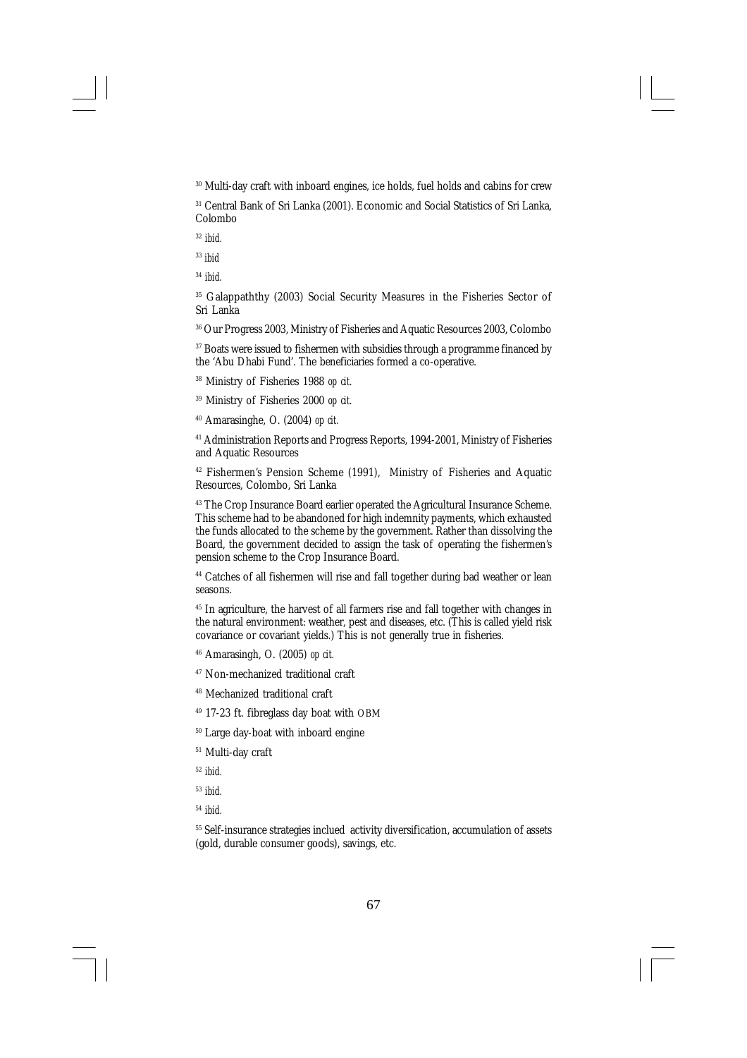[30] Multi-day craft with inboard engines, ice holds, fuel holds and cabins for crew

[31] Central Bank of Sri Lanka (2001). Economic and Social Statistics of Sri Lanka, Colombo

[32] *ibid.*

[33] *ibid*

[34] *ibid.*

[35] Galappaththy (2003) Social Security Measures in the Fisheries Sector of Sri Lanka

[36] Our Progress 2003, Ministry of Fisheries and Aquatic Resources 2003, Colombo

[37] Boats were issued to fishermen with subsidies through a programme financed by the 'Abu Dhabi Fund'. The beneficiaries formed a co-operative.

[38] Ministry of Fisheries 1988 *op cit.*

[39] Ministry of Fisheries 2000 *op cit.*

[40] Amarasinghe, O. (2004) *op cit.*

[41] Administration Reports and Progress Reports, 1994-2001, Ministry of Fisheries and Aquatic Resources

[42] Fishermen's Pension Scheme (1991), Ministry of Fisheries and Aquatic Resources, Colombo, Sri Lanka

[43] The Crop Insurance Board earlier operated the Agricultural Insurance Scheme. This scheme had to be abandoned for high indemnity payments, which exhausted the funds allocated to the scheme by the government. Rather than dissolving the Board, the government decided to assign the task of operating the fishermen's pension scheme to the Crop Insurance Board.

[44] Catches of all fishermen will rise and fall together during bad weather or lean seasons.

[45] In agriculture, the harvest of all farmers rise and fall together with changes in the natural environment: weather, pest and diseases, etc. (This is called yield risk covariance or covariant yields.) This is not generally true in fisheries.

[46] Amarasingh, O. (2005) *op cit.*

[47] Non-mechanized traditional craft

[48] Mechanized traditional craft

[49] 17-23 ft. fibreglass day boat with OBM

[50] Large day-boat with inboard engine

[51] Multi-day craft

[52] *ibid.*

[53] *ibid.*

[54] *ibid.*

[55] Self-insurance strategies inclued activity diversification, accumulation of assets (gold, durable consumer goods), savings, etc.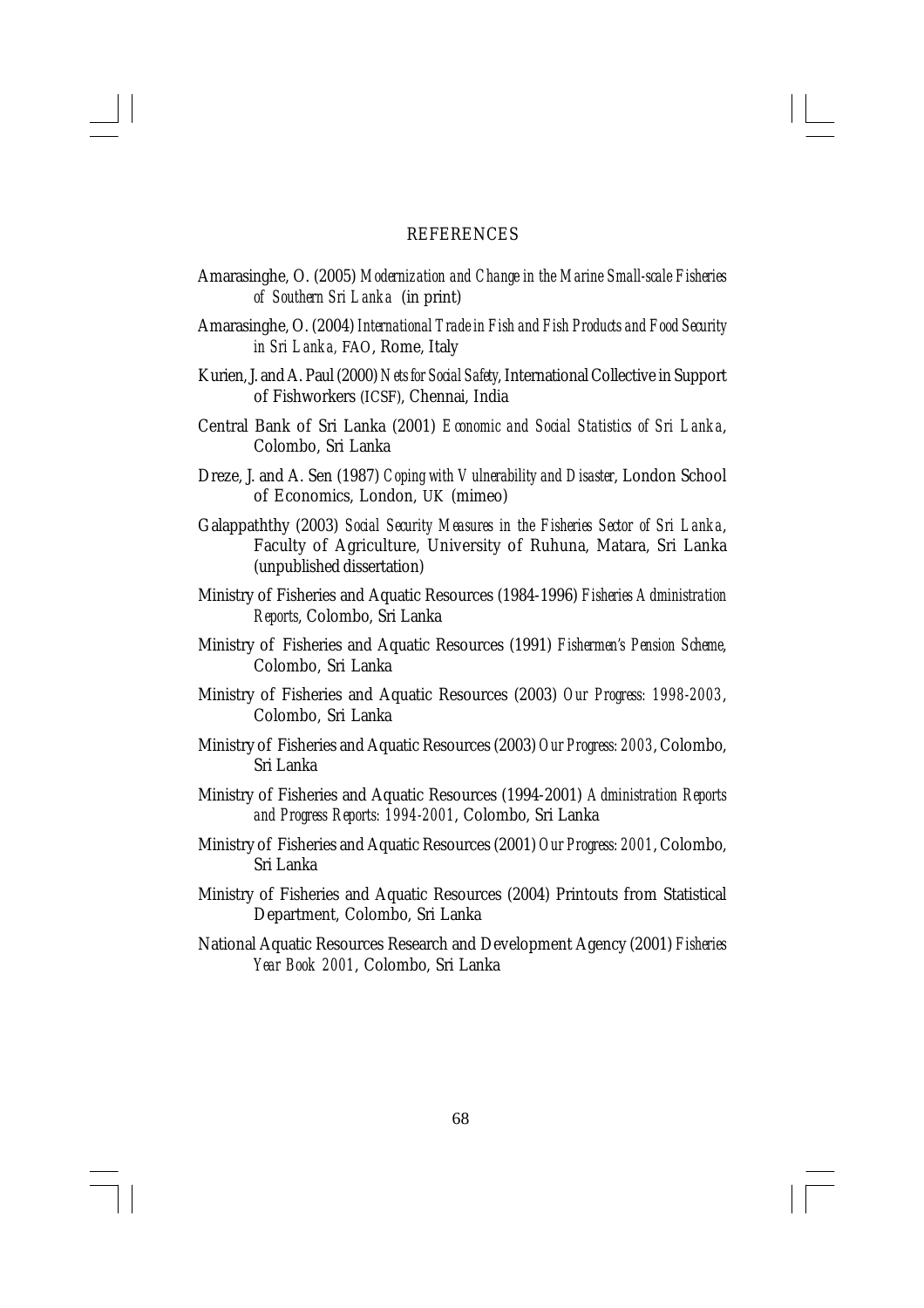# REFERENCES

Amarasinghe, O. (2005) *Modernization and Change in the Marine Small-scale Fisheries of Southern Sri Lanka* (in print)

Amarasinghe, O. (2004) *International Trade in Fish and Fish Products and Food Security in Sri Lanka,* FAO, Rome, Italy

Kurien, J. and A. Paul (2000) *Nets for Social Safety*, International Collective in Support of Fishworkers (ICSF), Chennai, India

Central Bank of Sri Lanka (2001) *Economic and Social Statistics of Sri Lanka*, Colombo, Sri Lanka

Dreze, J. and A. Sen (1987) *Coping with Vulnerability and Disaster*, London School of Economics, London, UK (mimeo)

Galappaththy (2003) *Social Security Measures in the Fisheries Sector of Sri Lanka*, Faculty of Agriculture, University of Ruhuna, Matara, Sri Lanka (unpublished dissertation)

Ministry of Fisheries and Aquatic Resources (1984-1996) *Fisheries Administration Reports*, Colombo, Sri Lanka

Ministry of Fisheries and Aquatic Resources (1991) *Fishermen's Pension Scheme*, Colombo, Sri Lanka

Ministry of Fisheries and Aquatic Resources (2003) *Our Progress: 1998-2003*, Colombo, Sri Lanka

Ministry of Fisheries and Aquatic Resources (2003) *Our Progress: 2003*, Colombo, Sri Lanka

Ministry of Fisheries and Aquatic Resources (1994-2001) *Administration Reports and Progress Reports: 1994-2001*, Colombo, Sri Lanka

Ministry of Fisheries and Aquatic Resources (2001) *Our Progress: 2001*, Colombo, Sri Lanka

Ministry of Fisheries and Aquatic Resources (2004) Printouts from Statistical Department, Colombo, Sri Lanka

National Aquatic Resources Research and Development Agency (2001) *Fisheries Year Book 2001*, Colombo, Sri Lanka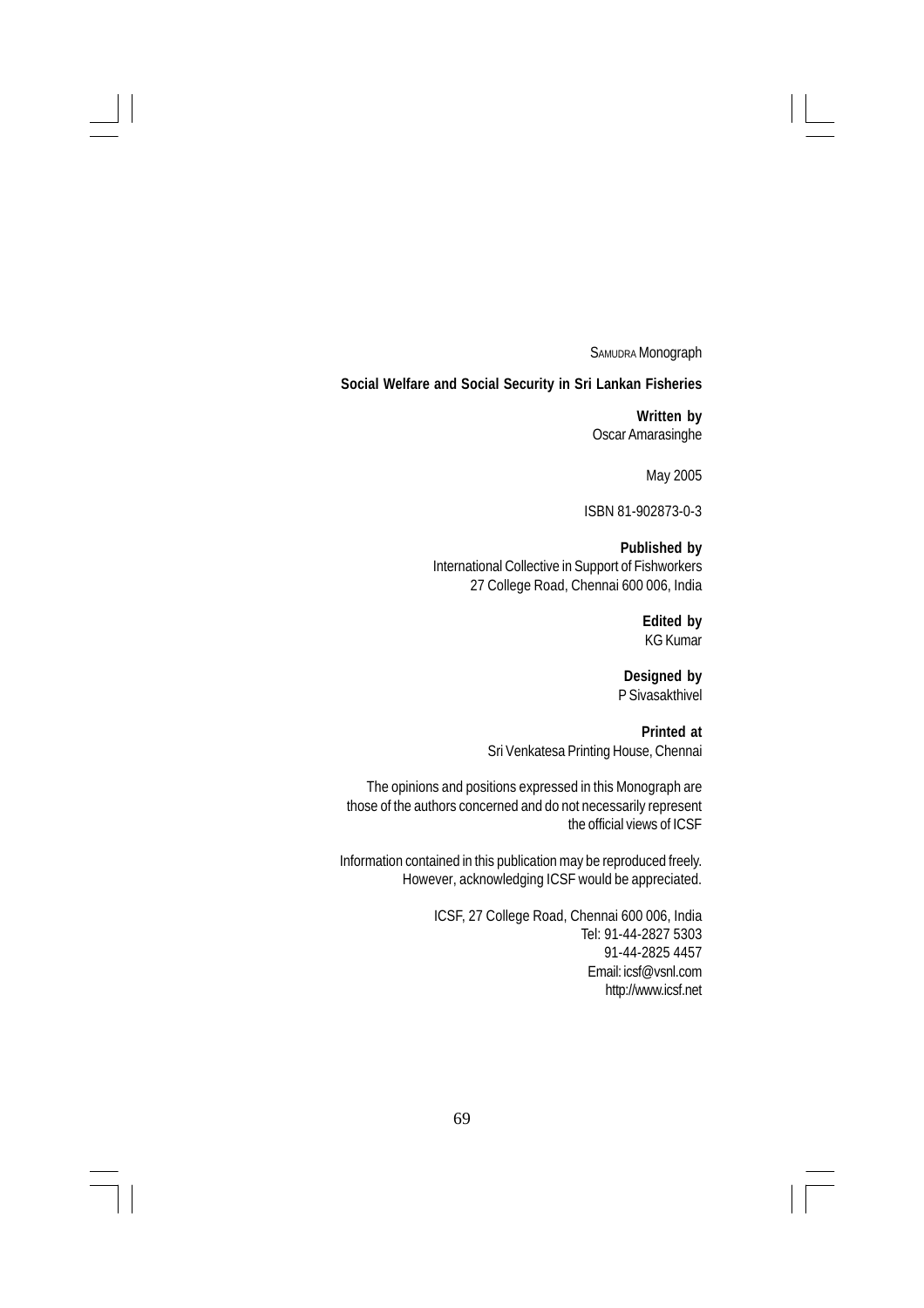SAMUDRA Monograph

**Social Welfare and Social Security in Sri Lankan Fisheries**

**Written by**
Oscar Amarasinghe

May 2005

ISBN 81-902873-0-3

**Published by**
International Collective in Support of Fishworkers
27 College Road, Chennai 600 006, India

**Edited by**
KG Kumar

**Designed by**
P Sivasakthivel

**Printed at**
Sri Venkatesa Printing House, Chennai

The opinions and positions expressed in this Monograph are those of the authors concerned and do not necessarily represent the official views of ICSF

Information contained in this publication may be reproduced freely. However, acknowledging ICSF would be appreciated.

ICSF, 27 College Road, Chennai 600 006, India
Tel: 91-44-2827 5303
91-44-2825 4457
Email: icsf@vsnl.com
http://www.icsf.net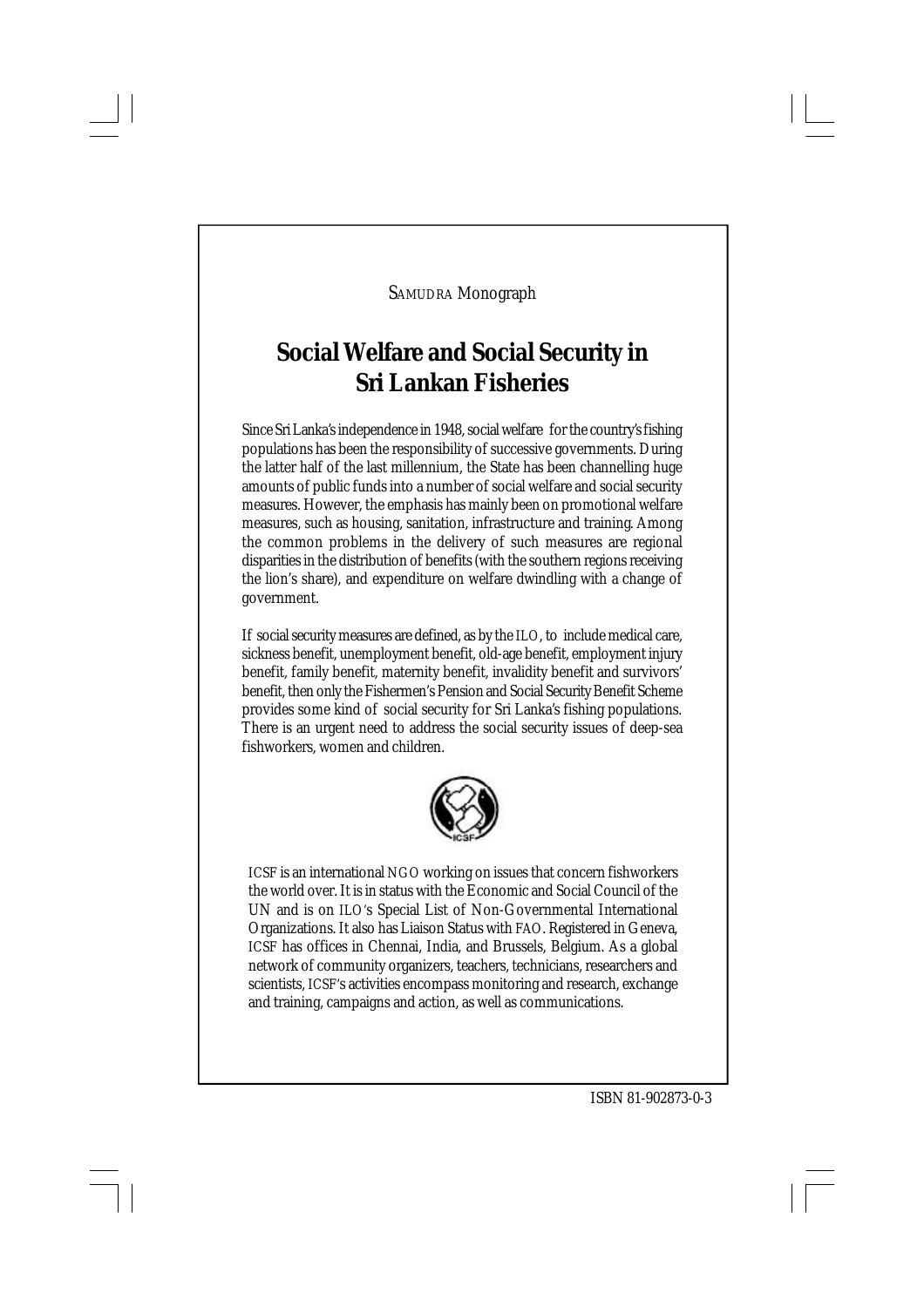SAMUDRA Monograph

# Social Welfare and Social Security in Sri Lankan Fisheries

Since Sri Lanka's independence in 1948, social welfare for the country's fishing populations has been the responsibility of successive governments. During the latter half of the last millennium, the State has been channelling huge amounts of public funds into a number of social welfare and social security measures. However, the emphasis has mainly been on promotional welfare measures, such as housing, sanitation, infrastructure and training. Among the common problems in the delivery of such measures are regional disparities in the distribution of benefits (with the southern regions receiving the lion's share), and expenditure on welfare dwindling with a change of government.

If social security measures are defined, as by the ILO, to include medical care, sickness benefit, unemployment benefit, old-age benefit, employment injury benefit, family benefit, maternity benefit, invalidity benefit and survivors' benefit, then only the Fishermen's Pension and Social Security Benefit Scheme provides some kind of social security for Sri Lanka's fishing populations. There is an urgent need to address the social security issues of deep-sea fishworkers, women and children.

ICSF is an international NGO working on issues that concern fishworkers the world over. It is in status with the Economic and Social Council of the UN and is on ILO's Special List of Non-Governmental International Organizations. It also has Liaison Status with FAO. Registered in Geneva, ICSF has offices in Chennai, India, and Brussels, Belgium. As a global network of community organizers, teachers, technicians, researchers and scientists, ICSF's activities encompass monitoring and research, exchange and training, campaigns and action, as well as communications.

ISBN 81-902873-0-3